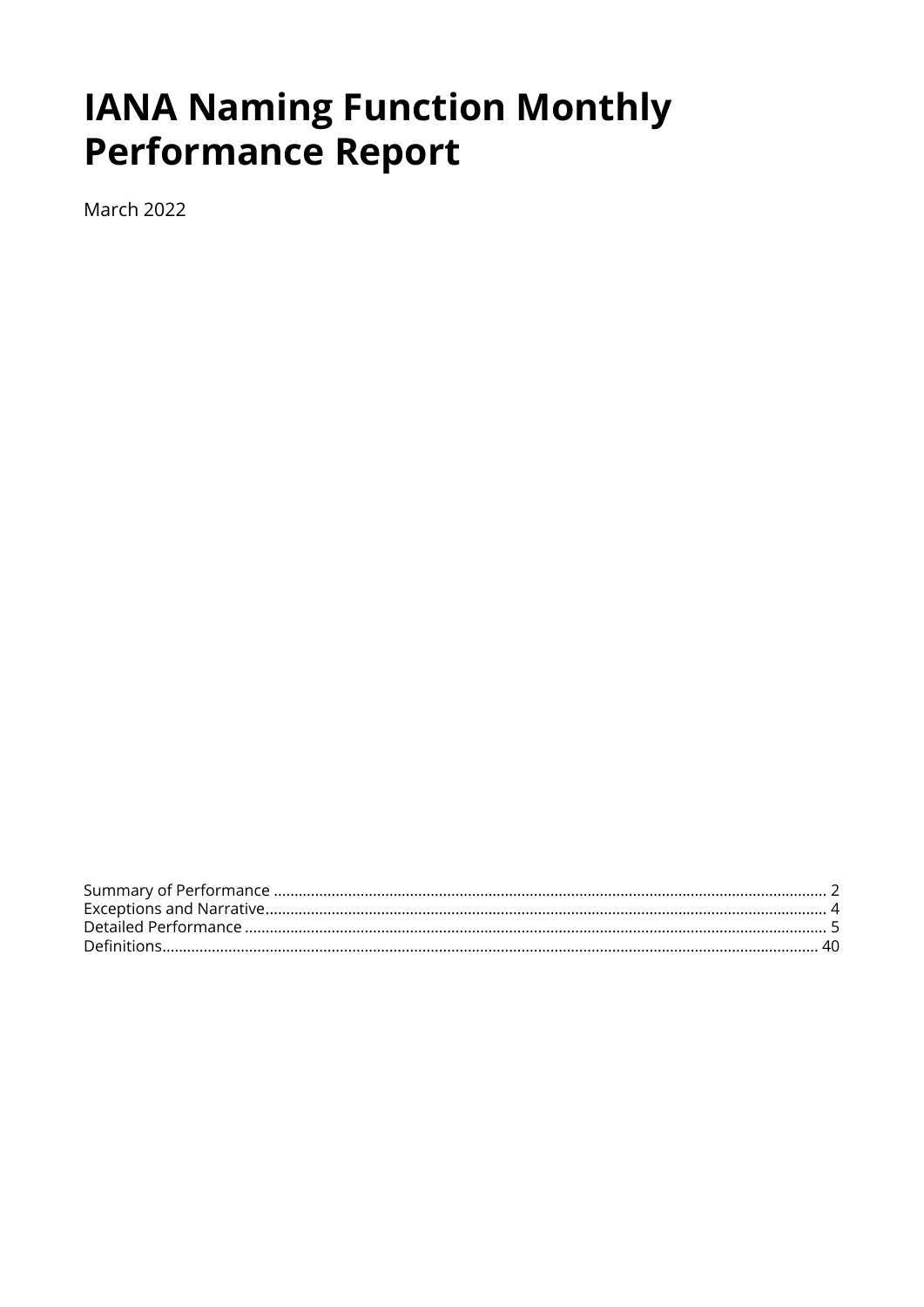# IANA Naming Function Monthly Performance Report

March 2022

Summary of Performance ........................................................................................................................................ 2
Exceptions and Narrative........................................................................................................................................ 4
Detailed Performance ............................................................................................................................................. 5
Definitions............................................................................................................................................................... 40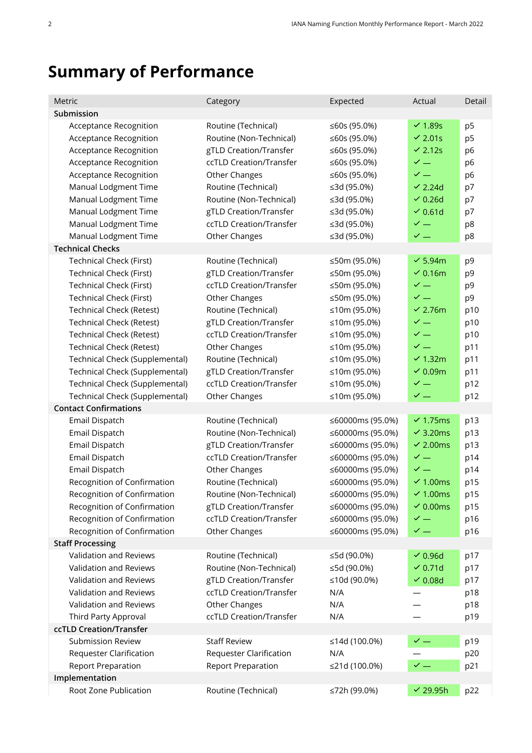# Summary of Performance

| Metric | Category | Expected | Actual | Detail |
|---|---|---|---|---|
| **Submission** | | | | |
| Acceptance Recognition | Routine (Technical) | ≤60s (95.0%) | ✓ 1.89s | p5 |
| Acceptance Recognition | Routine (Non-Technical) | ≤60s (95.0%) | ✓ 2.01s | p5 |
| Acceptance Recognition | gTLD Creation/Transfer | ≤60s (95.0%) | ✓ 2.12s | p6 |
| Acceptance Recognition | ccTLD Creation/Transfer | ≤60s (95.0%) | ✓ — | p6 |
| Acceptance Recognition | Other Changes | ≤60s (95.0%) | ✓ — | p6 |
| Manual Lodgment Time | Routine (Technical) | ≤3d (95.0%) | ✓ 2.24d | p7 |
| Manual Lodgment Time | Routine (Non-Technical) | ≤3d (95.0%) | ✓ 0.26d | p7 |
| Manual Lodgment Time | gTLD Creation/Transfer | ≤3d (95.0%) | ✓ 0.61d | p7 |
| Manual Lodgment Time | ccTLD Creation/Transfer | ≤3d (95.0%) | ✓ — | p8 |
| Manual Lodgment Time | Other Changes | ≤3d (95.0%) | ✓ — | p8 |
| **Technical Checks** | | | | |
| Technical Check (First) | Routine (Technical) | ≤50m (95.0%) | ✓ 5.94m | p9 |
| Technical Check (First) | gTLD Creation/Transfer | ≤50m (95.0%) | ✓ 0.16m | p9 |
| Technical Check (First) | ccTLD Creation/Transfer | ≤50m (95.0%) | ✓ — | p9 |
| Technical Check (First) | Other Changes | ≤50m (95.0%) | ✓ — | p9 |
| Technical Check (Retest) | Routine (Technical) | ≤10m (95.0%) | ✓ 2.76m | p10 |
| Technical Check (Retest) | gTLD Creation/Transfer | ≤10m (95.0%) | ✓ — | p10 |
| Technical Check (Retest) | ccTLD Creation/Transfer | ≤10m (95.0%) | ✓ — | p10 |
| Technical Check (Retest) | Other Changes | ≤10m (95.0%) | ✓ — | p11 |
| Technical Check (Supplemental) | Routine (Technical) | ≤10m (95.0%) | ✓ 1.32m | p11 |
| Technical Check (Supplemental) | gTLD Creation/Transfer | ≤10m (95.0%) | ✓ 0.09m | p11 |
| Technical Check (Supplemental) | ccTLD Creation/Transfer | ≤10m (95.0%) | ✓ — | p12 |
| Technical Check (Supplemental) | Other Changes | ≤10m (95.0%) | ✓ — | p12 |
| **Contact Confirmations** | | | | |
| Email Dispatch | Routine (Technical) | ≤60000ms (95.0%) | ✓ 1.75ms | p13 |
| Email Dispatch | Routine (Non-Technical) | ≤60000ms (95.0%) | ✓ 3.20ms | p13 |
| Email Dispatch | gTLD Creation/Transfer | ≤60000ms (95.0%) | ✓ 2.00ms | p13 |
| Email Dispatch | ccTLD Creation/Transfer | ≤60000ms (95.0%) | ✓ — | p14 |
| Email Dispatch | Other Changes | ≤60000ms (95.0%) | ✓ — | p14 |
| Recognition of Confirmation | Routine (Technical) | ≤60000ms (95.0%) | ✓ 1.00ms | p15 |
| Recognition of Confirmation | Routine (Non-Technical) | ≤60000ms (95.0%) | ✓ 1.00ms | p15 |
| Recognition of Confirmation | gTLD Creation/Transfer | ≤60000ms (95.0%) | ✓ 0.00ms | p15 |
| Recognition of Confirmation | ccTLD Creation/Transfer | ≤60000ms (95.0%) | ✓ — | p16 |
| Recognition of Confirmation | Other Changes | ≤60000ms (95.0%) | ✓ — | p16 |
| **Staff Processing** | | | | |
| Validation and Reviews | Routine (Technical) | ≤5d (90.0%) | ✓ 0.96d | p17 |
| Validation and Reviews | Routine (Non-Technical) | ≤5d (90.0%) | ✓ 0.71d | p17 |
| Validation and Reviews | gTLD Creation/Transfer | ≤10d (90.0%) | ✓ 0.08d | p17 |
| Validation and Reviews | ccTLD Creation/Transfer | N/A | — | p18 |
| Validation and Reviews | Other Changes | N/A | — | p18 |
| Third Party Approval | ccTLD Creation/Transfer | N/A | — | p19 |
| **ccTLD Creation/Transfer** | | | | |
| Submission Review | Staff Review | ≤14d (100.0%) | ✓ — | p19 |
| Requester Clarification | Requester Clarification | N/A | — | p20 |
| Report Preparation | Report Preparation | ≤21d (100.0%) | ✓ — | p21 |
| **Implementation** | | | | |
| Root Zone Publication | Routine (Technical) | ≤72h (99.0%) | ✓ 29.95h | p22 |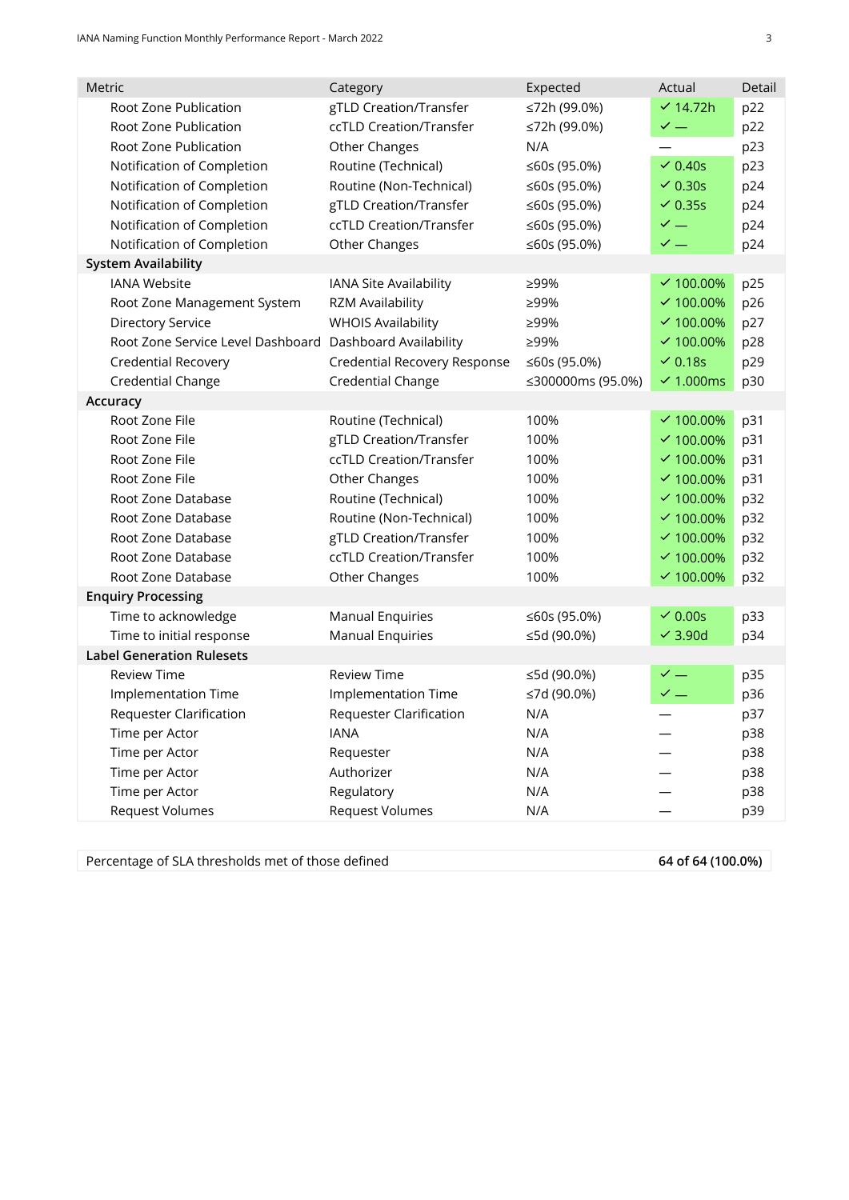| Metric | Category | Expected | Actual | Detail |
|---|---|---|---|---|
| Root Zone Publication | gTLD Creation/Transfer | ≤72h (99.0%) | ✓ 14.72h | p22 |
| Root Zone Publication | ccTLD Creation/Transfer | ≤72h (99.0%) | ✓ — | p22 |
| Root Zone Publication | Other Changes | N/A | — | p23 |
| Notification of Completion | Routine (Technical) | ≤60s (95.0%) | ✓ 0.40s | p23 |
| Notification of Completion | Routine (Non-Technical) | ≤60s (95.0%) | ✓ 0.30s | p24 |
| Notification of Completion | gTLD Creation/Transfer | ≤60s (95.0%) | ✓ 0.35s | p24 |
| Notification of Completion | ccTLD Creation/Transfer | ≤60s (95.0%) | ✓ — | p24 |
| Notification of Completion | Other Changes | ≤60s (95.0%) | ✓ — | p24 |
| **System Availability** | | | | |
| IANA Website | IANA Site Availability | ≥99% | ✓ 100.00% | p25 |
| Root Zone Management System | RZM Availability | ≥99% | ✓ 100.00% | p26 |
| Directory Service | WHOIS Availability | ≥99% | ✓ 100.00% | p27 |
| Root Zone Service Level Dashboard | Dashboard Availability | ≥99% | ✓ 100.00% | p28 |
| Credential Recovery | Credential Recovery Response | ≤60s (95.0%) | ✓ 0.18s | p29 |
| Credential Change | Credential Change | ≤300000ms (95.0%) | ✓ 1.000ms | p30 |
| **Accuracy** | | | | |
| Root Zone File | Routine (Technical) | 100% | ✓ 100.00% | p31 |
| Root Zone File | gTLD Creation/Transfer | 100% | ✓ 100.00% | p31 |
| Root Zone File | ccTLD Creation/Transfer | 100% | ✓ 100.00% | p31 |
| Root Zone File | Other Changes | 100% | ✓ 100.00% | p31 |
| Root Zone Database | Routine (Technical) | 100% | ✓ 100.00% | p32 |
| Root Zone Database | Routine (Non-Technical) | 100% | ✓ 100.00% | p32 |
| Root Zone Database | gTLD Creation/Transfer | 100% | ✓ 100.00% | p32 |
| Root Zone Database | ccTLD Creation/Transfer | 100% | ✓ 100.00% | p32 |
| Root Zone Database | Other Changes | 100% | ✓ 100.00% | p32 |
| **Enquiry Processing** | | | | |
| Time to acknowledge | Manual Enquiries | ≤60s (95.0%) | ✓ 0.00s | p33 |
| Time to initial response | Manual Enquiries | ≤5d (90.0%) | ✓ 3.90d | p34 |
| **Label Generation Rulesets** | | | | |
| Review Time | Review Time | ≤5d (90.0%) | ✓ — | p35 |
| Implementation Time | Implementation Time | ≤7d (90.0%) | ✓ — | p36 |
| Requester Clarification | Requester Clarification | N/A | — | p37 |
| Time per Actor | IANA | N/A | — | p38 |
| Time per Actor | Requester | N/A | — | p38 |
| Time per Actor | Authorizer | N/A | — | p38 |
| Time per Actor | Regulatory | N/A | — | p38 |
| Request Volumes | Request Volumes | N/A | — | p39 |

| Percentage of SLA thresholds met of those defined | **64 of 64 (100.0%)** |
|---|---|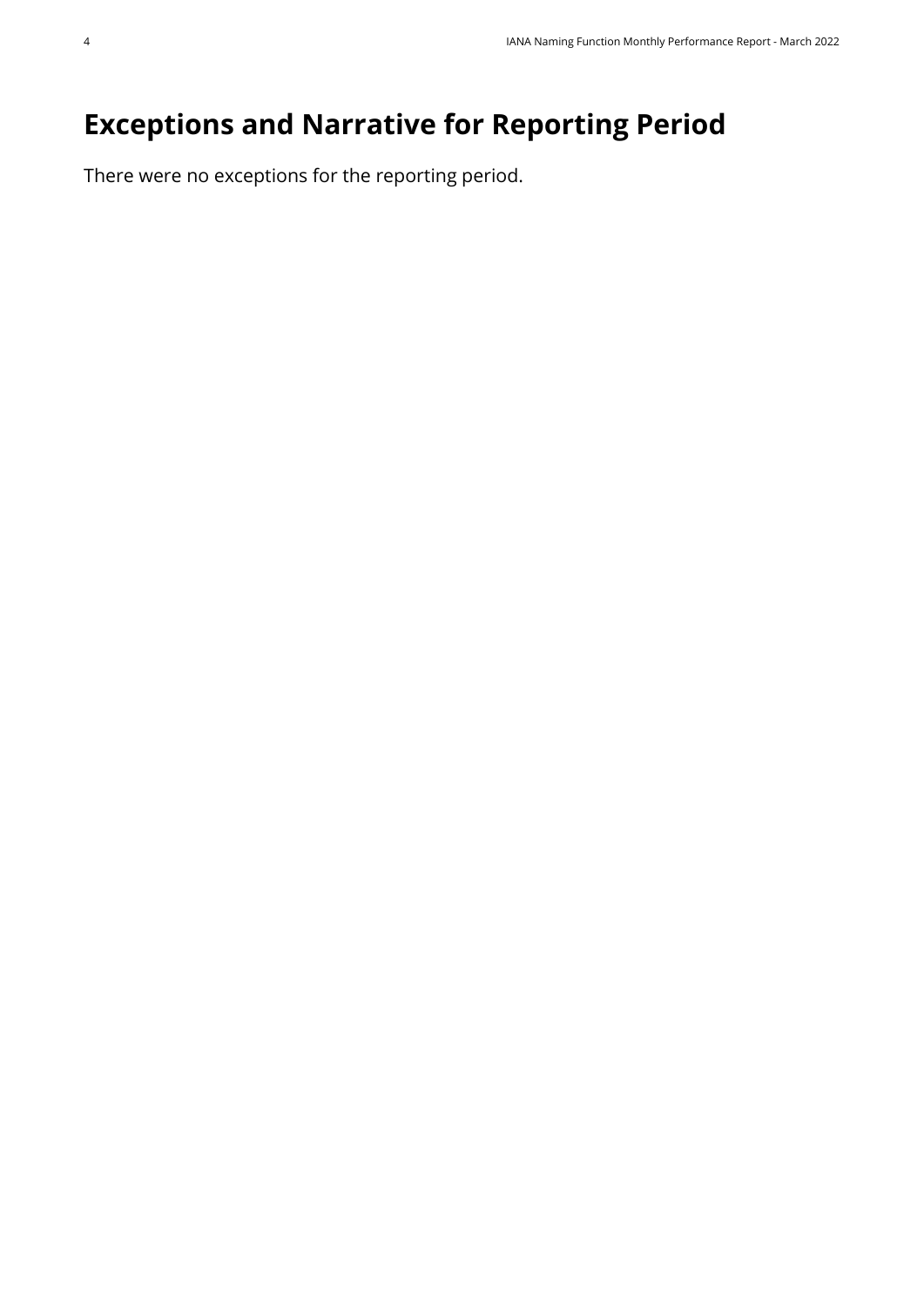# Exceptions and Narrative for Reporting Period

There were no exceptions for the reporting period.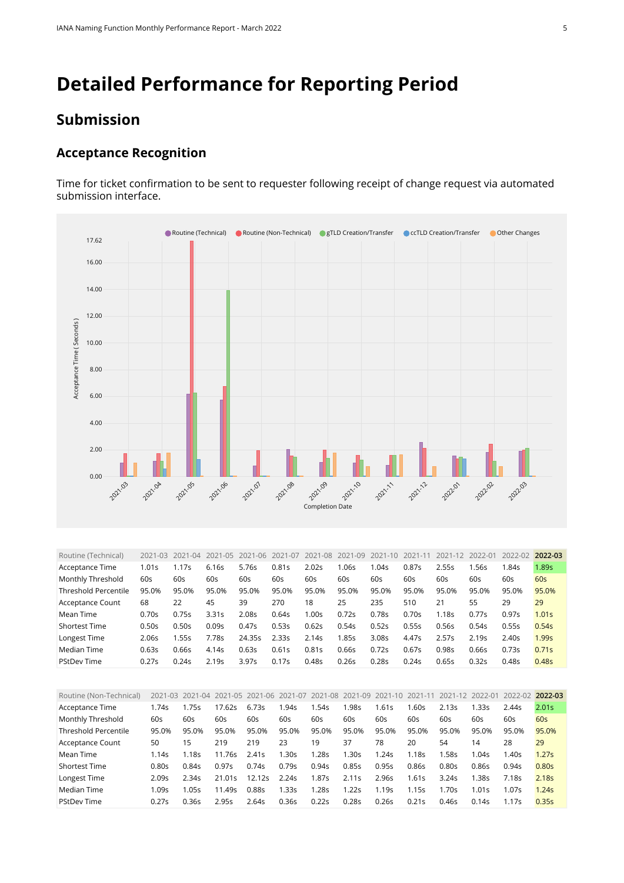# Detailed Performance for Reporting Period

## Submission

### Acceptance Recognition

Time for ticket confirmation to be sent to requester following receipt of change request via automated submission interface.

| Routine (Technical) | 2021-03 | 2021-04 | 2021-05 | 2021-06 | 2021-07 | 2021-08 | 2021-09 | 2021-10 | 2021-11 | 2021-12 | 2022-01 | 2022-02 | **2022-03** |
|---|---|---|---|---|---|---|---|---|---|---|---|---|---|
| Acceptance Time | 1.01s | 1.17s | 6.16s | 5.76s | 0.81s | 2.02s | 1.06s | 1.04s | 0.87s | 2.55s | 1.56s | 1.84s | 1.89s |
| Monthly Threshold | 60s | 60s | 60s | 60s | 60s | 60s | 60s | 60s | 60s | 60s | 60s | 60s | 60s |
| Threshold Percentile | 95.0% | 95.0% | 95.0% | 95.0% | 95.0% | 95.0% | 95.0% | 95.0% | 95.0% | 95.0% | 95.0% | 95.0% | 95.0% |
| Acceptance Count | 68 | 22 | 45 | 39 | 270 | 18 | 25 | 235 | 510 | 21 | 55 | 29 | 29 |
| Mean Time | 0.70s | 0.75s | 3.31s | 2.08s | 0.64s | 1.00s | 0.72s | 0.78s | 0.70s | 1.18s | 0.77s | 0.97s | 1.01s |
| Shortest Time | 0.50s | 0.50s | 0.09s | 0.47s | 0.53s | 0.62s | 0.54s | 0.52s | 0.55s | 0.56s | 0.54s | 0.55s | 0.54s |
| Longest Time | 2.06s | 1.55s | 7.78s | 24.35s | 2.33s | 2.14s | 1.85s | 3.08s | 4.47s | 2.57s | 2.19s | 2.40s | 1.99s |
| Median Time | 0.63s | 0.66s | 4.14s | 0.63s | 0.61s | 0.81s | 0.66s | 0.72s | 0.67s | 0.98s | 0.66s | 0.73s | 0.71s |
| PStDev Time | 0.27s | 0.24s | 2.19s | 3.97s | 0.17s | 0.48s | 0.26s | 0.28s | 0.24s | 0.65s | 0.32s | 0.48s | 0.48s |

| Routine (Non-Technical) | 2021-03 | 2021-04 | 2021-05 | 2021-06 | 2021-07 | 2021-08 | 2021-09 | 2021-10 | 2021-11 | 2021-12 | 2022-01 | 2022-02 | **2022-03** |
|---|---|---|---|---|---|---|---|---|---|---|---|---|---|
| Acceptance Time | 1.74s | 1.75s | 17.62s | 6.73s | 1.94s | 1.54s | 1.98s | 1.61s | 1.60s | 2.13s | 1.33s | 2.44s | 2.01s |
| Monthly Threshold | 60s | 60s | 60s | 60s | 60s | 60s | 60s | 60s | 60s | 60s | 60s | 60s | 60s |
| Threshold Percentile | 95.0% | 95.0% | 95.0% | 95.0% | 95.0% | 95.0% | 95.0% | 95.0% | 95.0% | 95.0% | 95.0% | 95.0% | 95.0% |
| Acceptance Count | 50 | 15 | 219 | 219 | 23 | 19 | 37 | 78 | 20 | 54 | 14 | 28 | 29 |
| Mean Time | 1.14s | 1.18s | 11.76s | 2.41s | 1.30s | 1.28s | 1.30s | 1.24s | 1.18s | 1.58s | 1.04s | 1.40s | 1.27s |
| Shortest Time | 0.80s | 0.84s | 0.97s | 0.74s | 0.79s | 0.94s | 0.85s | 0.95s | 0.86s | 0.80s | 0.86s | 0.94s | 0.80s |
| Longest Time | 2.09s | 2.34s | 21.01s | 12.12s | 2.24s | 1.87s | 2.11s | 2.96s | 1.61s | 3.24s | 1.38s | 7.18s | 2.18s |
| Median Time | 1.09s | 1.05s | 11.49s | 0.88s | 1.33s | 1.28s | 1.22s | 1.19s | 1.15s | 1.70s | 1.01s | 1.07s | 1.24s |
| PStDev Time | 0.27s | 0.36s | 2.95s | 2.64s | 0.36s | 0.22s | 0.28s | 0.26s | 0.21s | 0.46s | 0.14s | 1.17s | 0.35s |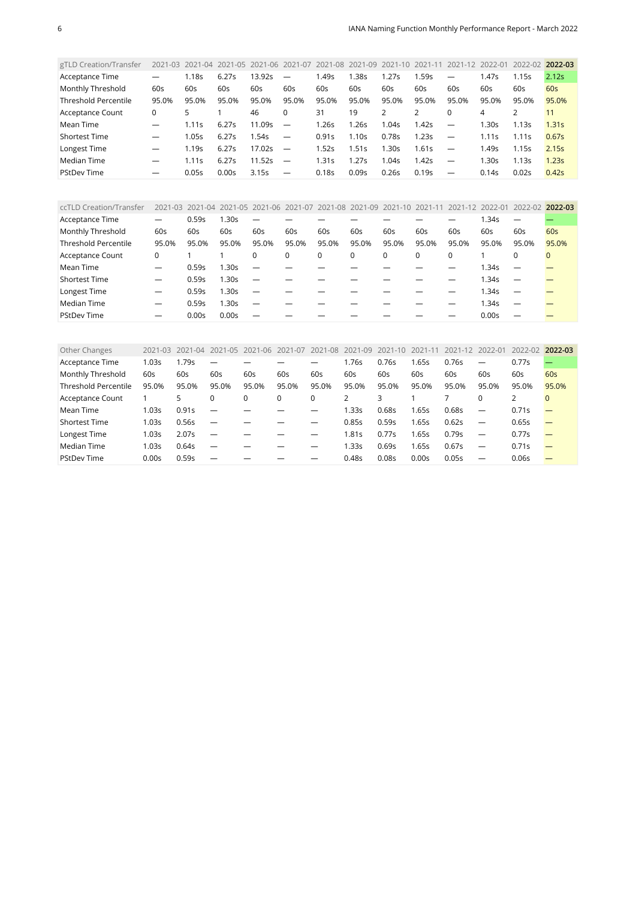| gTLD Creation/Transfer | 2021-03 | 2021-04 | 2021-05 | 2021-06 | 2021-07 | 2021-08 | 2021-09 | 2021-10 | 2021-11 | 2021-12 | 2022-01 | 2022-02 | **2022-03** |
|---|---|---|---|---|---|---|---|---|---|---|---|---|---|
| Acceptance Time | — | 1.18s | 6.27s | 13.92s | — | 1.49s | 1.38s | 1.27s | 1.59s | — | 1.47s | 1.15s | 2.12s |
| Monthly Threshold | 60s | 60s | 60s | 60s | 60s | 60s | 60s | 60s | 60s | 60s | 60s | 60s | 60s |
| Threshold Percentile | 95.0% | 95.0% | 95.0% | 95.0% | 95.0% | 95.0% | 95.0% | 95.0% | 95.0% | 95.0% | 95.0% | 95.0% | 95.0% |
| Acceptance Count | 0 | 5 | 1 | 46 | 0 | 31 | 19 | 2 | 2 | 0 | 4 | 2 | 11 |
| Mean Time | — | 1.11s | 6.27s | 11.09s | — | 1.26s | 1.26s | 1.04s | 1.42s | — | 1.30s | 1.13s | 1.31s |
| Shortest Time | — | 1.05s | 6.27s | 1.54s | — | 0.91s | 1.10s | 0.78s | 1.23s | — | 1.11s | 1.11s | 0.67s |
| Longest Time | — | 1.19s | 6.27s | 17.02s | — | 1.52s | 1.51s | 1.30s | 1.61s | — | 1.49s | 1.15s | 2.15s |
| Median Time | — | 1.11s | 6.27s | 11.52s | — | 1.31s | 1.27s | 1.04s | 1.42s | — | 1.30s | 1.13s | 1.23s |
| PStDev Time | — | 0.05s | 0.00s | 3.15s | — | 0.18s | 0.09s | 0.26s | 0.19s | — | 0.14s | 0.02s | 0.42s |

| ccTLD Creation/Transfer | 2021-03 | 2021-04 | 2021-05 | 2021-06 | 2021-07 | 2021-08 | 2021-09 | 2021-10 | 2021-11 | 2021-12 | 2022-01 | 2022-02 | **2022-03** |
|---|---|---|---|---|---|---|---|---|---|---|---|---|---|
| Acceptance Time | — | 0.59s | 1.30s | — | — | — | — | — | — | — | 1.34s | — | — |
| Monthly Threshold | 60s | 60s | 60s | 60s | 60s | 60s | 60s | 60s | 60s | 60s | 60s | 60s | 60s |
| Threshold Percentile | 95.0% | 95.0% | 95.0% | 95.0% | 95.0% | 95.0% | 95.0% | 95.0% | 95.0% | 95.0% | 95.0% | 95.0% | 95.0% |
| Acceptance Count | 0 | 1 | 1 | 0 | 0 | 0 | 0 | 0 | 0 | 0 | 1 | 0 | 0 |
| Mean Time | — | 0.59s | 1.30s | — | — | — | — | — | — | — | 1.34s | — | — |
| Shortest Time | — | 0.59s | 1.30s | — | — | — | — | — | — | — | 1.34s | — | — |
| Longest Time | — | 0.59s | 1.30s | — | — | — | — | — | — | — | 1.34s | — | — |
| Median Time | — | 0.59s | 1.30s | — | — | — | — | — | — | — | 1.34s | — | — |
| PStDev Time | — | 0.00s | 0.00s | — | — | — | — | — | — | — | 0.00s | — | — |

| Other Changes | 2021-03 | 2021-04 | 2021-05 | 2021-06 | 2021-07 | 2021-08 | 2021-09 | 2021-10 | 2021-11 | 2021-12 | 2022-01 | 2022-02 | **2022-03** |
|---|---|---|---|---|---|---|---|---|---|---|---|---|---|
| Acceptance Time | 1.03s | 1.79s | — | — | — | — | 1.76s | 0.76s | 1.65s | 0.76s | — | 0.77s | — |
| Monthly Threshold | 60s | 60s | 60s | 60s | 60s | 60s | 60s | 60s | 60s | 60s | 60s | 60s | 60s |
| Threshold Percentile | 95.0% | 95.0% | 95.0% | 95.0% | 95.0% | 95.0% | 95.0% | 95.0% | 95.0% | 95.0% | 95.0% | 95.0% | 95.0% |
| Acceptance Count | 1 | 5 | 0 | 0 | 0 | 0 | 2 | 3 | 1 | 7 | 0 | 2 | 0 |
| Mean Time | 1.03s | 0.91s | — | — | — | — | 1.33s | 0.68s | 1.65s | 0.68s | — | 0.71s | — |
| Shortest Time | 1.03s | 0.56s | — | — | — | — | 0.85s | 0.59s | 1.65s | 0.62s | — | 0.65s | — |
| Longest Time | 1.03s | 2.07s | — | — | — | — | 1.81s | 0.77s | 1.65s | 0.79s | — | 0.77s | — |
| Median Time | 1.03s | 0.64s | — | — | — | — | 1.33s | 0.69s | 1.65s | 0.67s | — | 0.71s | — |
| PStDev Time | 0.00s | 0.59s | — | — | — | — | 0.48s | 0.08s | 0.00s | 0.05s | — | 0.06s | — |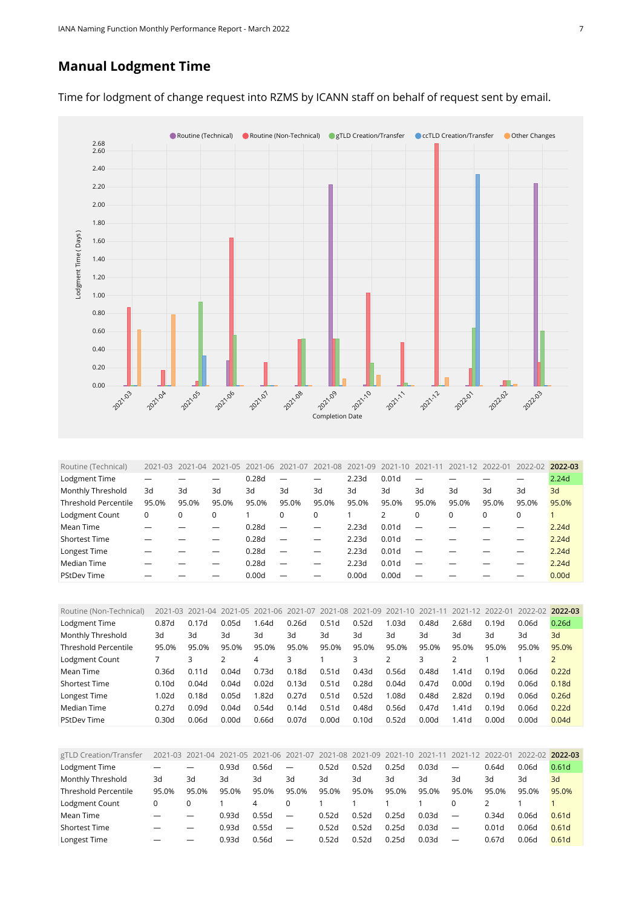## Manual Lodgment Time

Time for lodgment of change request into RZMS by ICANN staff on behalf of request sent by email.

| Routine (Technical) | 2021-03 | 2021-04 | 2021-05 | 2021-06 | 2021-07 | 2021-08 | 2021-09 | 2021-10 | 2021-11 | 2021-12 | 2022-01 | 2022-02 | 2022-03 |
|---|---|---|---|---|---|---|---|---|---|---|---|---|---|
| Lodgment Time | — | — | — | 0.28d | — | — | 2.23d | 0.01d | — | — | — | — | 2.24d |
| Monthly Threshold | 3d | 3d | 3d | 3d | 3d | 3d | 3d | 3d | 3d | 3d | 3d | 3d | 3d |
| Threshold Percentile | 95.0% | 95.0% | 95.0% | 95.0% | 95.0% | 95.0% | 95.0% | 95.0% | 95.0% | 95.0% | 95.0% | 95.0% | 95.0% |
| Lodgment Count | 0 | 0 | 0 | 1 | 0 | 0 | 1 | 2 | 0 | 0 | 0 | 0 | 1 |
| Mean Time | — | — | — | 0.28d | — | — | 2.23d | 0.01d | — | — | — | — | 2.24d |
| Shortest Time | — | — | — | 0.28d | — | — | 2.23d | 0.01d | — | — | — | — | 2.24d |
| Longest Time | — | — | — | 0.28d | — | — | 2.23d | 0.01d | — | — | — | — | 2.24d |
| Median Time | — | — | — | 0.28d | — | — | 2.23d | 0.01d | — | — | — | — | 2.24d |
| PStDev Time | — | — | — | 0.00d | — | — | 0.00d | 0.00d | — | — | — | — | 0.00d |

| Routine (Non-Technical) | 2021-03 | 2021-04 | 2021-05 | 2021-06 | 2021-07 | 2021-08 | 2021-09 | 2021-10 | 2021-11 | 2021-12 | 2022-01 | 2022-02 | 2022-03 |
|---|---|---|---|---|---|---|---|---|---|---|---|---|---|
| Lodgment Time | 0.87d | 0.17d | 0.05d | 1.64d | 0.26d | 0.51d | 0.52d | 1.03d | 0.48d | 2.68d | 0.19d | 0.06d | 0.26d |
| Monthly Threshold | 3d | 3d | 3d | 3d | 3d | 3d | 3d | 3d | 3d | 3d | 3d | 3d | 3d |
| Threshold Percentile | 95.0% | 95.0% | 95.0% | 95.0% | 95.0% | 95.0% | 95.0% | 95.0% | 95.0% | 95.0% | 95.0% | 95.0% | 95.0% |
| Lodgment Count | 7 | 3 | 2 | 4 | 3 | 1 | 3 | 2 | 3 | 2 | 1 | 1 | 2 |
| Mean Time | 0.36d | 0.11d | 0.04d | 0.73d | 0.18d | 0.51d | 0.43d | 0.56d | 0.48d | 1.41d | 0.19d | 0.06d | 0.22d |
| Shortest Time | 0.10d | 0.04d | 0.04d | 0.02d | 0.13d | 0.51d | 0.28d | 0.04d | 0.47d | 0.00d | 0.19d | 0.06d | 0.18d |
| Longest Time | 1.02d | 0.18d | 0.05d | 1.82d | 0.27d | 0.51d | 0.52d | 1.08d | 0.48d | 2.82d | 0.19d | 0.06d | 0.26d |
| Median Time | 0.27d | 0.09d | 0.04d | 0.54d | 0.14d | 0.51d | 0.48d | 0.56d | 0.47d | 1.41d | 0.19d | 0.06d | 0.22d |
| PStDev Time | 0.30d | 0.06d | 0.00d | 0.66d | 0.07d | 0.00d | 0.10d | 0.52d | 0.00d | 1.41d | 0.00d | 0.00d | 0.04d |

| gTLD Creation/Transfer | 2021-03 | 2021-04 | 2021-05 | 2021-06 | 2021-07 | 2021-08 | 2021-09 | 2021-10 | 2021-11 | 2021-12 | 2022-01 | 2022-02 | 2022-03 |
|---|---|---|---|---|---|---|---|---|---|---|---|---|---|
| Lodgment Time | — | — | 0.93d | 0.56d | — | 0.52d | 0.52d | 0.25d | 0.03d | — | 0.64d | 0.06d | 0.61d |
| Monthly Threshold | 3d | 3d | 3d | 3d | 3d | 3d | 3d | 3d | 3d | 3d | 3d | 3d | 3d |
| Threshold Percentile | 95.0% | 95.0% | 95.0% | 95.0% | 95.0% | 95.0% | 95.0% | 95.0% | 95.0% | 95.0% | 95.0% | 95.0% | 95.0% |
| Lodgment Count | 0 | 0 | 1 | 4 | 0 | 1 | 1 | 1 | 1 | 0 | 2 | 1 | 1 |
| Mean Time | — | — | 0.93d | 0.55d | — | 0.52d | 0.52d | 0.25d | 0.03d | — | 0.34d | 0.06d | 0.61d |
| Shortest Time | — | — | 0.93d | 0.55d | — | 0.52d | 0.52d | 0.25d | 0.03d | — | 0.01d | 0.06d | 0.61d |
| Longest Time | — | — | 0.93d | 0.56d | — | 0.52d | 0.52d | 0.25d | 0.03d | — | 0.67d | 0.06d | 0.61d |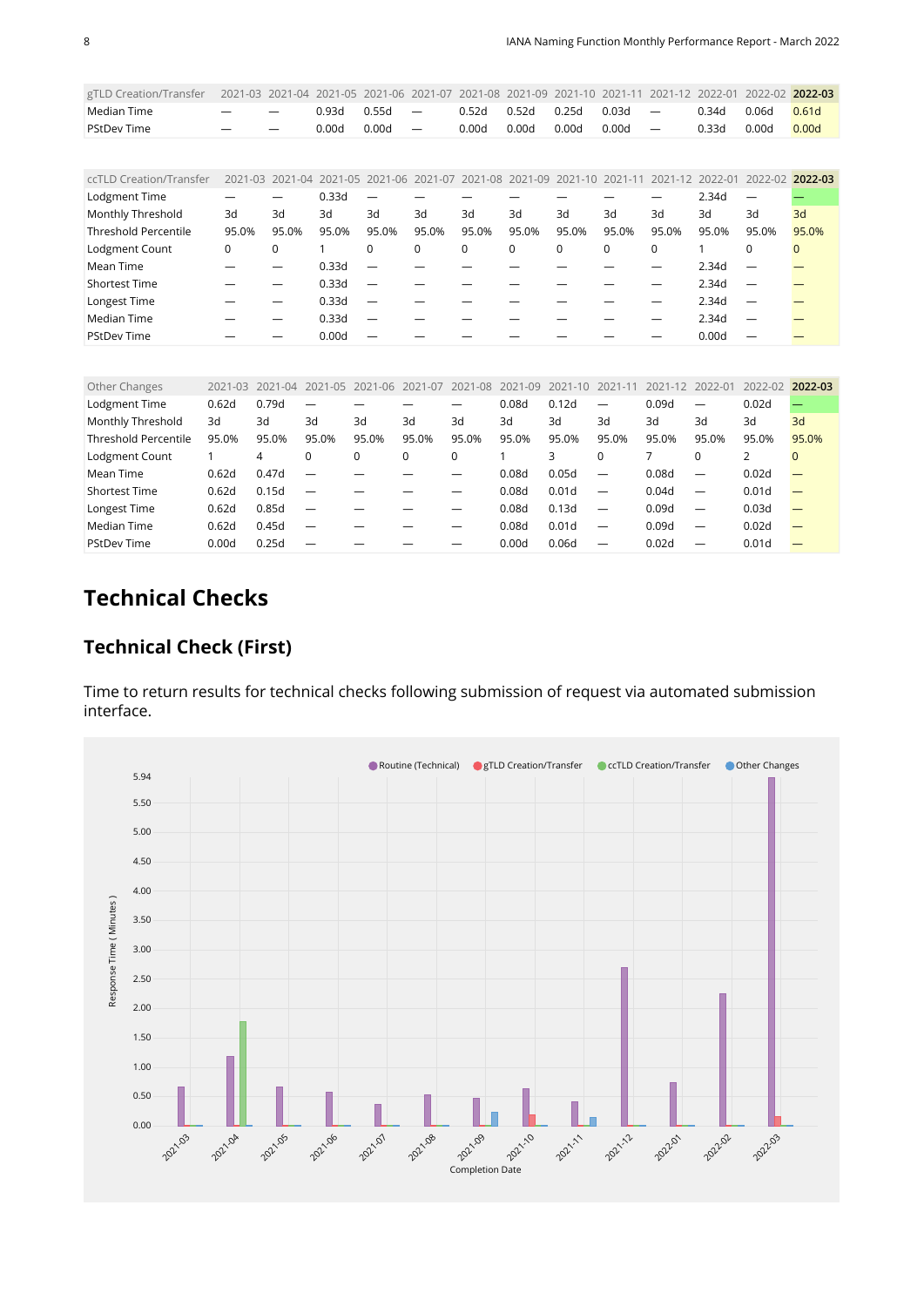| gTLD Creation/Transfer | 2021-03 | 2021-04 | 2021-05 | 2021-06 | 2021-07 | 2021-08 | 2021-09 | 2021-10 | 2021-11 | 2021-12 | 2022-01 | 2022-02 | **2022-03** |
|---|---|---|---|---|---|---|---|---|---|---|---|---|---|
| Median Time | — | — | 0.93d | 0.55d | — | 0.52d | 0.52d | 0.25d | 0.03d | — | 0.34d | 0.06d | 0.61d |
| PStDev Time | — | — | 0.00d | 0.00d | — | 0.00d | 0.00d | 0.00d | 0.00d | — | 0.33d | 0.00d | 0.00d |

| ccTLD Creation/Transfer | 2021-03 | 2021-04 | 2021-05 | 2021-06 | 2021-07 | 2021-08 | 2021-09 | 2021-10 | 2021-11 | 2021-12 | 2022-01 | 2022-02 | **2022-03** |
|---|---|---|---|---|---|---|---|---|---|---|---|---|---|
| Lodgment Time | — | — | 0.33d | — | — | — | — | — | — | — | 2.34d | — | — |
| Monthly Threshold | 3d | 3d | 3d | 3d | 3d | 3d | 3d | 3d | 3d | 3d | 3d | 3d | 3d |
| Threshold Percentile | 95.0% | 95.0% | 95.0% | 95.0% | 95.0% | 95.0% | 95.0% | 95.0% | 95.0% | 95.0% | 95.0% | 95.0% | 95.0% |
| Lodgment Count | 0 | 0 | 1 | 0 | 0 | 0 | 0 | 0 | 0 | 0 | 1 | 0 | 0 |
| Mean Time | — | — | 0.33d | — | — | — | — | — | — | — | 2.34d | — | — |
| Shortest Time | — | — | 0.33d | — | — | — | — | — | — | — | 2.34d | — | — |
| Longest Time | — | — | 0.33d | — | — | — | — | — | — | — | 2.34d | — | — |
| Median Time | — | — | 0.33d | — | — | — | — | — | — | — | 2.34d | — | — |
| PStDev Time | — | — | 0.00d | — | — | — | — | — | — | — | 0.00d | — | — |

| Other Changes | 2021-03 | 2021-04 | 2021-05 | 2021-06 | 2021-07 | 2021-08 | 2021-09 | 2021-10 | 2021-11 | 2021-12 | 2022-01 | 2022-02 | **2022-03** |
|---|---|---|---|---|---|---|---|---|---|---|---|---|---|
| Lodgment Time | 0.62d | 0.79d | — | — | — | — | 0.08d | 0.12d | — | 0.09d | — | 0.02d | — |
| Monthly Threshold | 3d | 3d | 3d | 3d | 3d | 3d | 3d | 3d | 3d | 3d | 3d | 3d | 3d |
| Threshold Percentile | 95.0% | 95.0% | 95.0% | 95.0% | 95.0% | 95.0% | 95.0% | 95.0% | 95.0% | 95.0% | 95.0% | 95.0% | 95.0% |
| Lodgment Count | 1 | 4 | 0 | 0 | 0 | 0 | 1 | 3 | 0 | 7 | 0 | 2 | 0 |
| Mean Time | 0.62d | 0.47d | — | — | — | — | 0.08d | 0.05d | — | 0.08d | — | 0.02d | — |
| Shortest Time | 0.62d | 0.15d | — | — | — | — | 0.08d | 0.01d | — | 0.04d | — | 0.01d | — |
| Longest Time | 0.62d | 0.85d | — | — | — | — | 0.08d | 0.13d | — | 0.09d | — | 0.03d | — |
| Median Time | 0.62d | 0.45d | — | — | — | — | 0.08d | 0.01d | — | 0.09d | — | 0.02d | — |
| PStDev Time | 0.00d | 0.25d | — | — | — | — | 0.00d | 0.06d | — | 0.02d | — | 0.01d | — |

# Technical Checks

## Technical Check (First)

Time to return results for technical checks following submission of request via automated submission interface.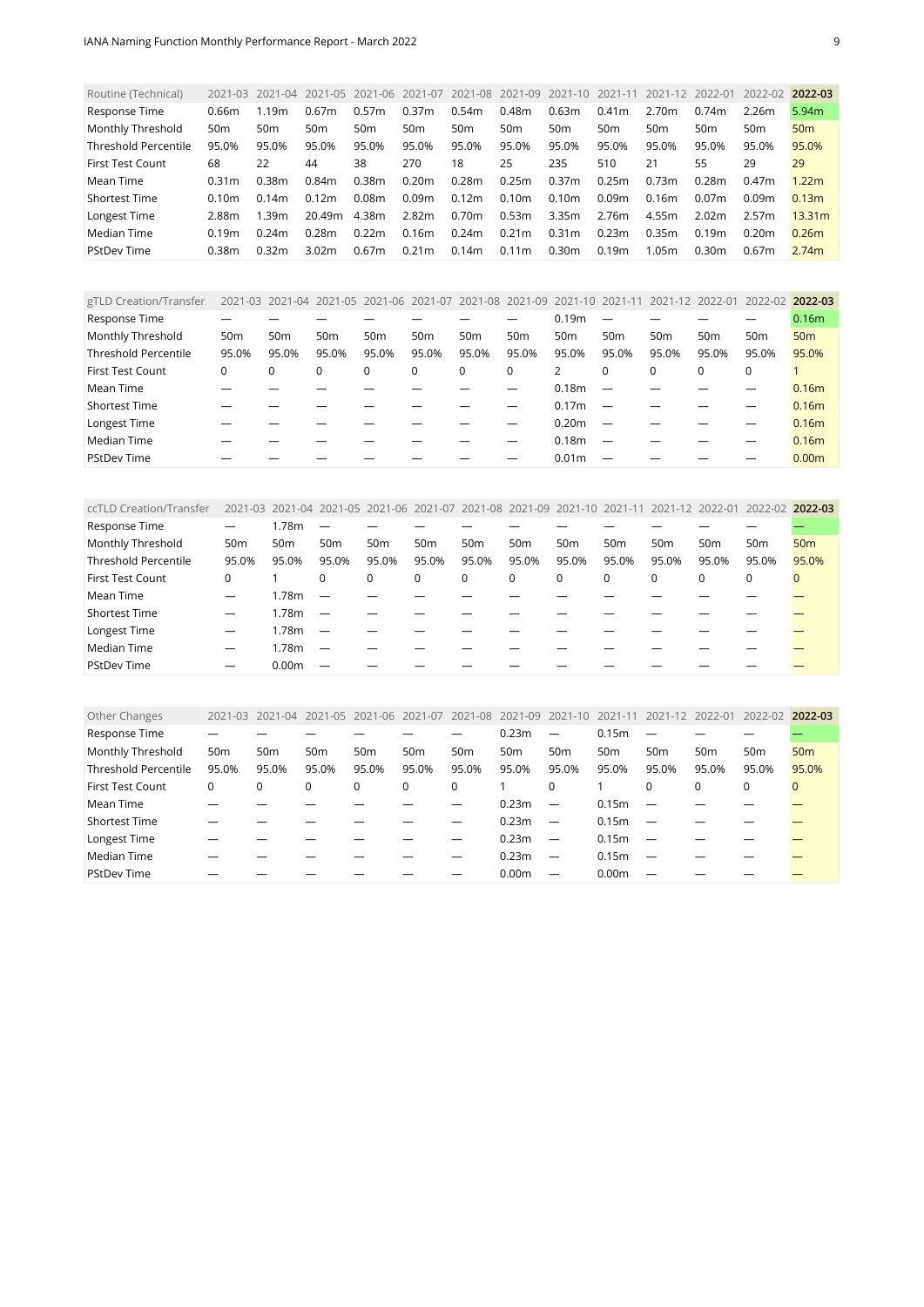| Routine (Technical) | 2021-03 | 2021-04 | 2021-05 | 2021-06 | 2021-07 | 2021-08 | 2021-09 | 2021-10 | 2021-11 | 2021-12 | 2022-01 | 2022-02 | **2022-03** |
|---|---|---|---|---|---|---|---|---|---|---|---|---|---|
| Response Time | 0.66m | 1.19m | 0.67m | 0.57m | 0.37m | 0.54m | 0.48m | 0.63m | 0.41m | 2.70m | 0.74m | 2.26m | 5.94m |
| Monthly Threshold | 50m | 50m | 50m | 50m | 50m | 50m | 50m | 50m | 50m | 50m | 50m | 50m | 50m |
| Threshold Percentile | 95.0% | 95.0% | 95.0% | 95.0% | 95.0% | 95.0% | 95.0% | 95.0% | 95.0% | 95.0% | 95.0% | 95.0% | 95.0% |
| First Test Count | 68 | 22 | 44 | 38 | 270 | 18 | 25 | 235 | 510 | 21 | 55 | 29 | 29 |
| Mean Time | 0.31m | 0.38m | 0.84m | 0.38m | 0.20m | 0.28m | 0.25m | 0.37m | 0.25m | 0.73m | 0.28m | 0.47m | 1.22m |
| Shortest Time | 0.10m | 0.14m | 0.12m | 0.08m | 0.09m | 0.12m | 0.10m | 0.10m | 0.09m | 0.16m | 0.07m | 0.09m | 0.13m |
| Longest Time | 2.88m | 1.39m | 20.49m | 4.38m | 2.82m | 0.70m | 0.53m | 3.35m | 2.76m | 4.55m | 2.02m | 2.57m | 13.31m |
| Median Time | 0.19m | 0.24m | 0.28m | 0.22m | 0.16m | 0.24m | 0.21m | 0.31m | 0.23m | 0.35m | 0.19m | 0.20m | 0.26m |
| PStdDev Time | 0.38m | 0.32m | 3.02m | 0.67m | 0.21m | 0.14m | 0.11m | 0.30m | 0.19m | 1.05m | 0.30m | 0.67m | 2.74m |

| gTLD Creation/Transfer | 2021-03 | 2021-04 | 2021-05 | 2021-06 | 2021-07 | 2021-08 | 2021-09 | 2021-10 | 2021-11 | 2021-12 | 2022-01 | 2022-02 | **2022-03** |
|---|---|---|---|---|---|---|---|---|---|---|---|---|---|
| Response Time | — | — | — | — | — | — | — | 0.19m | — | — | — | — | 0.16m |
| Monthly Threshold | 50m | 50m | 50m | 50m | 50m | 50m | 50m | 50m | 50m | 50m | 50m | 50m | 50m |
| Threshold Percentile | 95.0% | 95.0% | 95.0% | 95.0% | 95.0% | 95.0% | 95.0% | 95.0% | 95.0% | 95.0% | 95.0% | 95.0% | 95.0% |
| First Test Count | 0 | 0 | 0 | 0 | 0 | 0 | 0 | 2 | 0 | 0 | 0 | 0 | 1 |
| Mean Time | — | — | — | — | — | — | — | 0.18m | — | — | — | — | 0.16m |
| Shortest Time | — | — | — | — | — | — | — | 0.17m | — | — | — | — | 0.16m |
| Longest Time | — | — | — | — | — | — | — | 0.20m | — | — | — | — | 0.16m |
| Median Time | — | — | — | — | — | — | — | 0.18m | — | — | — | — | 0.16m |
| PStdDev Time | — | — | — | — | — | — | — | 0.01m | — | — | — | — | 0.00m |

| ccTLD Creation/Transfer | 2021-03 | 2021-04 | 2021-05 | 2021-06 | 2021-07 | 2021-08 | 2021-09 | 2021-10 | 2021-11 | 2021-12 | 2022-01 | 2022-02 | **2022-03** |
|---|---|---|---|---|---|---|---|---|---|---|---|---|---|
| Response Time | — | 1.78m | — | — | — | — | — | — | — | — | — | — | — |
| Monthly Threshold | 50m | 50m | 50m | 50m | 50m | 50m | 50m | 50m | 50m | 50m | 50m | 50m | 50m |
| Threshold Percentile | 95.0% | 95.0% | 95.0% | 95.0% | 95.0% | 95.0% | 95.0% | 95.0% | 95.0% | 95.0% | 95.0% | 95.0% | 95.0% |
| First Test Count | 0 | 1 | 0 | 0 | 0 | 0 | 0 | 0 | 0 | 0 | 0 | 0 | 0 |
| Mean Time | — | 1.78m | — | — | — | — | — | — | — | — | — | — | — |
| Shortest Time | — | 1.78m | — | — | — | — | — | — | — | — | — | — | — |
| Longest Time | — | 1.78m | — | — | — | — | — | — | — | — | — | — | — |
| Median Time | — | 1.78m | — | — | — | — | — | — | — | — | — | — | — |
| PStdDev Time | — | 0.00m | — | — | — | — | — | — | — | — | — | — | — |

| Other Changes | 2021-03 | 2021-04 | 2021-05 | 2021-06 | 2021-07 | 2021-08 | 2021-09 | 2021-10 | 2021-11 | 2021-12 | 2022-01 | 2022-02 | **2022-03** |
|---|---|---|---|---|---|---|---|---|---|---|---|---|---|
| Response Time | — | — | — | — | — | — | 0.23m | — | 0.15m | — | — | — | — |
| Monthly Threshold | 50m | 50m | 50m | 50m | 50m | 50m | 50m | 50m | 50m | 50m | 50m | 50m | 50m |
| Threshold Percentile | 95.0% | 95.0% | 95.0% | 95.0% | 95.0% | 95.0% | 95.0% | 95.0% | 95.0% | 95.0% | 95.0% | 95.0% | 95.0% |
| First Test Count | 0 | 0 | 0 | 0 | 0 | 0 | 1 | 0 | 1 | 0 | 0 | 0 | 0 |
| Mean Time | — | — | — | — | — | — | 0.23m | — | 0.15m | — | — | — | — |
| Shortest Time | — | — | — | — | — | — | 0.23m | — | 0.15m | — | — | — | — |
| Longest Time | — | — | — | — | — | — | 0.23m | — | 0.15m | — | — | — | — |
| Median Time | — | — | — | — | — | — | 0.23m | — | 0.15m | — | — | — | — |
| PStdDev Time | — | — | — | — | — | — | 0.00m | — | 0.00m | — | — | — | — |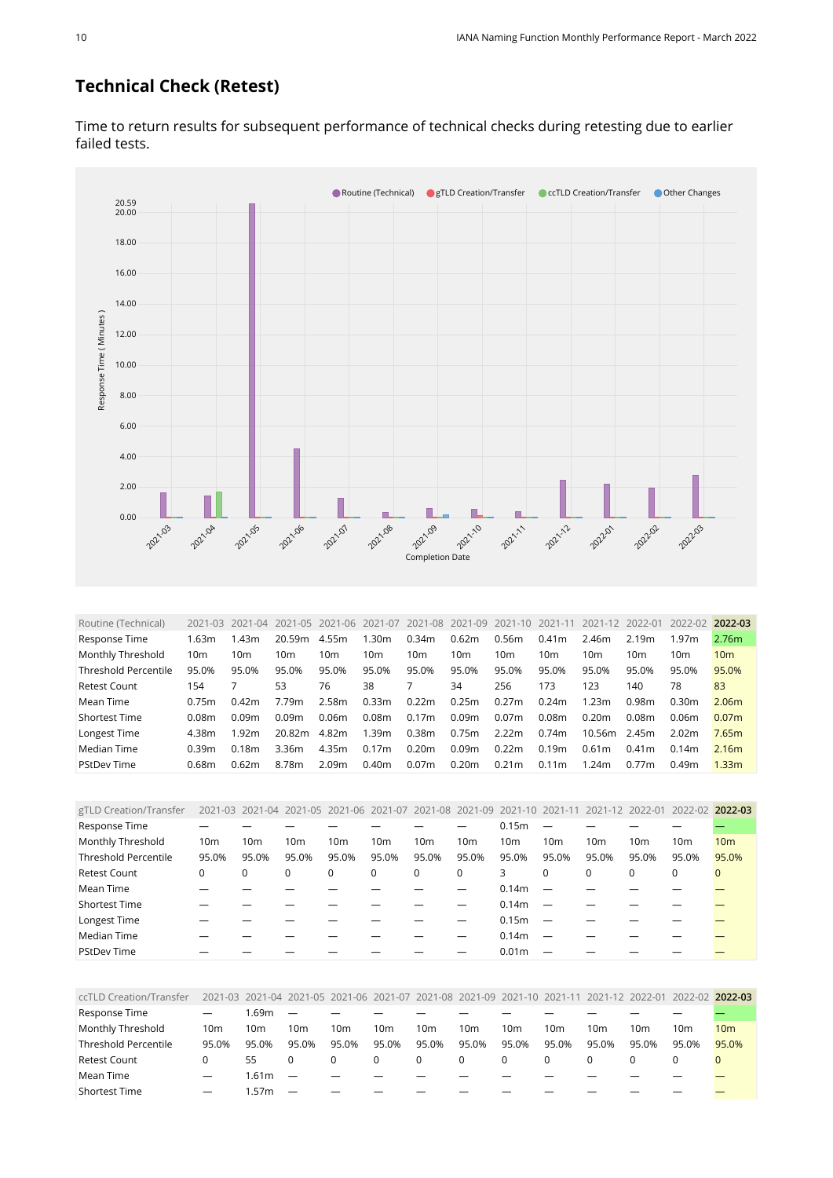## Technical Check (Retest)

Time to return results for subsequent performance of technical checks during retesting due to earlier failed tests.

| Routine (Technical) | 2021-03 | 2021-04 | 2021-05 | 2021-06 | 2021-07 | 2021-08 | 2021-09 | 2021-10 | 2021-11 | 2021-12 | 2022-01 | 2022-02 | **2022-03** |
|---|---|---|---|---|---|---|---|---|---|---|---|---|---|
| Response Time | 1.63m | 1.43m | 20.59m | 4.55m | 1.30m | 0.34m | 0.62m | 0.56m | 0.41m | 2.46m | 2.19m | 1.97m | 2.76m |
| Monthly Threshold | 10m | 10m | 10m | 10m | 10m | 10m | 10m | 10m | 10m | 10m | 10m | 10m | 10m |
| Threshold Percentile | 95.0% | 95.0% | 95.0% | 95.0% | 95.0% | 95.0% | 95.0% | 95.0% | 95.0% | 95.0% | 95.0% | 95.0% | 95.0% |
| Retest Count | 154 | 7 | 53 | 76 | 38 | 7 | 34 | 256 | 173 | 123 | 140 | 78 | 83 |
| Mean Time | 0.75m | 0.42m | 7.79m | 2.58m | 0.33m | 0.22m | 0.25m | 0.27m | 0.24m | 1.23m | 0.98m | 0.30m | 2.06m |
| Shortest Time | 0.08m | 0.09m | 0.09m | 0.06m | 0.08m | 0.17m | 0.09m | 0.07m | 0.08m | 0.20m | 0.08m | 0.06m | 0.07m |
| Longest Time | 4.38m | 1.92m | 20.82m | 4.82m | 1.39m | 0.38m | 0.75m | 2.22m | 0.74m | 10.56m | 2.45m | 2.02m | 7.65m |
| Median Time | 0.39m | 0.18m | 3.36m | 4.35m | 0.17m | 0.20m | 0.09m | 0.22m | 0.19m | 0.61m | 0.41m | 0.14m | 2.16m |
| PStDev Time | 0.68m | 0.62m | 8.78m | 2.09m | 0.40m | 0.07m | 0.20m | 0.21m | 0.11m | 1.24m | 0.77m | 0.49m | 1.33m |

| gTLD Creation/Transfer | 2021-03 | 2021-04 | 2021-05 | 2021-06 | 2021-07 | 2021-08 | 2021-09 | 2021-10 | 2021-11 | 2021-12 | 2022-01 | 2022-02 | **2022-03** |
|---|---|---|---|---|---|---|---|---|---|---|---|---|---|
| Response Time | — | — | — | — | — | — | — | 0.15m | — | — | — | — | — |
| Monthly Threshold | 10m | 10m | 10m | 10m | 10m | 10m | 10m | 10m | 10m | 10m | 10m | 10m | 10m |
| Threshold Percentile | 95.0% | 95.0% | 95.0% | 95.0% | 95.0% | 95.0% | 95.0% | 95.0% | 95.0% | 95.0% | 95.0% | 95.0% | 95.0% |
| Retest Count | 0 | 0 | 0 | 0 | 0 | 0 | 0 | 3 | 0 | 0 | 0 | 0 | 0 |
| Mean Time | — | — | — | — | — | — | — | 0.14m | — | — | — | — | — |
| Shortest Time | — | — | — | — | — | — | — | 0.14m | — | — | — | — | — |
| Longest Time | — | — | — | — | — | — | — | 0.15m | — | — | — | — | — |
| Median Time | — | — | — | — | — | — | — | 0.14m | — | — | — | — | — |
| PStDev Time | — | — | — | — | — | — | — | 0.01m | — | — | — | — | — |

| ccTLD Creation/Transfer | 2021-03 | 2021-04 | 2021-05 | 2021-06 | 2021-07 | 2021-08 | 2021-09 | 2021-10 | 2021-11 | 2021-12 | 2022-01 | 2022-02 | **2022-03** |
|---|---|---|---|---|---|---|---|---|---|---|---|---|---|
| Response Time | — | 1.69m | — | — | — | — | — | — | — | — | — | — | — |
| Monthly Threshold | 10m | 10m | 10m | 10m | 10m | 10m | 10m | 10m | 10m | 10m | 10m | 10m | 10m |
| Threshold Percentile | 95.0% | 95.0% | 95.0% | 95.0% | 95.0% | 95.0% | 95.0% | 95.0% | 95.0% | 95.0% | 95.0% | 95.0% | 95.0% |
| Retest Count | 0 | 55 | 0 | 0 | 0 | 0 | 0 | 0 | 0 | 0 | 0 | 0 | 0 |
| Mean Time | — | 1.61m | — | — | — | — | — | — | — | — | — | — | — |
| Shortest Time | — | 1.57m | — | — | — | — | — | — | — | — | — | — | — |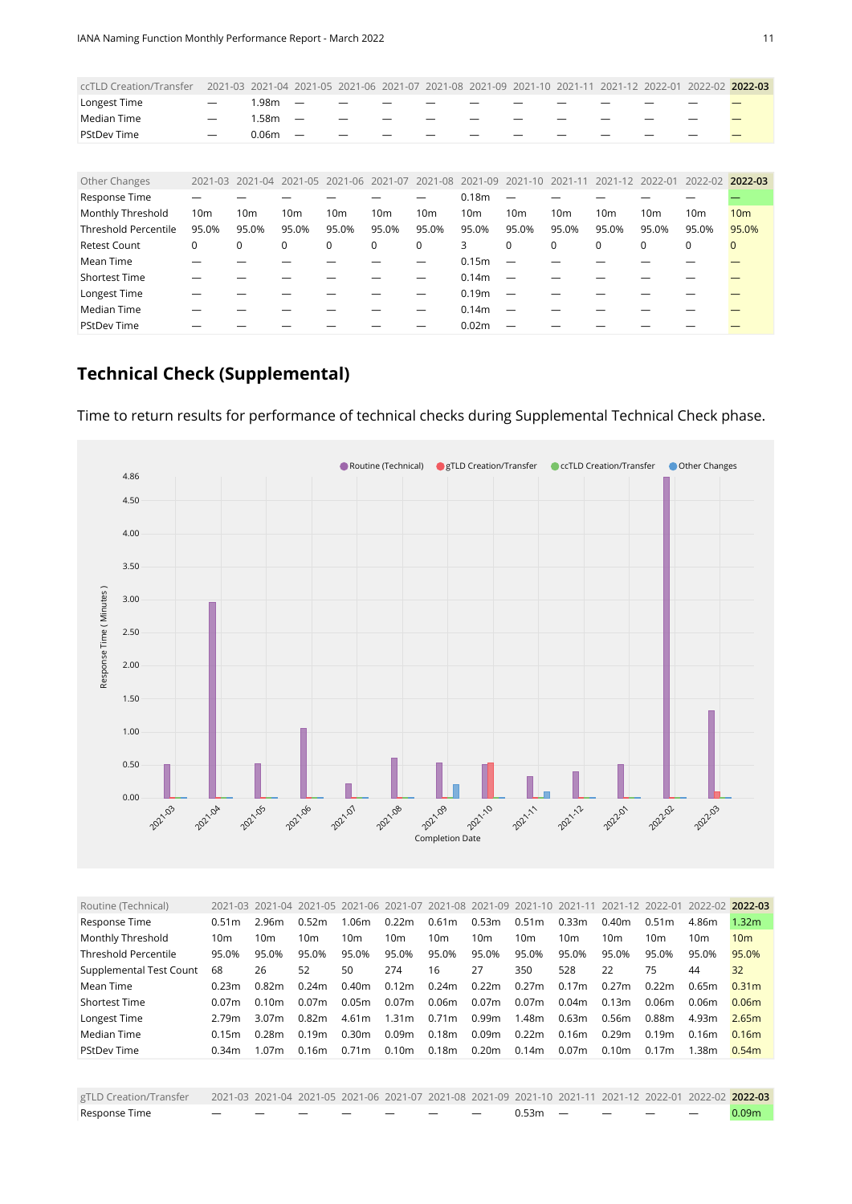| ccTLD Creation/Transfer | 2021-03 | 2021-04 | 2021-05 | 2021-06 | 2021-07 | 2021-08 | 2021-09 | 2021-10 | 2021-11 | 2021-12 | 2022-01 | 2022-02 | **2022-03** |
|---|---|---|---|---|---|---|---|---|---|---|---|---|---|
| Longest Time | — | 1.98m | — | — | — | — | — | — | — | — | — | — | — |
| Median Time | — | 1.58m | — | — | — | — | — | — | — | — | — | — | — |
| PStDev Time | — | 0.06m | — | — | — | — | — | — | — | — | — | — | — |

| Other Changes | 2021-03 | 2021-04 | 2021-05 | 2021-06 | 2021-07 | 2021-08 | 2021-09 | 2021-10 | 2021-11 | 2021-12 | 2022-01 | 2022-02 | **2022-03** |
|---|---|---|---|---|---|---|---|---|---|---|---|---|---|
| Response Time | — | — | — | — | — | — | 0.18m | — | — | — | — | — | — |
| Monthly Threshold | 10m | 10m | 10m | 10m | 10m | 10m | 10m | 10m | 10m | 10m | 10m | 10m | 10m |
| Threshold Percentile | 95.0% | 95.0% | 95.0% | 95.0% | 95.0% | 95.0% | 95.0% | 95.0% | 95.0% | 95.0% | 95.0% | 95.0% | 95.0% |
| Retest Count | 0 | 0 | 0 | 0 | 0 | 0 | 3 | 0 | 0 | 0 | 0 | 0 | 0 |
| Mean Time | — | — | — | — | — | — | 0.15m | — | — | — | — | — | — |
| Shortest Time | — | — | — | — | — | — | 0.14m | — | — | — | — | — | — |
| Longest Time | — | — | — | — | — | — | 0.19m | — | — | — | — | — | — |
| Median Time | — | — | — | — | — | — | 0.14m | — | — | — | — | — | — |
| PStDev Time | — | — | — | — | — | — | 0.02m | — | — | — | — | — | — |

## Technical Check (Supplemental)

Time to return results for performance of technical checks during Supplemental Technical Check phase.

| Routine (Technical) | 2021-03 | 2021-04 | 2021-05 | 2021-06 | 2021-07 | 2021-08 | 2021-09 | 2021-10 | 2021-11 | 2021-12 | 2022-01 | 2022-02 | **2022-03** |
|---|---|---|---|---|---|---|---|---|---|---|---|---|---|
| Response Time | 0.51m | 2.96m | 0.52m | 1.06m | 0.22m | 0.61m | 0.53m | 0.51m | 0.33m | 0.40m | 0.51m | 4.86m | 1.32m |
| Monthly Threshold | 10m | 10m | 10m | 10m | 10m | 10m | 10m | 10m | 10m | 10m | 10m | 10m | 10m |
| Threshold Percentile | 95.0% | 95.0% | 95.0% | 95.0% | 95.0% | 95.0% | 95.0% | 95.0% | 95.0% | 95.0% | 95.0% | 95.0% | 95.0% |
| Supplemental Test Count | 68 | 26 | 52 | 50 | 274 | 16 | 27 | 350 | 528 | 22 | 75 | 44 | 32 |
| Mean Time | 0.23m | 0.82m | 0.24m | 0.40m | 0.12m | 0.24m | 0.22m | 0.27m | 0.17m | 0.27m | 0.22m | 0.65m | 0.31m |
| Shortest Time | 0.07m | 0.10m | 0.07m | 0.05m | 0.07m | 0.06m | 0.07m | 0.07m | 0.04m | 0.13m | 0.06m | 0.06m | 0.06m |
| Longest Time | 2.79m | 3.07m | 0.82m | 4.61m | 1.31m | 0.71m | 0.99m | 1.48m | 0.63m | 0.56m | 0.88m | 4.93m | 2.65m |
| Median Time | 0.15m | 0.28m | 0.19m | 0.30m | 0.09m | 0.18m | 0.09m | 0.22m | 0.16m | 0.29m | 0.19m | 0.16m | 0.16m |
| PStDev Time | 0.34m | 1.07m | 0.16m | 0.71m | 0.10m | 0.18m | 0.20m | 0.14m | 0.07m | 0.10m | 0.17m | 1.38m | 0.54m |

| gTLD Creation/Transfer | 2021-03 | 2021-04 | 2021-05 | 2021-06 | 2021-07 | 2021-08 | 2021-09 | 2021-10 | 2021-11 | 2021-12 | 2022-01 | 2022-02 | **2022-03** |
|---|---|---|---|---|---|---|---|---|---|---|---|---|---|
| Response Time | — | — | — | — | — | — | — | 0.53m | — | — | — | — | 0.09m |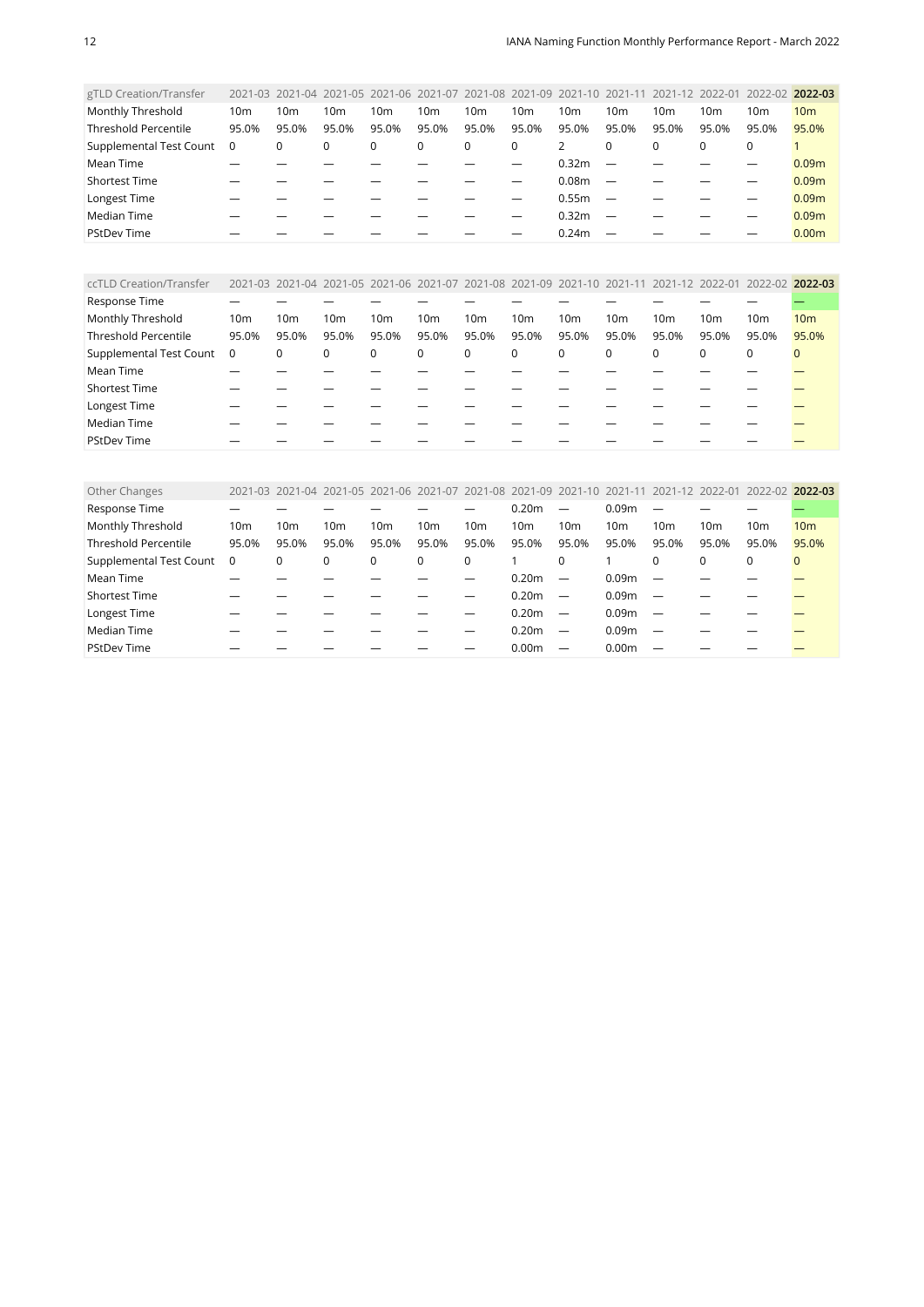| gTLD Creation/Transfer | 2021-03 | 2021-04 | 2021-05 | 2021-06 | 2021-07 | 2021-08 | 2021-09 | 2021-10 | 2021-11 | 2021-12 | 2022-01 | 2022-02 | **2022-03** |
|---|---|---|---|---|---|---|---|---|---|---|---|---|---|
| Monthly Threshold | 10m | 10m | 10m | 10m | 10m | 10m | 10m | 10m | 10m | 10m | 10m | 10m | 10m |
| Threshold Percentile | 95.0% | 95.0% | 95.0% | 95.0% | 95.0% | 95.0% | 95.0% | 95.0% | 95.0% | 95.0% | 95.0% | 95.0% | 95.0% |
| Supplemental Test Count | 0 | 0 | 0 | 0 | 0 | 0 | 0 | 2 | 0 | 0 | 0 | 0 | 1 |
| Mean Time | — | — | — | — | — | — | — | 0.32m | — | — | — | — | 0.09m |
| Shortest Time | — | — | — | — | — | — | — | 0.08m | — | — | — | — | 0.09m |
| Longest Time | — | — | — | — | — | — | — | 0.55m | — | — | — | — | 0.09m |
| Median Time | — | — | — | — | — | — | — | 0.32m | — | — | — | — | 0.09m |
| PStDev Time | — | — | — | — | — | — | — | 0.24m | — | — | — | — | 0.00m |

| ccTLD Creation/Transfer | 2021-03 | 2021-04 | 2021-05 | 2021-06 | 2021-07 | 2021-08 | 2021-09 | 2021-10 | 2021-11 | 2021-12 | 2022-01 | 2022-02 | **2022-03** |
|---|---|---|---|---|---|---|---|---|---|---|---|---|---|
| Response Time | — | — | — | — | — | — | — | — | — | — | — | — | — |
| Monthly Threshold | 10m | 10m | 10m | 10m | 10m | 10m | 10m | 10m | 10m | 10m | 10m | 10m | 10m |
| Threshold Percentile | 95.0% | 95.0% | 95.0% | 95.0% | 95.0% | 95.0% | 95.0% | 95.0% | 95.0% | 95.0% | 95.0% | 95.0% | 95.0% |
| Supplemental Test Count | 0 | 0 | 0 | 0 | 0 | 0 | 0 | 0 | 0 | 0 | 0 | 0 | 0 |
| Mean Time | — | — | — | — | — | — | — | — | — | — | — | — | — |
| Shortest Time | — | — | — | — | — | — | — | — | — | — | — | — | — |
| Longest Time | — | — | — | — | — | — | — | — | — | — | — | — | — |
| Median Time | — | — | — | — | — | — | — | — | — | — | — | — | — |
| PStDev Time | — | — | — | — | — | — | — | — | — | — | — | — | — |

| Other Changes | 2021-03 | 2021-04 | 2021-05 | 2021-06 | 2021-07 | 2021-08 | 2021-09 | 2021-10 | 2021-11 | 2021-12 | 2022-01 | 2022-02 | **2022-03** |
|---|---|---|---|---|---|---|---|---|---|---|---|---|---|
| Response Time | — | — | — | — | — | — | 0.20m | — | 0.09m | — | — | — | — |
| Monthly Threshold | 10m | 10m | 10m | 10m | 10m | 10m | 10m | 10m | 10m | 10m | 10m | 10m | 10m |
| Threshold Percentile | 95.0% | 95.0% | 95.0% | 95.0% | 95.0% | 95.0% | 95.0% | 95.0% | 95.0% | 95.0% | 95.0% | 95.0% | 95.0% |
| Supplemental Test Count | 0 | 0 | 0 | 0 | 0 | 0 | 1 | 0 | 1 | 0 | 0 | 0 | 0 |
| Mean Time | — | — | — | — | — | — | 0.20m | — | 0.09m | — | — | — | — |
| Shortest Time | — | — | — | — | — | — | 0.20m | — | 0.09m | — | — | — | — |
| Longest Time | — | — | — | — | — | — | 0.20m | — | 0.09m | — | — | — | — |
| Median Time | — | — | — | — | — | — | 0.20m | — | 0.09m | — | — | — | — |
| PStDev Time | — | — | — | — | — | — | 0.00m | — | 0.00m | — | — | — | — |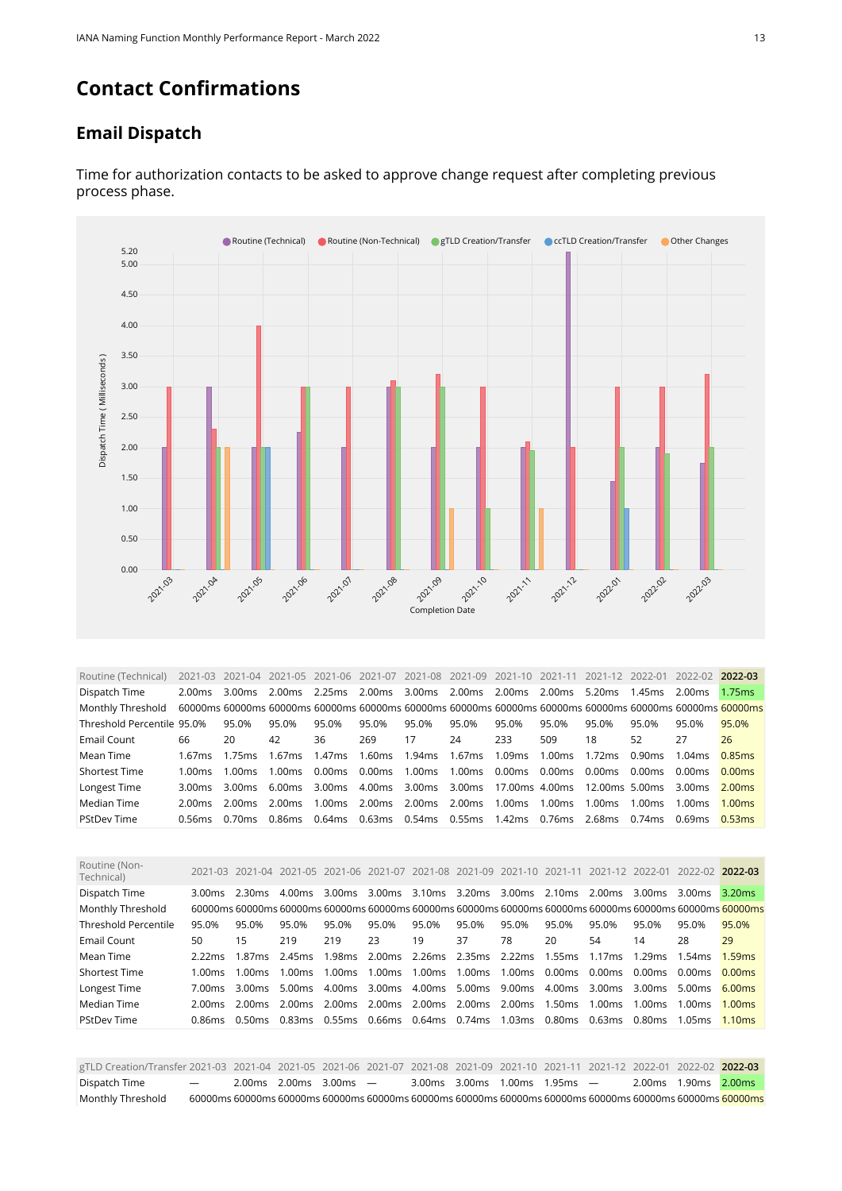# Contact Confirmations

## Email Dispatch

Time for authorization contacts to be asked to approve change request after completing previous process phase.

| Routine (Technical) | 2021-03 | 2021-04 | 2021-05 | 2021-06 | 2021-07 | 2021-08 | 2021-09 | 2021-10 | 2021-11 | 2021-12 | 2022-01 | 2022-02 | **2022-03** |
|---|---|---|---|---|---|---|---|---|---|---|---|---|---|
| Dispatch Time | 2.00ms | 3.00ms | 2.00ms | 2.25ms | 2.00ms | 3.00ms | 2.00ms | 2.00ms | 2.00ms | 5.20ms | 1.45ms | 2.00ms | 1.75ms |
| Monthly Threshold | 60000ms | 60000ms | 60000ms | 60000ms | 60000ms | 60000ms | 60000ms | 60000ms | 60000ms | 60000ms | 60000ms | 60000ms | 60000ms |
| Threshold Percentile | 95.0% | 95.0% | 95.0% | 95.0% | 95.0% | 95.0% | 95.0% | 95.0% | 95.0% | 95.0% | 95.0% | 95.0% | 95.0% |
| Email Count | 66 | 20 | 42 | 36 | 269 | 17 | 24 | 233 | 509 | 18 | 52 | 27 | 26 |
| Mean Time | 1.67ms | 1.75ms | 1.67ms | 1.47ms | 1.60ms | 1.94ms | 1.67ms | 1.09ms | 1.00ms | 1.72ms | 0.90ms | 1.04ms | 0.85ms |
| Shortest Time | 1.00ms | 1.00ms | 1.00ms | 0.00ms | 0.00ms | 1.00ms | 1.00ms | 0.00ms | 0.00ms | 0.00ms | 0.00ms | 0.00ms | 0.00ms |
| Longest Time | 3.00ms | 3.00ms | 6.00ms | 3.00ms | 4.00ms | 3.00ms | 3.00ms | 17.00ms | 4.00ms | 12.00ms | 5.00ms | 3.00ms | 2.00ms |
| Median Time | 2.00ms | 2.00ms | 2.00ms | 1.00ms | 2.00ms | 2.00ms | 2.00ms | 1.00ms | 1.00ms | 1.00ms | 1.00ms | 1.00ms | 1.00ms |
| PStDev Time | 0.56ms | 0.70ms | 0.86ms | 0.64ms | 0.63ms | 0.54ms | 0.55ms | 1.42ms | 0.76ms | 2.68ms | 0.74ms | 0.69ms | 0.53ms |

| Routine (Non-Technical) | 2021-03 | 2021-04 | 2021-05 | 2021-06 | 2021-07 | 2021-08 | 2021-09 | 2021-10 | 2021-11 | 2021-12 | 2022-01 | 2022-02 | **2022-03** |
|---|---|---|---|---|---|---|---|---|---|---|---|---|---|
| Dispatch Time | 3.00ms | 2.30ms | 4.00ms | 3.00ms | 3.00ms | 3.10ms | 3.20ms | 3.00ms | 2.10ms | 2.00ms | 3.00ms | 3.00ms | 3.20ms |
| Monthly Threshold | 60000ms | 60000ms | 60000ms | 60000ms | 60000ms | 60000ms | 60000ms | 60000ms | 60000ms | 60000ms | 60000ms | 60000ms | 60000ms |
| Threshold Percentile | 95.0% | 95.0% | 95.0% | 95.0% | 95.0% | 95.0% | 95.0% | 95.0% | 95.0% | 95.0% | 95.0% | 95.0% | 95.0% |
| Email Count | 50 | 15 | 219 | 219 | 23 | 19 | 37 | 78 | 20 | 54 | 14 | 28 | 29 |
| Mean Time | 2.22ms | 1.87ms | 2.45ms | 1.98ms | 2.00ms | 2.26ms | 2.35ms | 2.22ms | 1.55ms | 1.17ms | 1.29ms | 1.54ms | 1.59ms |
| Shortest Time | 1.00ms | 1.00ms | 1.00ms | 1.00ms | 1.00ms | 1.00ms | 1.00ms | 1.00ms | 0.00ms | 0.00ms | 0.00ms | 0.00ms | 0.00ms |
| Longest Time | 7.00ms | 3.00ms | 5.00ms | 4.00ms | 3.00ms | 4.00ms | 5.00ms | 9.00ms | 4.00ms | 3.00ms | 3.00ms | 5.00ms | 6.00ms |
| Median Time | 2.00ms | 2.00ms | 2.00ms | 2.00ms | 2.00ms | 2.00ms | 2.00ms | 2.00ms | 1.50ms | 1.00ms | 1.00ms | 1.00ms | 1.00ms |
| PStDev Time | 0.86ms | 0.50ms | 0.83ms | 0.55ms | 0.66ms | 0.64ms | 0.74ms | 1.03ms | 0.80ms | 0.63ms | 0.80ms | 1.05ms | 1.10ms |

| gTLD Creation/Transfer | 2021-03 | 2021-04 | 2021-05 | 2021-06 | 2021-07 | 2021-08 | 2021-09 | 2021-10 | 2021-11 | 2021-12 | 2022-01 | 2022-02 | **2022-03** |
|---|---|---|---|---|---|---|---|---|---|---|---|---|---|
| Dispatch Time | — | 2.00ms | 2.00ms | 3.00ms | — | 3.00ms | 3.00ms | 1.00ms | 1.95ms | — | 2.00ms | 1.90ms | 2.00ms |
| Monthly Threshold | 60000ms | 60000ms | 60000ms | 60000ms | 60000ms | 60000ms | 60000ms | 60000ms | 60000ms | 60000ms | 60000ms | 60000ms | 60000ms |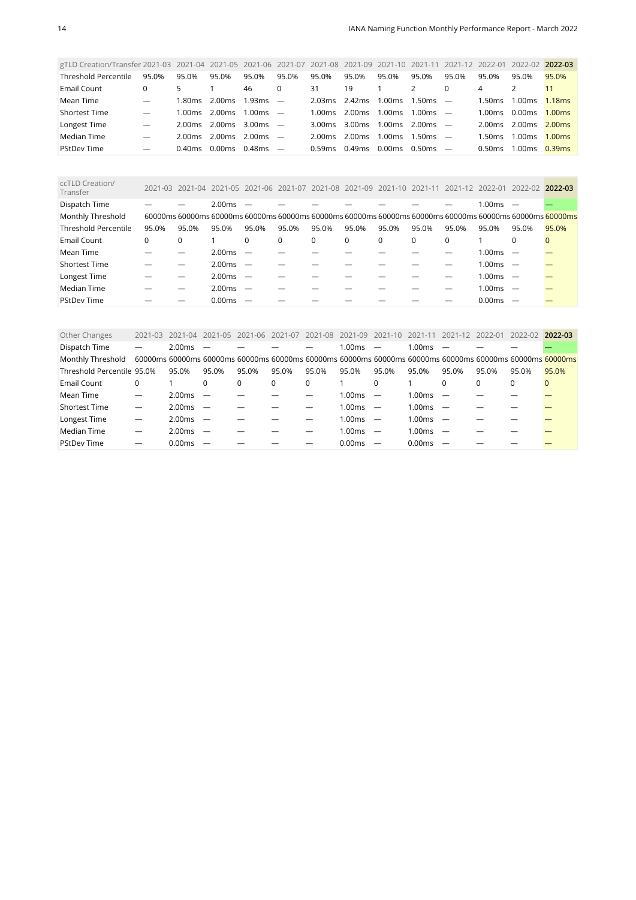| gTLD Creation/Transfer | 2021-03 | 2021-04 | 2021-05 | 2021-06 | 2021-07 | 2021-08 | 2021-09 | 2021-10 | 2021-11 | 2021-12 | 2022-01 | 2022-02 | **2022-03** |
|---|---|---|---|---|---|---|---|---|---|---|---|---|---|
| Threshold Percentile | 95.0% | 95.0% | 95.0% | 95.0% | 95.0% | 95.0% | 95.0% | 95.0% | 95.0% | 95.0% | 95.0% | 95.0% | 95.0% |
| Email Count | 0 | 5 | 1 | 46 | 0 | 31 | 19 | 1 | 2 | 0 | 4 | 2 | 11 |
| Mean Time | — | 1.80ms | 2.00ms | 1.93ms | — | 2.03ms | 2.42ms | 1.00ms | 1.50ms | — | 1.50ms | 1.00ms | 1.18ms |
| Shortest Time | — | 1.00ms | 2.00ms | 1.00ms | — | 1.00ms | 2.00ms | 1.00ms | 1.00ms | — | 1.00ms | 0.00ms | 1.00ms |
| Longest Time | — | 2.00ms | 2.00ms | 3.00ms | — | 3.00ms | 3.00ms | 1.00ms | 2.00ms | — | 2.00ms | 2.00ms | 2.00ms |
| Median Time | — | 2.00ms | 2.00ms | 2.00ms | — | 2.00ms | 2.00ms | 1.00ms | 1.50ms | — | 1.50ms | 1.00ms | 1.00ms |
| PStDev Time | — | 0.40ms | 0.00ms | 0.48ms | — | 0.59ms | 0.49ms | 0.00ms | 0.50ms | — | 0.50ms | 1.00ms | 0.39ms |

| ccTLD Creation/ Transfer | 2021-03 | 2021-04 | 2021-05 | 2021-06 | 2021-07 | 2021-08 | 2021-09 | 2021-10 | 2021-11 | 2021-12 | 2022-01 | 2022-02 | **2022-03** |
|---|---|---|---|---|---|---|---|---|---|---|---|---|---|
| Dispatch Time | — | — | 2.00ms | — | — | — | — | — | — | — | 1.00ms | — | — |
| Monthly Threshold | 60000ms | 60000ms | 60000ms | 60000ms | 60000ms | 60000ms | 60000ms | 60000ms | 60000ms | 60000ms | 60000ms | 60000ms | 60000ms |
| Threshold Percentile | 95.0% | 95.0% | 95.0% | 95.0% | 95.0% | 95.0% | 95.0% | 95.0% | 95.0% | 95.0% | 95.0% | 95.0% | 95.0% |
| Email Count | 0 | 0 | 1 | 0 | 0 | 0 | 0 | 0 | 0 | 0 | 1 | 0 | 0 |
| Mean Time | — | — | 2.00ms | — | — | — | — | — | — | — | 1.00ms | — | — |
| Shortest Time | — | — | 2.00ms | — | — | — | — | — | — | — | 1.00ms | — | — |
| Longest Time | — | — | 2.00ms | — | — | — | — | — | — | — | 1.00ms | — | — |
| Median Time | — | — | 2.00ms | — | — | — | — | — | — | — | 1.00ms | — | — |
| PStDev Time | — | — | 0.00ms | — | — | — | — | — | — | — | 0.00ms | — | — |

| Other Changes | 2021-03 | 2021-04 | 2021-05 | 2021-06 | 2021-07 | 2021-08 | 2021-09 | 2021-10 | 2021-11 | 2021-12 | 2022-01 | 2022-02 | **2022-03** |
|---|---|---|---|---|---|---|---|---|---|---|---|---|---|
| Dispatch Time | — | 2.00ms | — | — | — | — | 1.00ms | — | 1.00ms | — | — | — | — |
| Monthly Threshold | 60000ms | 60000ms | 60000ms | 60000ms | 60000ms | 60000ms | 60000ms | 60000ms | 60000ms | 60000ms | 60000ms | 60000ms | 60000ms |
| Threshold Percentile | 95.0% | 95.0% | 95.0% | 95.0% | 95.0% | 95.0% | 95.0% | 95.0% | 95.0% | 95.0% | 95.0% | 95.0% | 95.0% |
| Email Count | 0 | 1 | 0 | 0 | 0 | 0 | 1 | 0 | 1 | 0 | 0 | 0 | 0 |
| Mean Time | — | 2.00ms | — | — | — | — | 1.00ms | — | 1.00ms | — | — | — | — |
| Shortest Time | — | 2.00ms | — | — | — | — | 1.00ms | — | 1.00ms | — | — | — | — |
| Longest Time | — | 2.00ms | — | — | — | — | 1.00ms | — | 1.00ms | — | — | — | — |
| Median Time | — | 2.00ms | — | — | — | — | 1.00ms | — | 1.00ms | — | — | — | — |
| PStDev Time | — | 0.00ms | — | — | — | — | 0.00ms | — | 0.00ms | — | — | — | — |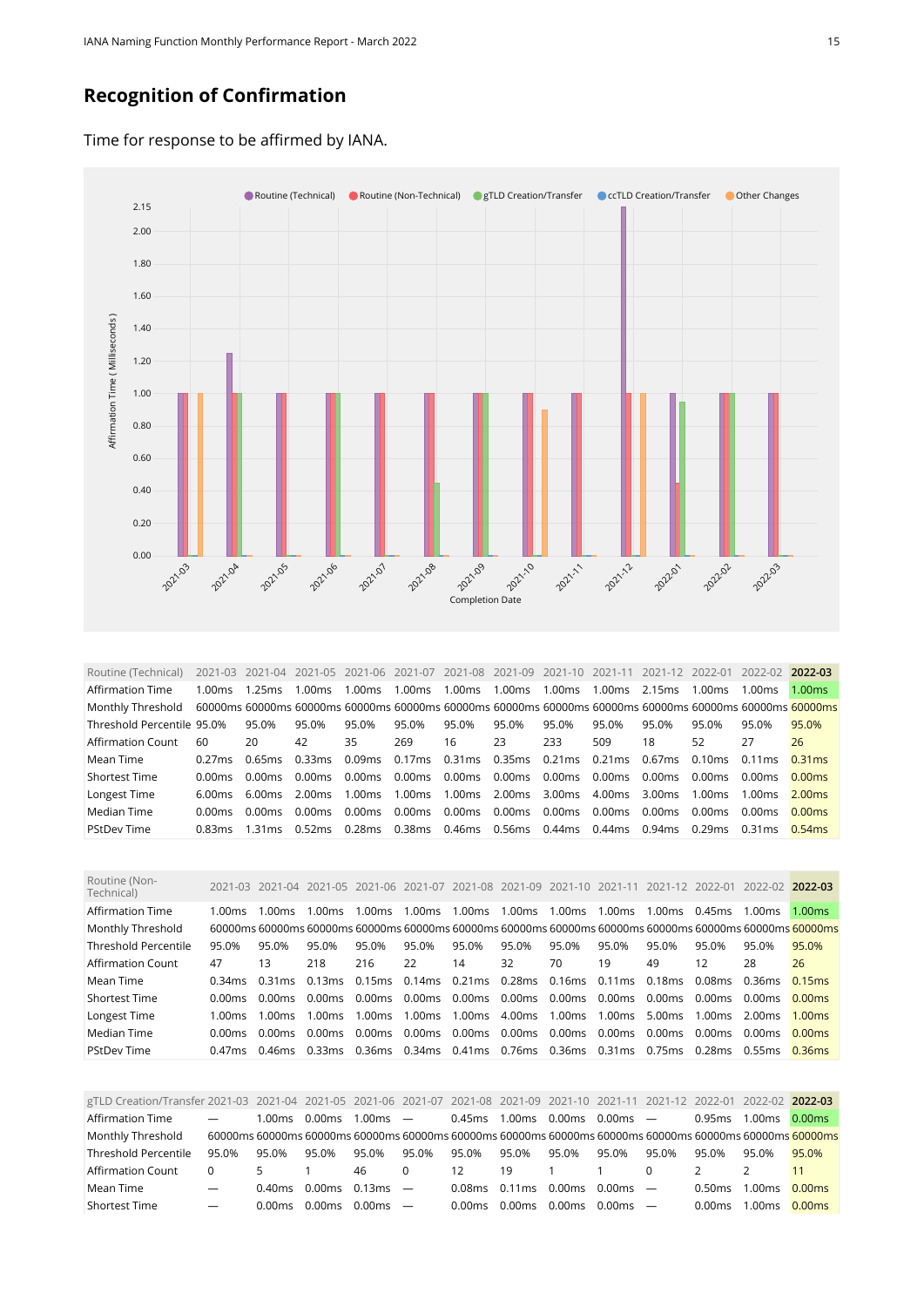## Recognition of Confirmation

Time for response to be affirmed by IANA.

| Routine (Technical) | 2021-03 | 2021-04 | 2021-05 | 2021-06 | 2021-07 | 2021-08 | 2021-09 | 2021-10 | 2021-11 | 2021-12 | 2022-01 | 2022-02 | **2022-03** |
|---|---|---|---|---|---|---|---|---|---|---|---|---|---|
| Affirmation Time | 1.00ms | 1.25ms | 1.00ms | 1.00ms | 1.00ms | 1.00ms | 1.00ms | 1.00ms | 1.00ms | 2.15ms | 1.00ms | 1.00ms | 1.00ms |
| Monthly Threshold | 60000ms | 60000ms | 60000ms | 60000ms | 60000ms | 60000ms | 60000ms | 60000ms | 60000ms | 60000ms | 60000ms | 60000ms | 60000ms |
| Threshold Percentile | 95.0% | 95.0% | 95.0% | 95.0% | 95.0% | 95.0% | 95.0% | 95.0% | 95.0% | 95.0% | 95.0% | 95.0% | 95.0% |
| Affirmation Count | 60 | 20 | 42 | 35 | 269 | 16 | 23 | 233 | 509 | 18 | 52 | 27 | 26 |
| Mean Time | 0.27ms | 0.65ms | 0.33ms | 0.09ms | 0.17ms | 0.31ms | 0.35ms | 0.21ms | 0.21ms | 0.67ms | 0.10ms | 0.11ms | 0.31ms |
| Shortest Time | 0.00ms | 0.00ms | 0.00ms | 0.00ms | 0.00ms | 0.00ms | 0.00ms | 0.00ms | 0.00ms | 0.00ms | 0.00ms | 0.00ms | 0.00ms |
| Longest Time | 6.00ms | 6.00ms | 2.00ms | 1.00ms | 1.00ms | 1.00ms | 2.00ms | 3.00ms | 4.00ms | 3.00ms | 1.00ms | 1.00ms | 2.00ms |
| Median Time | 0.00ms | 0.00ms | 0.00ms | 0.00ms | 0.00ms | 0.00ms | 0.00ms | 0.00ms | 0.00ms | 0.00ms | 0.00ms | 0.00ms | 0.00ms |
| PStDev Time | 0.83ms | 1.31ms | 0.52ms | 0.28ms | 0.38ms | 0.46ms | 0.56ms | 0.44ms | 0.44ms | 0.94ms | 0.29ms | 0.31ms | 0.54ms |

| Routine (Non-Technical) | 2021-03 | 2021-04 | 2021-05 | 2021-06 | 2021-07 | 2021-08 | 2021-09 | 2021-10 | 2021-11 | 2021-12 | 2022-01 | 2022-02 | **2022-03** |
|---|---|---|---|---|---|---|---|---|---|---|---|---|---|
| Affirmation Time | 1.00ms | 1.00ms | 1.00ms | 1.00ms | 1.00ms | 1.00ms | 1.00ms | 1.00ms | 1.00ms | 1.00ms | 0.45ms | 1.00ms | 1.00ms |
| Monthly Threshold | 60000ms | 60000ms | 60000ms | 60000ms | 60000ms | 60000ms | 60000ms | 60000ms | 60000ms | 60000ms | 60000ms | 60000ms | 60000ms |
| Threshold Percentile | 95.0% | 95.0% | 95.0% | 95.0% | 95.0% | 95.0% | 95.0% | 95.0% | 95.0% | 95.0% | 95.0% | 95.0% | 95.0% |
| Affirmation Count | 47 | 13 | 218 | 216 | 22 | 14 | 32 | 70 | 19 | 49 | 12 | 28 | 26 |
| Mean Time | 0.34ms | 0.31ms | 0.13ms | 0.15ms | 0.14ms | 0.21ms | 0.28ms | 0.16ms | 0.11ms | 0.18ms | 0.08ms | 0.36ms | 0.15ms |
| Shortest Time | 0.00ms | 0.00ms | 0.00ms | 0.00ms | 0.00ms | 0.00ms | 0.00ms | 0.00ms | 0.00ms | 0.00ms | 0.00ms | 0.00ms | 0.00ms |
| Longest Time | 1.00ms | 1.00ms | 1.00ms | 1.00ms | 1.00ms | 1.00ms | 4.00ms | 1.00ms | 1.00ms | 5.00ms | 1.00ms | 2.00ms | 1.00ms |
| Median Time | 0.00ms | 0.00ms | 0.00ms | 0.00ms | 0.00ms | 0.00ms | 0.00ms | 0.00ms | 0.00ms | 0.00ms | 0.00ms | 0.00ms | 0.00ms |
| PStDev Time | 0.47ms | 0.46ms | 0.33ms | 0.36ms | 0.34ms | 0.41ms | 0.76ms | 0.36ms | 0.31ms | 0.75ms | 0.28ms | 0.55ms | 0.36ms |

| gTLD Creation/Transfer | 2021-03 | 2021-04 | 2021-05 | 2021-06 | 2021-07 | 2021-08 | 2021-09 | 2021-10 | 2021-11 | 2021-12 | 2022-01 | 2022-02 | **2022-03** |
|---|---|---|---|---|---|---|---|---|---|---|---|---|---|
| Affirmation Time | — | 1.00ms | 0.00ms | 1.00ms | — | 0.45ms | 1.00ms | 0.00ms | 0.00ms | — | 0.95ms | 1.00ms | 0.00ms |
| Monthly Threshold | 60000ms | 60000ms | 60000ms | 60000ms | 60000ms | 60000ms | 60000ms | 60000ms | 60000ms | 60000ms | 60000ms | 60000ms | 60000ms |
| Threshold Percentile | 95.0% | 95.0% | 95.0% | 95.0% | 95.0% | 95.0% | 95.0% | 95.0% | 95.0% | 95.0% | 95.0% | 95.0% | 95.0% |
| Affirmation Count | 0 | 5 | 1 | 46 | 0 | 12 | 19 | 1 | 1 | 0 | 2 | 2 | 11 |
| Mean Time | — | 0.40ms | 0.00ms | 0.13ms | — | 0.08ms | 0.11ms | 0.00ms | 0.00ms | — | 0.50ms | 1.00ms | 0.00ms |
| Shortest Time | — | 0.00ms | 0.00ms | 0.00ms | — | 0.00ms | 0.00ms | 0.00ms | 0.00ms | — | 0.00ms | 1.00ms | 0.00ms |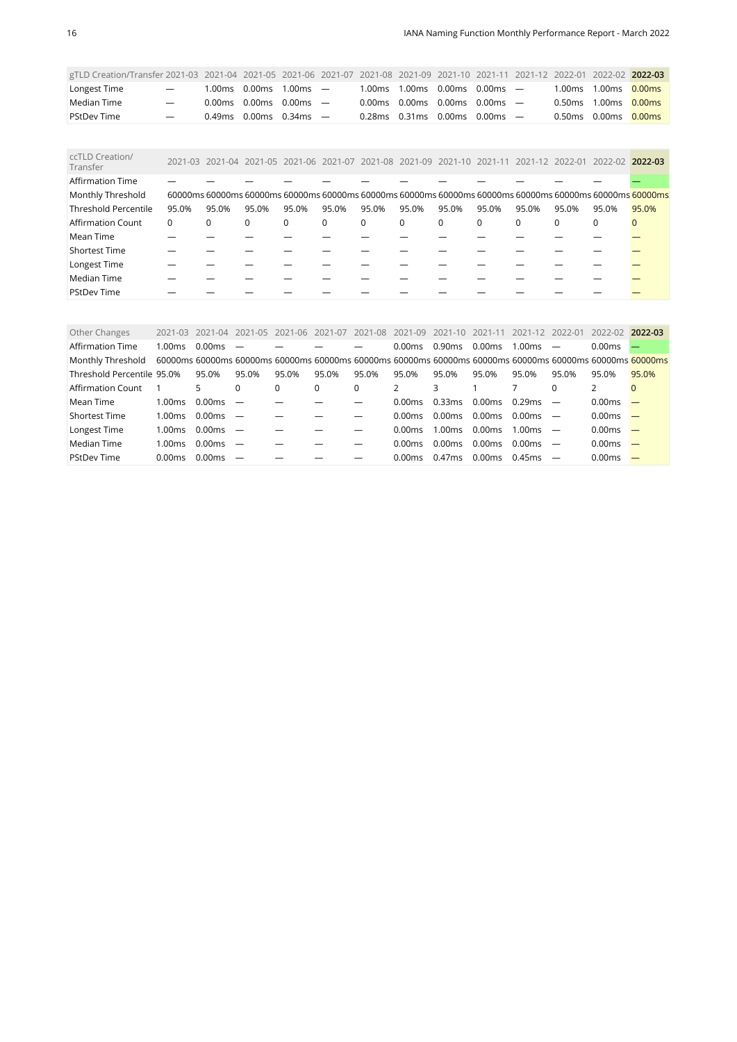| gTLD Creation/Transfer | 2021-03 | 2021-04 | 2021-05 | 2021-06 | 2021-07 | 2021-08 | 2021-09 | 2021-10 | 2021-11 | 2021-12 | 2022-01 | 2022-02 | **2022-03** |
|---|---|---|---|---|---|---|---|---|---|---|---|---|---|
| Longest Time | — | 1.00ms | 0.00ms | 1.00ms | — | 1.00ms | 1.00ms | 0.00ms | 0.00ms | — | 1.00ms | 1.00ms | 0.00ms |
| Median Time | — | 0.00ms | 0.00ms | 0.00ms | — | 0.00ms | 0.00ms | 0.00ms | 0.00ms | — | 0.50ms | 1.00ms | 0.00ms |
| PStdDev Time | — | 0.49ms | 0.00ms | 0.34ms | — | 0.28ms | 0.31ms | 0.00ms | 0.00ms | — | 0.50ms | 0.00ms | 0.00ms |

| ccTLD Creation/ Transfer | 2021-03 | 2021-04 | 2021-05 | 2021-06 | 2021-07 | 2021-08 | 2021-09 | 2021-10 | 2021-11 | 2021-12 | 2022-01 | 2022-02 | **2022-03** |
|---|---|---|---|---|---|---|---|---|---|---|---|---|---|
| Affirmation Time | — | — | — | — | — | — | — | — | — | — | — | — | — |
| Monthly Threshold | 60000ms | 60000ms | 60000ms | 60000ms | 60000ms | 60000ms | 60000ms | 60000ms | 60000ms | 60000ms | 60000ms | 60000ms | 60000ms |
| Threshold Percentile | 95.0% | 95.0% | 95.0% | 95.0% | 95.0% | 95.0% | 95.0% | 95.0% | 95.0% | 95.0% | 95.0% | 95.0% | 95.0% |
| Affirmation Count | 0 | 0 | 0 | 0 | 0 | 0 | 0 | 0 | 0 | 0 | 0 | 0 | 0 |
| Mean Time | — | — | — | — | — | — | — | — | — | — | — | — | — |
| Shortest Time | — | — | — | — | — | — | — | — | — | — | — | — | — |
| Longest Time | — | — | — | — | — | — | — | — | — | — | — | — | — |
| Median Time | — | — | — | — | — | — | — | — | — | — | — | — | — |
| PStDev Time | — | — | — | — | — | — | — | — | — | — | — | — | — |

| Other Changes | 2021-03 | 2021-04 | 2021-05 | 2021-06 | 2021-07 | 2021-08 | 2021-09 | 2021-10 | 2021-11 | 2021-12 | 2022-01 | 2022-02 | **2022-03** |
|---|---|---|---|---|---|---|---|---|---|---|---|---|---|
| Affirmation Time | 1.00ms | 0.00ms | — | — | — | — | 0.00ms | 0.90ms | 0.00ms | 1.00ms | — | 0.00ms | — |
| Monthly Threshold | 60000ms | 60000ms | 60000ms | 60000ms | 60000ms | 60000ms | 60000ms | 60000ms | 60000ms | 60000ms | 60000ms | 60000ms | 60000ms |
| Threshold Percentile | 95.0% | 95.0% | 95.0% | 95.0% | 95.0% | 95.0% | 95.0% | 95.0% | 95.0% | 95.0% | 95.0% | 95.0% | 95.0% |
| Affirmation Count | 1 | 5 | 0 | 0 | 0 | 0 | 2 | 3 | 1 | 7 | 0 | 2 | 0 |
| Mean Time | 1.00ms | 0.00ms | — | — | — | — | 0.00ms | 0.33ms | 0.00ms | 0.29ms | — | 0.00ms | — |
| Shortest Time | 1.00ms | 0.00ms | — | — | — | — | 0.00ms | 0.00ms | 0.00ms | 0.00ms | — | 0.00ms | — |
| Longest Time | 1.00ms | 0.00ms | — | — | — | — | 0.00ms | 1.00ms | 0.00ms | 1.00ms | — | 0.00ms | — |
| Median Time | 1.00ms | 0.00ms | — | — | — | — | 0.00ms | 0.00ms | 0.00ms | 0.00ms | — | 0.00ms | — |
| PStDev Time | 0.00ms | 0.00ms | — | — | — | — | 0.00ms | 0.47ms | 0.00ms | 0.45ms | — | 0.00ms | — |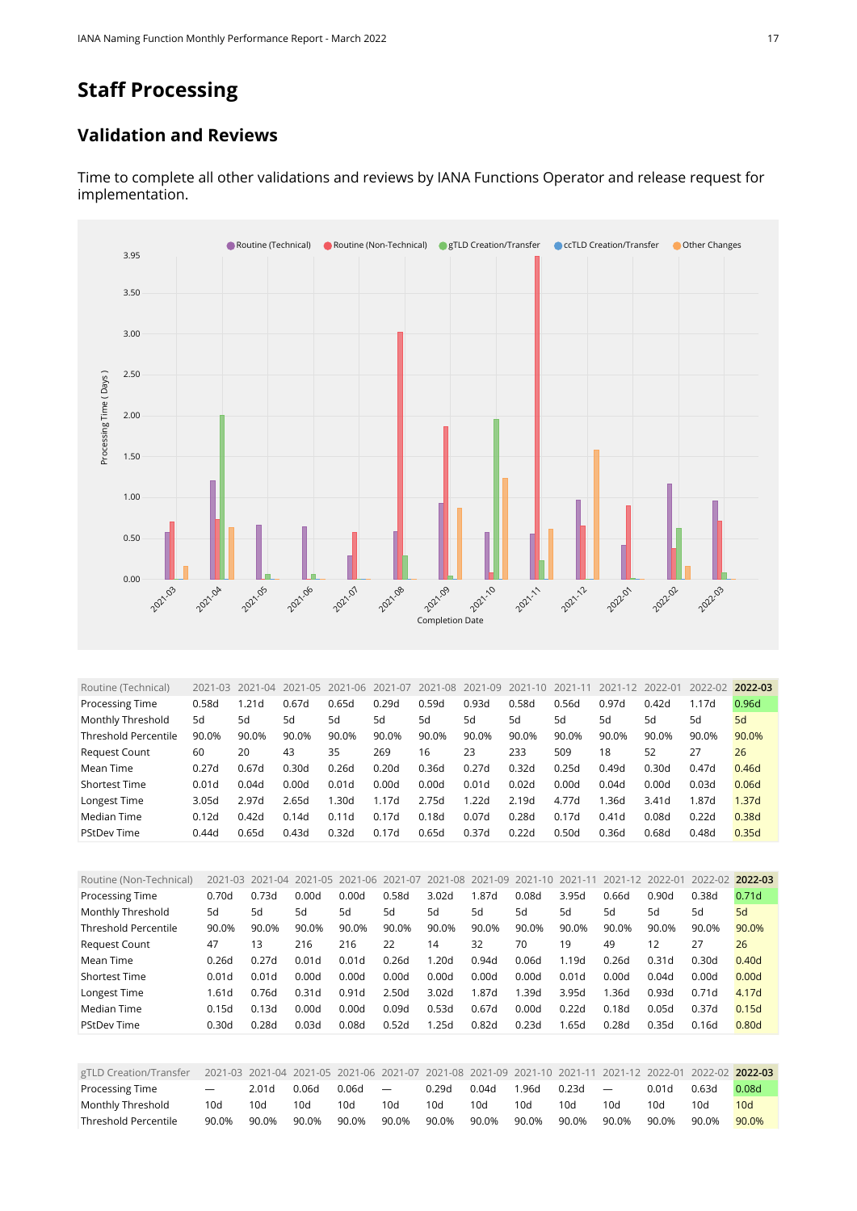# Staff Processing

## Validation and Reviews

Time to complete all other validations and reviews by IANA Functions Operator and release request for implementation.

| Routine (Technical) | 2021-03 | 2021-04 | 2021-05 | 2021-06 | 2021-07 | 2021-08 | 2021-09 | 2021-10 | 2021-11 | 2021-12 | 2022-01 | 2022-02 | **2022-03** |
|---|---|---|---|---|---|---|---|---|---|---|---|---|---|
| Processing Time | 0.58d | 1.21d | 0.67d | 0.65d | 0.29d | 0.59d | 0.93d | 0.58d | 0.56d | 0.97d | 0.42d | 1.17d | 0.96d |
| Monthly Threshold | 5d | 5d | 5d | 5d | 5d | 5d | 5d | 5d | 5d | 5d | 5d | 5d | 5d |
| Threshold Percentile | 90.0% | 90.0% | 90.0% | 90.0% | 90.0% | 90.0% | 90.0% | 90.0% | 90.0% | 90.0% | 90.0% | 90.0% | 90.0% |
| Request Count | 60 | 20 | 43 | 35 | 269 | 16 | 23 | 233 | 509 | 18 | 52 | 27 | 26 |
| Mean Time | 0.27d | 0.67d | 0.30d | 0.26d | 0.20d | 0.36d | 0.27d | 0.32d | 0.25d | 0.49d | 0.30d | 0.47d | 0.46d |
| Shortest Time | 0.01d | 0.04d | 0.00d | 0.01d | 0.00d | 0.00d | 0.01d | 0.02d | 0.00d | 0.04d | 0.00d | 0.03d | 0.06d |
| Longest Time | 3.05d | 2.97d | 2.65d | 1.30d | 1.17d | 2.75d | 1.22d | 2.19d | 4.77d | 1.36d | 3.41d | 1.87d | 1.37d |
| Median Time | 0.12d | 0.42d | 0.14d | 0.11d | 0.17d | 0.18d | 0.07d | 0.28d | 0.17d | 0.41d | 0.08d | 0.22d | 0.38d |
| PStDev Time | 0.44d | 0.65d | 0.43d | 0.32d | 0.17d | 0.65d | 0.37d | 0.22d | 0.50d | 0.36d | 0.68d | 0.48d | 0.35d |

| Routine (Non-Technical) | 2021-03 | 2021-04 | 2021-05 | 2021-06 | 2021-07 | 2021-08 | 2021-09 | 2021-10 | 2021-11 | 2021-12 | 2022-01 | 2022-02 | **2022-03** |
|---|---|---|---|---|---|---|---|---|---|---|---|---|---|
| Processing Time | 0.70d | 0.73d | 0.00d | 0.00d | 0.58d | 3.02d | 1.87d | 0.08d | 3.95d | 0.66d | 0.90d | 0.38d | 0.71d |
| Monthly Threshold | 5d | 5d | 5d | 5d | 5d | 5d | 5d | 5d | 5d | 5d | 5d | 5d | 5d |
| Threshold Percentile | 90.0% | 90.0% | 90.0% | 90.0% | 90.0% | 90.0% | 90.0% | 90.0% | 90.0% | 90.0% | 90.0% | 90.0% | 90.0% |
| Request Count | 47 | 13 | 216 | 216 | 22 | 14 | 32 | 70 | 19 | 49 | 12 | 27 | 26 |
| Mean Time | 0.26d | 0.27d | 0.01d | 0.01d | 0.26d | 1.20d | 0.94d | 0.06d | 1.19d | 0.26d | 0.31d | 0.30d | 0.40d |
| Shortest Time | 0.01d | 0.01d | 0.00d | 0.00d | 0.00d | 0.00d | 0.00d | 0.00d | 0.01d | 0.00d | 0.04d | 0.00d | 0.00d |
| Longest Time | 1.61d | 0.76d | 0.31d | 0.91d | 2.50d | 3.02d | 1.87d | 1.39d | 3.95d | 1.36d | 0.93d | 0.71d | 4.17d |
| Median Time | 0.15d | 0.13d | 0.00d | 0.00d | 0.09d | 0.53d | 0.67d | 0.00d | 0.22d | 0.18d | 0.05d | 0.37d | 0.15d |
| PStDev Time | 0.30d | 0.28d | 0.03d | 0.08d | 0.52d | 1.25d | 0.82d | 0.23d | 1.65d | 0.28d | 0.35d | 0.16d | 0.80d |

| gTLD Creation/Transfer | 2021-03 | 2021-04 | 2021-05 | 2021-06 | 2021-07 | 2021-08 | 2021-09 | 2021-10 | 2021-11 | 2021-12 | 2022-01 | 2022-02 | **2022-03** |
|---|---|---|---|---|---|---|---|---|---|---|---|---|---|
| Processing Time | — | 2.01d | 0.06d | 0.06d | — | 0.29d | 0.04d | 1.96d | 0.23d | — | 0.01d | 0.63d | 0.08d |
| Monthly Threshold | 10d | 10d | 10d | 10d | 10d | 10d | 10d | 10d | 10d | 10d | 10d | 10d | 10d |
| Threshold Percentile | 90.0% | 90.0% | 90.0% | 90.0% | 90.0% | 90.0% | 90.0% | 90.0% | 90.0% | 90.0% | 90.0% | 90.0% | 90.0% |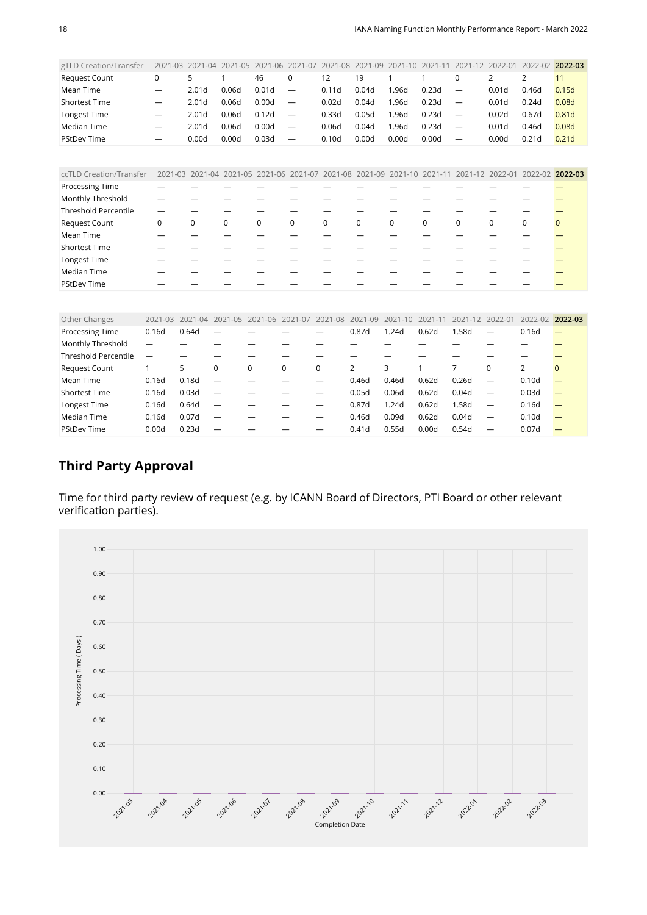| gTLD Creation/Transfer | 2021-03 | 2021-04 | 2021-05 | 2021-06 | 2021-07 | 2021-08 | 2021-09 | 2021-10 | 2021-11 | 2021-12 | 2022-01 | 2022-02 | **2022-03** |
|---|---|---|---|---|---|---|---|---|---|---|---|---|---|
| Request Count | 0 | 5 | 1 | 46 | 0 | 12 | 19 | 1 | 1 | 0 | 2 | 2 | 11 |
| Mean Time | — | 2.01d | 0.06d | 0.01d | — | 0.11d | 0.04d | 1.96d | 0.23d | — | 0.01d | 0.46d | 0.15d |
| Shortest Time | — | 2.01d | 0.06d | 0.00d | — | 0.02d | 0.04d | 1.96d | 0.23d | — | 0.01d | 0.24d | 0.08d |
| Longest Time | — | 2.01d | 0.06d | 0.12d | — | 0.33d | 0.05d | 1.96d | 0.23d | — | 0.02d | 0.67d | 0.81d |
| Median Time | — | 2.01d | 0.06d | 0.00d | — | 0.06d | 0.04d | 1.96d | 0.23d | — | 0.01d | 0.46d | 0.08d |
| PStDev Time | — | 0.00d | 0.00d | 0.03d | — | 0.10d | 0.00d | 0.00d | 0.00d | — | 0.00d | 0.21d | 0.21d |

| ccTLD Creation/Transfer | 2021-03 | 2021-04 | 2021-05 | 2021-06 | 2021-07 | 2021-08 | 2021-09 | 2021-10 | 2021-11 | 2021-12 | 2022-01 | 2022-02 | **2022-03** |
|---|---|---|---|---|---|---|---|---|---|---|---|---|---|
| Processing Time | — | — | — | — | — | — | — | — | — | — | — | — | — |
| Monthly Threshold | — | — | — | — | — | — | — | — | — | — | — | — | — |
| Threshold Percentile | — | — | — | — | — | — | — | — | — | — | — | — | — |
| Request Count | 0 | 0 | 0 | 0 | 0 | 0 | 0 | 0 | 0 | 0 | 0 | 0 | 0 |
| Mean Time | — | — | — | — | — | — | — | — | — | — | — | — | — |
| Shortest Time | — | — | — | — | — | — | — | — | — | — | — | — | — |
| Longest Time | — | — | — | — | — | — | — | — | — | — | — | — | — |
| Median Time | — | — | — | — | — | — | — | — | — | — | — | — | — |
| PStDev Time | — | — | — | — | — | — | — | — | — | — | — | — | — |

| Other Changes | 2021-03 | 2021-04 | 2021-05 | 2021-06 | 2021-07 | 2021-08 | 2021-09 | 2021-10 | 2021-11 | 2021-12 | 2022-01 | 2022-02 | **2022-03** |
|---|---|---|---|---|---|---|---|---|---|---|---|---|---|
| Processing Time | 0.16d | 0.64d | — | — | — | — | 0.87d | 1.24d | 0.62d | 1.58d | — | 0.16d | — |
| Monthly Threshold | — | — | — | — | — | — | — | — | — | — | — | — | — |
| Threshold Percentile | — | — | — | — | — | — | — | — | — | — | — | — | — |
| Request Count | 1 | 5 | 0 | 0 | 0 | 0 | 2 | 3 | 1 | 7 | 0 | 2 | 0 |
| Mean Time | 0.16d | 0.18d | — | — | — | — | 0.46d | 0.46d | 0.62d | 0.26d | — | 0.10d | — |
| Shortest Time | 0.16d | 0.03d | — | — | — | — | 0.05d | 0.06d | 0.62d | 0.04d | — | 0.03d | — |
| Longest Time | 0.16d | 0.64d | — | — | — | — | 0.87d | 1.24d | 0.62d | 1.58d | — | 0.16d | — |
| Median Time | 0.16d | 0.07d | — | — | — | — | 0.46d | 0.09d | 0.62d | 0.04d | — | 0.10d | — |
| PStDev Time | 0.00d | 0.23d | — | — | — | — | 0.41d | 0.55d | 0.00d | 0.54d | — | 0.07d | — |

## Third Party Approval

Time for third party review of request (e.g. by ICANN Board of Directors, PTI Board or other relevant verification parties).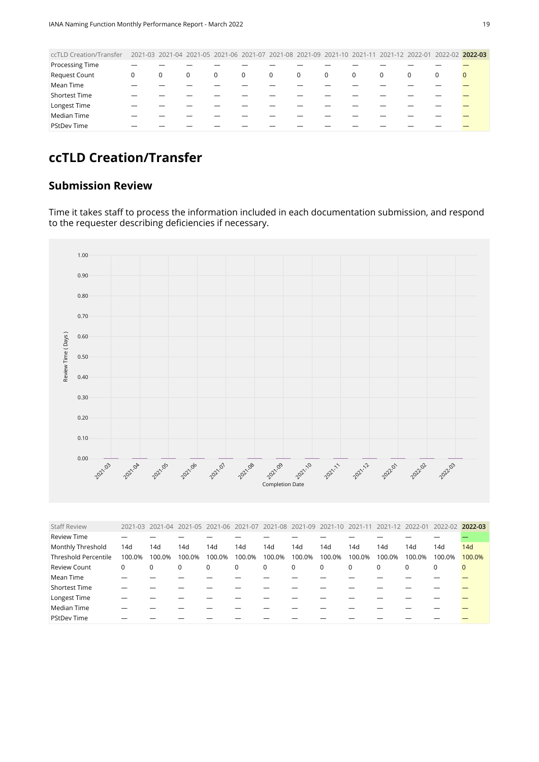| ccTLD Creation/Transfer | 2021-03 | 2021-04 | 2021-05 | 2021-06 | 2021-07 | 2021-08 | 2021-09 | 2021-10 | 2021-11 | 2021-12 | 2022-01 | 2022-02 | **2022-03** |
|---|---|---|---|---|---|---|---|---|---|---|---|---|---|
| Processing Time | — | — | — | — | — | — | — | — | — | — | — | — | — |
| Request Count | 0 | 0 | 0 | 0 | 0 | 0 | 0 | 0 | 0 | 0 | 0 | 0 | 0 |
| Mean Time | — | — | — | — | — | — | — | — | — | — | — | — | — |
| Shortest Time | — | — | — | — | — | — | — | — | — | — | — | — | — |
| Longest Time | — | — | — | — | — | — | — | — | — | — | — | — | — |
| Median Time | — | — | — | — | — | — | — | — | — | — | — | — | — |
| PStDev Time | — | — | — | — | — | — | — | — | — | — | — | — | — |

## ccTLD Creation/Transfer

### Submission Review

Time it takes staff to process the information included in each documentation submission, and respond to the requester describing deficiencies if necessary.

| Staff Review | 2021-03 | 2021-04 | 2021-05 | 2021-06 | 2021-07 | 2021-08 | 2021-09 | 2021-10 | 2021-11 | 2021-12 | 2022-01 | 2022-02 | **2022-03** |
|---|---|---|---|---|---|---|---|---|---|---|---|---|---|
| Review Time | — | — | — | — | — | — | — | — | — | — | — | — | — |
| Monthly Threshold | 14d | 14d | 14d | 14d | 14d | 14d | 14d | 14d | 14d | 14d | 14d | 14d | 14d |
| Threshold Percentile | 100.0% | 100.0% | 100.0% | 100.0% | 100.0% | 100.0% | 100.0% | 100.0% | 100.0% | 100.0% | 100.0% | 100.0% | 100.0% |
| Review Count | 0 | 0 | 0 | 0 | 0 | 0 | 0 | 0 | 0 | 0 | 0 | 0 | 0 |
| Mean Time | — | — | — | — | — | — | — | — | — | — | — | — | — |
| Shortest Time | — | — | — | — | — | — | — | — | — | — | — | — | — |
| Longest Time | — | — | — | — | — | — | — | — | — | — | — | — | — |
| Median Time | — | — | — | — | — | — | — | — | — | — | — | — | — |
| PStDev Time | — | — | — | — | — | — | — | — | — | — | — | — | — |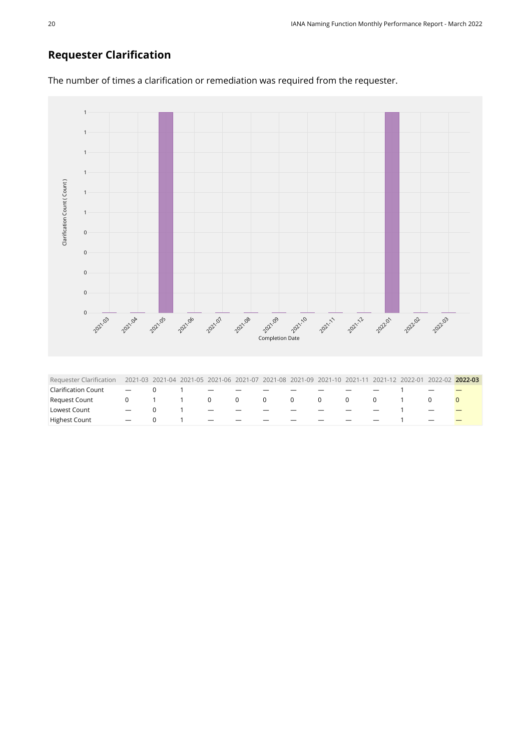## Requester Clarification

The number of times a clarification or remediation was required from the requester.

| Requester Clarification | 2021-03 | 2021-04 | 2021-05 | 2021-06 | 2021-07 | 2021-08 | 2021-09 | 2021-10 | 2021-11 | 2021-12 | 2022-01 | 2022-02 | **2022-03** |
|---|---|---|---|---|---|---|---|---|---|---|---|---|---|
| Clarification Count | — | 0 | 1 | — | — | — | — | — | — | — | 1 | — | — |
| Request Count | 0 | 1 | 1 | 0 | 0 | 0 | 0 | 0 | 0 | 0 | 1 | 0 | 0 |
| Lowest Count | — | 0 | 1 | — | — | — | — | — | — | — | 1 | — | — |
| Highest Count | — | 0 | 1 | — | — | — | — | — | — | — | 1 | — | — |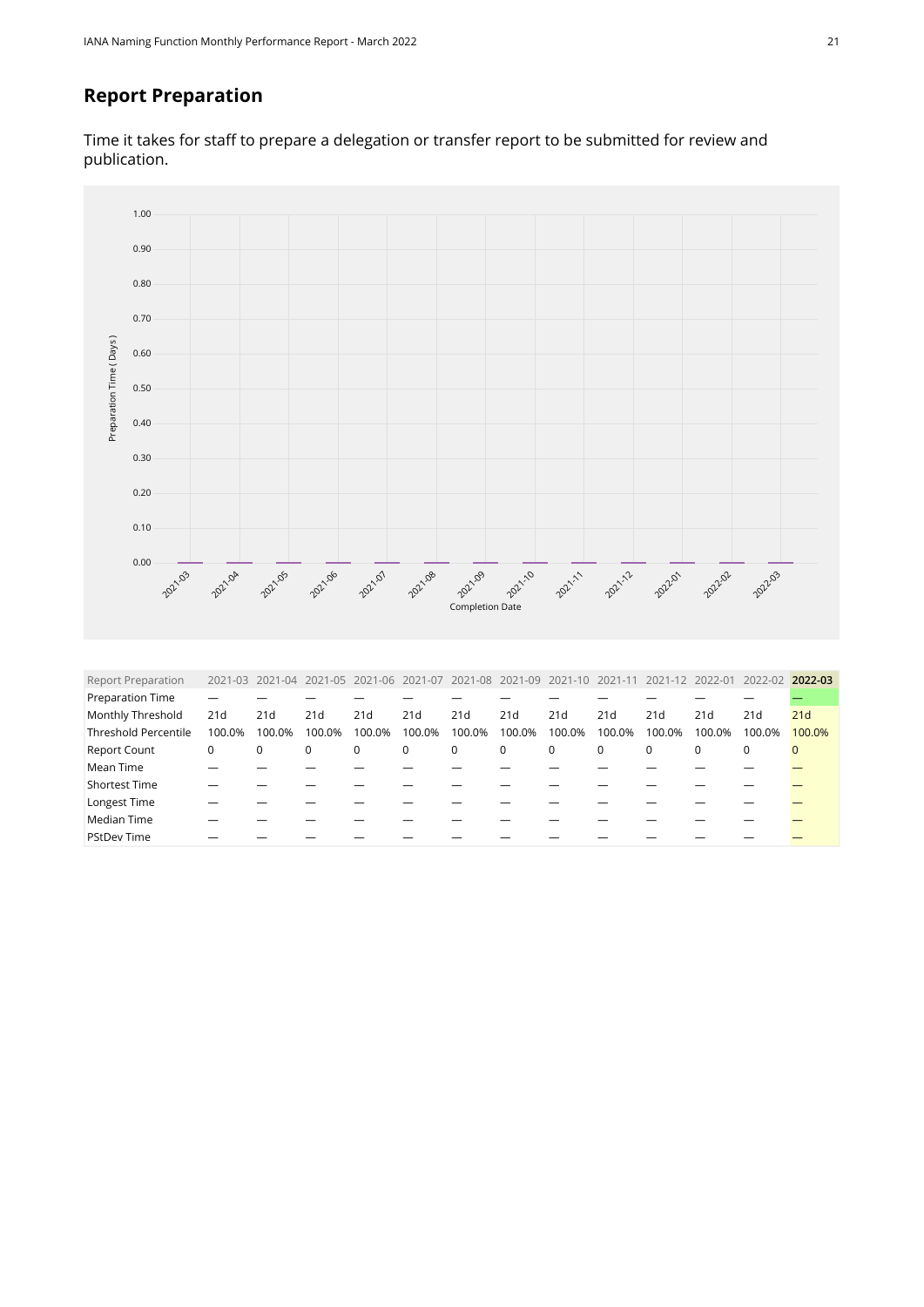## Report Preparation

Time it takes for staff to prepare a delegation or transfer report to be submitted for review and publication.

| Report Preparation | 2021-03 | 2021-04 | 2021-05 | 2021-06 | 2021-07 | 2021-08 | 2021-09 | 2021-10 | 2021-11 | 2021-12 | 2022-01 | 2022-02 | **2022-03** |
|---|---|---|---|---|---|---|---|---|---|---|---|---|---|
| Preparation Time | — | — | — | — | — | — | — | — | — | — | — | — | — |
| Monthly Threshold | 21d | 21d | 21d | 21d | 21d | 21d | 21d | 21d | 21d | 21d | 21d | 21d | 21d |
| Threshold Percentile | 100.0% | 100.0% | 100.0% | 100.0% | 100.0% | 100.0% | 100.0% | 100.0% | 100.0% | 100.0% | 100.0% | 100.0% | 100.0% |
| Report Count | 0 | 0 | 0 | 0 | 0 | 0 | 0 | 0 | 0 | 0 | 0 | 0 | 0 |
| Mean Time | — | — | — | — | — | — | — | — | — | — | — | — | — |
| Shortest Time | — | — | — | — | — | — | — | — | — | — | — | — | — |
| Longest Time | — | — | — | — | — | — | — | — | — | — | — | — | — |
| Median Time | — | — | — | — | — | — | — | — | — | — | — | — | — |
| PStDev Time | — | — | — | — | — | — | — | — | — | — | — | — | — |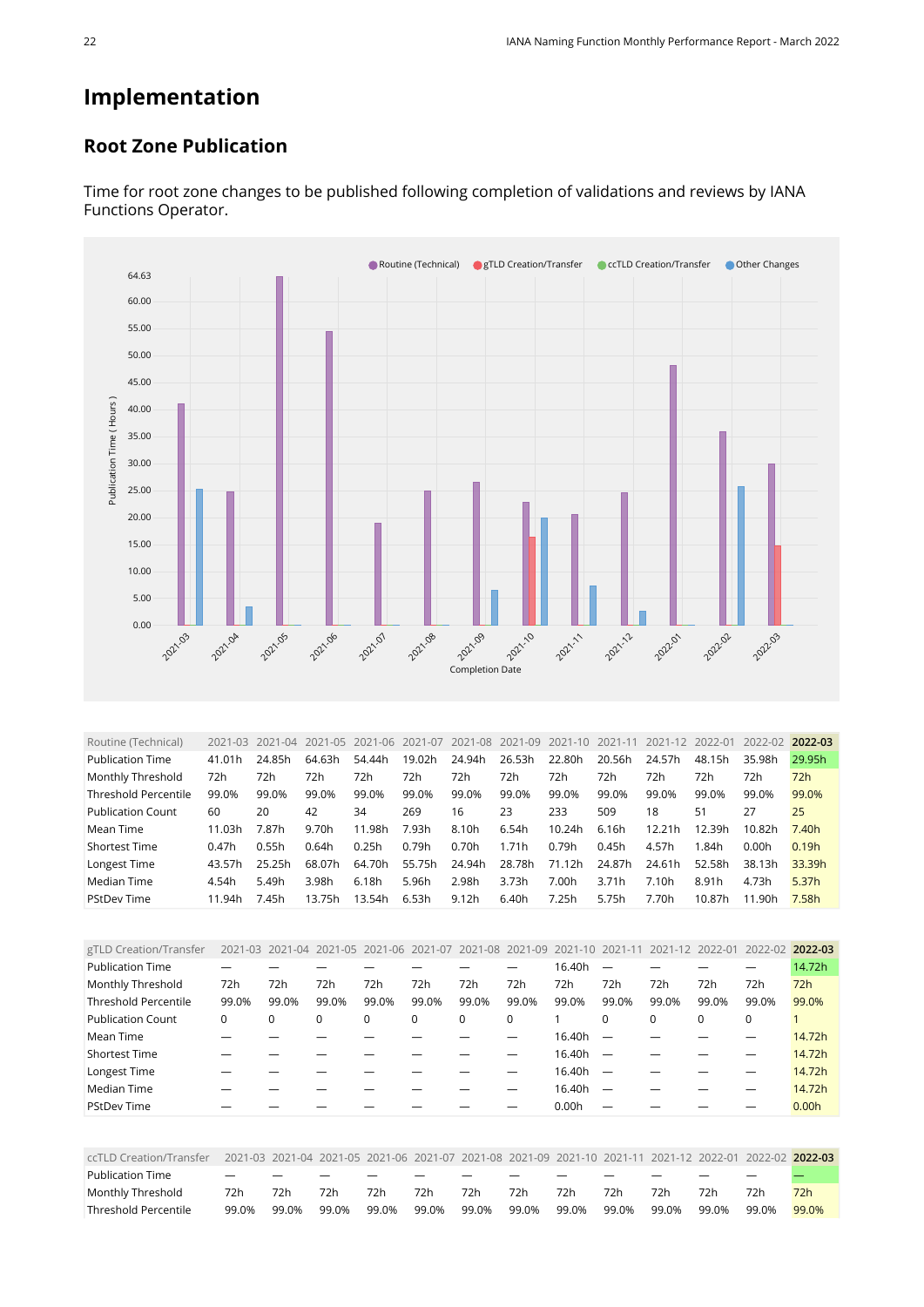# Implementation

## Root Zone Publication

Time for root zone changes to be published following completion of validations and reviews by IANA Functions Operator.

| Routine (Technical) | 2021-03 | 2021-04 | 2021-05 | 2021-06 | 2021-07 | 2021-08 | 2021-09 | 2021-10 | 2021-11 | 2021-12 | 2022-01 | 2022-02 | **2022-03** |
|---|---|---|---|---|---|---|---|---|---|---|---|---|---|
| Publication Time | 41.01h | 24.85h | 64.63h | 54.44h | 19.02h | 24.94h | 26.53h | 22.80h | 20.56h | 24.57h | 48.15h | 35.98h | 29.95h |
| Monthly Threshold | 72h | 72h | 72h | 72h | 72h | 72h | 72h | 72h | 72h | 72h | 72h | 72h | 72h |
| Threshold Percentile | 99.0% | 99.0% | 99.0% | 99.0% | 99.0% | 99.0% | 99.0% | 99.0% | 99.0% | 99.0% | 99.0% | 99.0% | 99.0% |
| Publication Count | 60 | 20 | 42 | 34 | 269 | 16 | 23 | 233 | 509 | 18 | 51 | 27 | 25 |
| Mean Time | 11.03h | 7.87h | 9.70h | 11.98h | 7.93h | 8.10h | 6.54h | 10.24h | 6.16h | 12.21h | 12.39h | 10.82h | 7.40h |
| Shortest Time | 0.47h | 0.55h | 0.64h | 0.25h | 0.79h | 0.70h | 1.71h | 0.79h | 0.45h | 4.57h | 1.84h | 0.00h | 0.19h |
| Longest Time | 43.57h | 25.25h | 68.07h | 64.70h | 55.75h | 24.94h | 28.78h | 71.12h | 24.87h | 24.61h | 52.58h | 38.13h | 33.39h |
| Median Time | 4.54h | 5.49h | 3.98h | 6.18h | 5.96h | 2.98h | 3.73h | 7.00h | 3.71h | 7.10h | 8.91h | 4.73h | 5.37h |
| PStdDev Time | 11.94h | 7.45h | 13.75h | 13.54h | 6.53h | 9.12h | 6.40h | 7.25h | 5.75h | 7.70h | 10.87h | 11.90h | 7.58h |

| gTLD Creation/Transfer | 2021-03 | 2021-04 | 2021-05 | 2021-06 | 2021-07 | 2021-08 | 2021-09 | 2021-10 | 2021-11 | 2021-12 | 2022-01 | 2022-02 | **2022-03** |
|---|---|---|---|---|---|---|---|---|---|---|---|---|---|
| Publication Time | — | — | — | — | — | — | — | 16.40h | — | — | — | — | 14.72h |
| Monthly Threshold | 72h | 72h | 72h | 72h | 72h | 72h | 72h | 72h | 72h | 72h | 72h | 72h | 72h |
| Threshold Percentile | 99.0% | 99.0% | 99.0% | 99.0% | 99.0% | 99.0% | 99.0% | 99.0% | 99.0% | 99.0% | 99.0% | 99.0% | 99.0% |
| Publication Count | 0 | 0 | 0 | 0 | 0 | 0 | 0 | 1 | 0 | 0 | 0 | 0 | 1 |
| Mean Time | — | — | — | — | — | — | — | 16.40h | — | — | — | — | 14.72h |
| Shortest Time | — | — | — | — | — | — | — | 16.40h | — | — | — | — | 14.72h |
| Longest Time | — | — | — | — | — | — | — | 16.40h | — | — | — | — | 14.72h |
| Median Time | — | — | — | — | — | — | — | 16.40h | — | — | — | — | 14.72h |
| PStdDev Time | — | — | — | — | — | — | — | 0.00h | — | — | — | — | 0.00h |

| ccTLD Creation/Transfer | 2021-03 | 2021-04 | 2021-05 | 2021-06 | 2021-07 | 2021-08 | 2021-09 | 2021-10 | 2021-11 | 2021-12 | 2022-01 | 2022-02 | **2022-03** |
|---|---|---|---|---|---|---|---|---|---|---|---|---|---|
| Publication Time | — | — | — | — | — | — | — | — | — | — | — | — | — |
| Monthly Threshold | 72h | 72h | 72h | 72h | 72h | 72h | 72h | 72h | 72h | 72h | 72h | 72h | 72h |
| Threshold Percentile | 99.0% | 99.0% | 99.0% | 99.0% | 99.0% | 99.0% | 99.0% | 99.0% | 99.0% | 99.0% | 99.0% | 99.0% | 99.0% |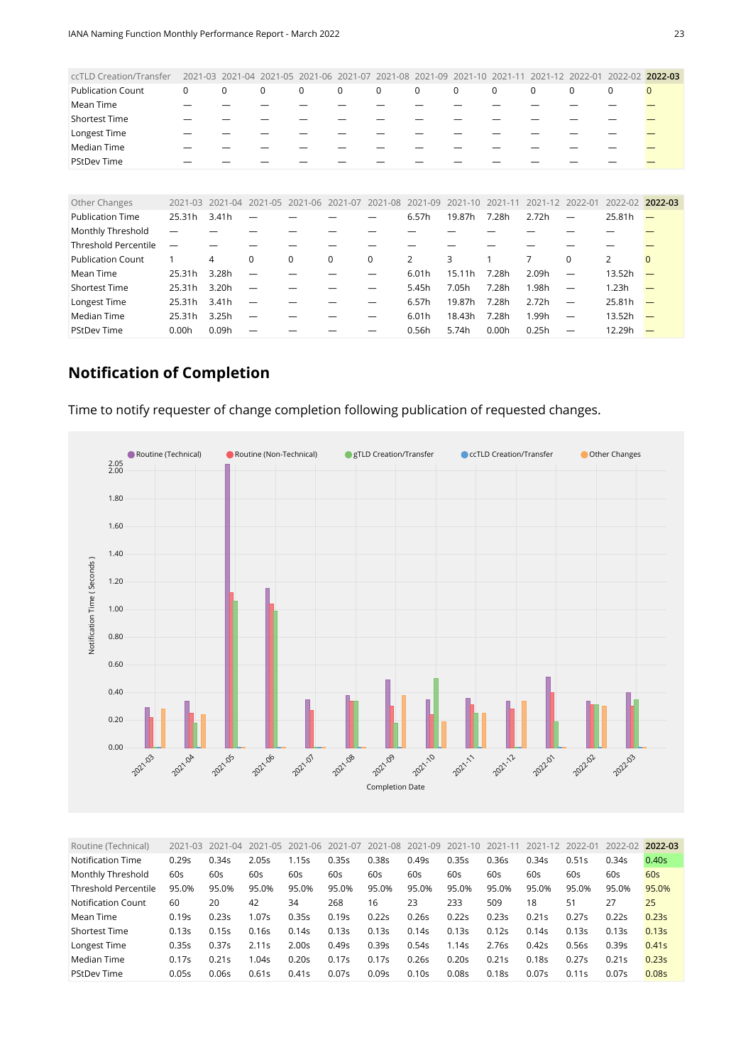| ccTLD Creation/Transfer | 2021-03 | 2021-04 | 2021-05 | 2021-06 | 2021-07 | 2021-08 | 2021-09 | 2021-10 | 2021-11 | 2021-12 | 2022-01 | 2022-02 | **2022-03** |
|---|---|---|---|---|---|---|---|---|---|---|---|---|---|
| Publication Count | 0 | 0 | 0 | 0 | 0 | 0 | 0 | 0 | 0 | 0 | 0 | 0 | 0 |
| Mean Time | — | — | — | — | — | — | — | — | — | — | — | — | — |
| Shortest Time | — | — | — | — | — | — | — | — | — | — | — | — | — |
| Longest Time | — | — | — | — | — | — | — | — | — | — | — | — | — |
| Median Time | — | — | — | — | — | — | — | — | — | — | — | — | — |
| PStDev Time | — | — | — | — | — | — | — | — | — | — | — | — | — |

| Other Changes | 2021-03 | 2021-04 | 2021-05 | 2021-06 | 2021-07 | 2021-08 | 2021-09 | 2021-10 | 2021-11 | 2021-12 | 2022-01 | 2022-02 | **2022-03** |
|---|---|---|---|---|---|---|---|---|---|---|---|---|---|
| Publication Time | 25.31h | 3.41h | — | — | — | — | 6.57h | 19.87h | 7.28h | 2.72h | — | 25.81h | — |
| Monthly Threshold | — | — | — | — | — | — | — | — | — | — | — | — | — |
| Threshold Percentile | — | — | — | — | — | — | — | — | — | — | — | — | — |
| Publication Count | 1 | 4 | 0 | 0 | 0 | 0 | 2 | 3 | 1 | 7 | 0 | 2 | 0 |
| Mean Time | 25.31h | 3.28h | — | — | — | — | 6.01h | 15.11h | 7.28h | 2.09h | — | 13.52h | — |
| Shortest Time | 25.31h | 3.20h | — | — | — | — | 5.45h | 7.05h | 7.28h | 1.98h | — | 1.23h | — |
| Longest Time | 25.31h | 3.41h | — | — | — | — | 6.57h | 19.87h | 7.28h | 2.72h | — | 25.81h | — |
| Median Time | 25.31h | 3.25h | — | — | — | — | 6.01h | 18.43h | 7.28h | 1.99h | — | 13.52h | — |
| PStDev Time | 0.00h | 0.09h | — | — | — | — | 0.56h | 5.74h | 0.00h | 0.25h | — | 12.29h | — |

## Notification of Completion

Time to notify requester of change completion following publication of requested changes.

| Routine (Technical) | 2021-03 | 2021-04 | 2021-05 | 2021-06 | 2021-07 | 2021-08 | 2021-09 | 2021-10 | 2021-11 | 2021-12 | 2022-01 | 2022-02 | **2022-03** |
|---|---|---|---|---|---|---|---|---|---|---|---|---|---|
| Notification Time | 0.29s | 0.34s | 2.05s | 1.15s | 0.35s | 0.38s | 0.49s | 0.35s | 0.36s | 0.34s | 0.51s | 0.34s | 0.40s |
| Monthly Threshold | 60s | 60s | 60s | 60s | 60s | 60s | 60s | 60s | 60s | 60s | 60s | 60s | 60s |
| Threshold Percentile | 95.0% | 95.0% | 95.0% | 95.0% | 95.0% | 95.0% | 95.0% | 95.0% | 95.0% | 95.0% | 95.0% | 95.0% | 95.0% |
| Notification Count | 60 | 20 | 42 | 34 | 268 | 16 | 23 | 233 | 509 | 18 | 51 | 27 | 25 |
| Mean Time | 0.19s | 0.23s | 1.07s | 0.35s | 0.19s | 0.22s | 0.26s | 0.22s | 0.23s | 0.21s | 0.27s | 0.22s | 0.23s |
| Shortest Time | 0.13s | 0.15s | 0.16s | 0.14s | 0.13s | 0.13s | 0.14s | 0.13s | 0.12s | 0.14s | 0.13s | 0.13s | 0.13s |
| Longest Time | 0.35s | 0.37s | 2.11s | 2.00s | 0.49s | 0.39s | 0.54s | 1.14s | 2.76s | 0.42s | 0.56s | 0.39s | 0.41s |
| Median Time | 0.17s | 0.21s | 1.04s | 0.20s | 0.17s | 0.17s | 0.26s | 0.20s | 0.21s | 0.18s | 0.27s | 0.21s | 0.23s |
| PStDev Time | 0.05s | 0.06s | 0.61s | 0.41s | 0.07s | 0.09s | 0.10s | 0.08s | 0.18s | 0.07s | 0.11s | 0.07s | 0.08s |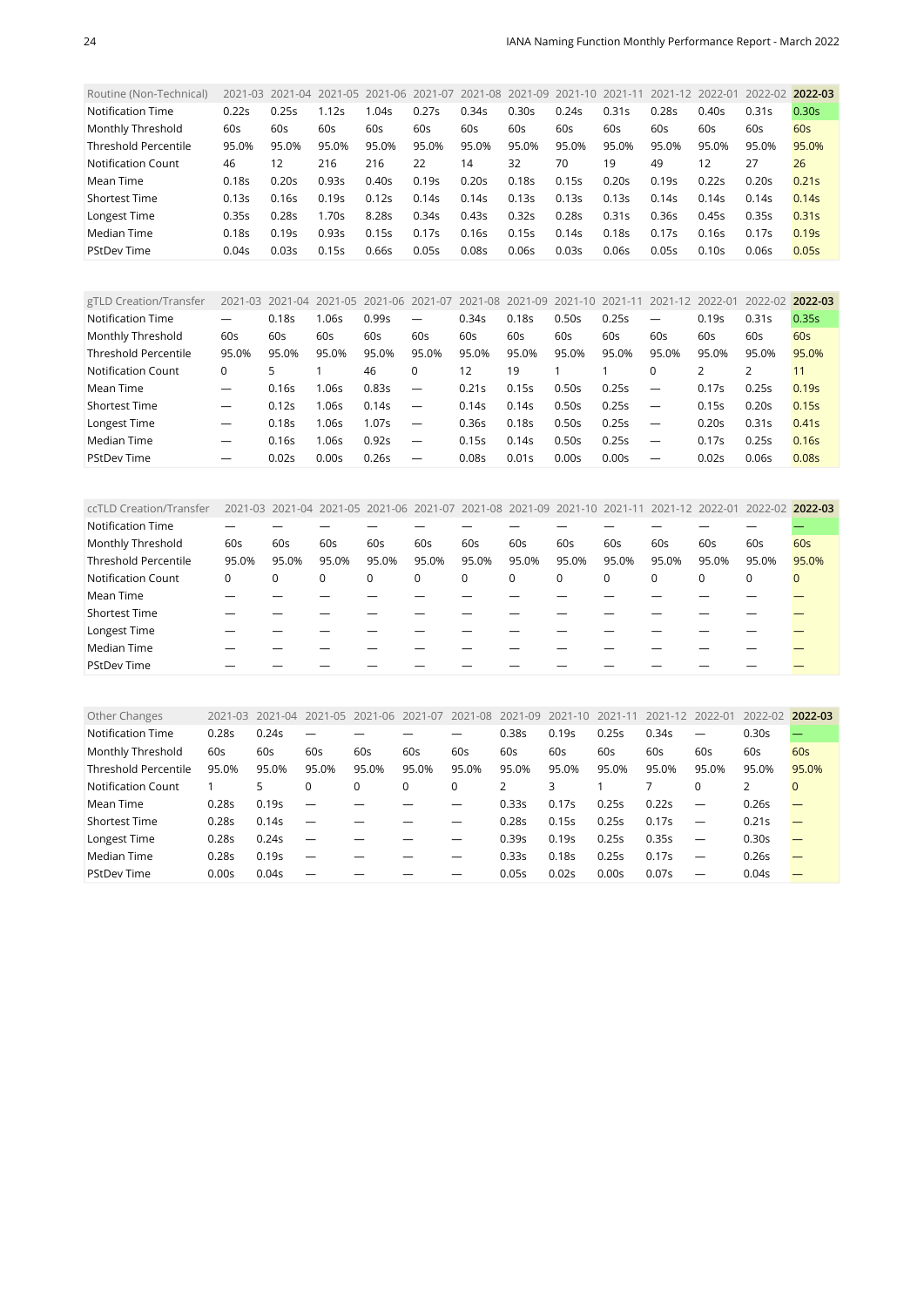| Routine (Non-Technical) | 2021-03 | 2021-04 | 2021-05 | 2021-06 | 2021-07 | 2021-08 | 2021-09 | 2021-10 | 2021-11 | 2021-12 | 2022-01 | 2022-02 | **2022-03** |
|---|---|---|---|---|---|---|---|---|---|---|---|---|---|
| Notification Time | 0.22s | 0.25s | 1.12s | 1.04s | 0.27s | 0.34s | 0.30s | 0.24s | 0.31s | 0.28s | 0.40s | 0.31s | 0.30s |
| Monthly Threshold | 60s | 60s | 60s | 60s | 60s | 60s | 60s | 60s | 60s | 60s | 60s | 60s | 60s |
| Threshold Percentile | 95.0% | 95.0% | 95.0% | 95.0% | 95.0% | 95.0% | 95.0% | 95.0% | 95.0% | 95.0% | 95.0% | 95.0% | 95.0% |
| Notification Count | 46 | 12 | 216 | 216 | 22 | 14 | 32 | 70 | 19 | 49 | 12 | 27 | 26 |
| Mean Time | 0.18s | 0.20s | 0.93s | 0.40s | 0.19s | 0.20s | 0.18s | 0.15s | 0.20s | 0.19s | 0.22s | 0.20s | 0.21s |
| Shortest Time | 0.13s | 0.16s | 0.19s | 0.12s | 0.14s | 0.14s | 0.13s | 0.13s | 0.13s | 0.14s | 0.14s | 0.14s | 0.14s |
| Longest Time | 0.35s | 0.28s | 1.70s | 8.28s | 0.34s | 0.43s | 0.32s | 0.28s | 0.31s | 0.36s | 0.45s | 0.35s | 0.31s |
| Median Time | 0.18s | 0.19s | 0.93s | 0.15s | 0.17s | 0.16s | 0.15s | 0.14s | 0.18s | 0.17s | 0.16s | 0.17s | 0.19s |
| PStDev Time | 0.04s | 0.03s | 0.15s | 0.66s | 0.05s | 0.08s | 0.06s | 0.03s | 0.06s | 0.05s | 0.10s | 0.06s | 0.05s |

| gTLD Creation/Transfer | 2021-03 | 2021-04 | 2021-05 | 2021-06 | 2021-07 | 2021-08 | 2021-09 | 2021-10 | 2021-11 | 2021-12 | 2022-01 | 2022-02 | **2022-03** |
|---|---|---|---|---|---|---|---|---|---|---|---|---|---|
| Notification Time | — | 0.18s | 1.06s | 0.99s | — | 0.34s | 0.18s | 0.50s | 0.25s | — | 0.19s | 0.31s | 0.35s |
| Monthly Threshold | 60s | 60s | 60s | 60s | 60s | 60s | 60s | 60s | 60s | 60s | 60s | 60s | 60s |
| Threshold Percentile | 95.0% | 95.0% | 95.0% | 95.0% | 95.0% | 95.0% | 95.0% | 95.0% | 95.0% | 95.0% | 95.0% | 95.0% | 95.0% |
| Notification Count | 0 | 5 | 1 | 46 | 0 | 12 | 19 | 1 | 1 | 0 | 2 | 2 | 11 |
| Mean Time | — | 0.16s | 1.06s | 0.83s | — | 0.21s | 0.15s | 0.50s | 0.25s | — | 0.17s | 0.25s | 0.19s |
| Shortest Time | — | 0.12s | 1.06s | 0.14s | — | 0.14s | 0.14s | 0.50s | 0.25s | — | 0.15s | 0.20s | 0.15s |
| Longest Time | — | 0.18s | 1.06s | 1.07s | — | 0.36s | 0.18s | 0.50s | 0.25s | — | 0.20s | 0.31s | 0.41s |
| Median Time | — | 0.16s | 1.06s | 0.92s | — | 0.15s | 0.14s | 0.50s | 0.25s | — | 0.17s | 0.25s | 0.16s |
| PStDev Time | — | 0.02s | 0.00s | 0.26s | — | 0.08s | 0.01s | 0.00s | 0.00s | — | 0.02s | 0.06s | 0.08s |

| ccTLD Creation/Transfer | 2021-03 | 2021-04 | 2021-05 | 2021-06 | 2021-07 | 2021-08 | 2021-09 | 2021-10 | 2021-11 | 2021-12 | 2022-01 | 2022-02 | **2022-03** |
|---|---|---|---|---|---|---|---|---|---|---|---|---|---|
| Notification Time | — | — | — | — | — | — | — | — | — | — | — | — | — |
| Monthly Threshold | 60s | 60s | 60s | 60s | 60s | 60s | 60s | 60s | 60s | 60s | 60s | 60s | 60s |
| Threshold Percentile | 95.0% | 95.0% | 95.0% | 95.0% | 95.0% | 95.0% | 95.0% | 95.0% | 95.0% | 95.0% | 95.0% | 95.0% | 95.0% |
| Notification Count | 0 | 0 | 0 | 0 | 0 | 0 | 0 | 0 | 0 | 0 | 0 | 0 | 0 |
| Mean Time | — | — | — | — | — | — | — | — | — | — | — | — | — |
| Shortest Time | — | — | — | — | — | — | — | — | — | — | — | — | — |
| Longest Time | — | — | — | — | — | — | — | — | — | — | — | — | — |
| Median Time | — | — | — | — | — | — | — | — | — | — | — | — | — |
| PStDev Time | — | — | — | — | — | — | — | — | — | — | — | — | — |

| Other Changes | 2021-03 | 2021-04 | 2021-05 | 2021-06 | 2021-07 | 2021-08 | 2021-09 | 2021-10 | 2021-11 | 2021-12 | 2022-01 | 2022-02 | **2022-03** |
|---|---|---|---|---|---|---|---|---|---|---|---|---|---|
| Notification Time | 0.28s | 0.24s | — | — | — | — | 0.38s | 0.19s | 0.25s | 0.34s | — | 0.30s | — |
| Monthly Threshold | 60s | 60s | 60s | 60s | 60s | 60s | 60s | 60s | 60s | 60s | 60s | 60s | 60s |
| Threshold Percentile | 95.0% | 95.0% | 95.0% | 95.0% | 95.0% | 95.0% | 95.0% | 95.0% | 95.0% | 95.0% | 95.0% | 95.0% | 95.0% |
| Notification Count | 1 | 5 | 0 | 0 | 0 | 0 | 2 | 3 | 1 | 7 | 0 | 2 | 0 |
| Mean Time | 0.28s | 0.19s | — | — | — | — | 0.33s | 0.17s | 0.25s | 0.22s | — | 0.26s | — |
| Shortest Time | 0.28s | 0.14s | — | — | — | — | 0.28s | 0.15s | 0.25s | 0.17s | — | 0.21s | — |
| Longest Time | 0.28s | 0.24s | — | — | — | — | 0.39s | 0.19s | 0.25s | 0.35s | — | 0.30s | — |
| Median Time | 0.28s | 0.19s | — | — | — | — | 0.33s | 0.18s | 0.25s | 0.17s | — | 0.26s | — |
| PStDev Time | 0.00s | 0.04s | — | — | — | — | 0.05s | 0.02s | 0.00s | 0.07s | — | 0.04s | — |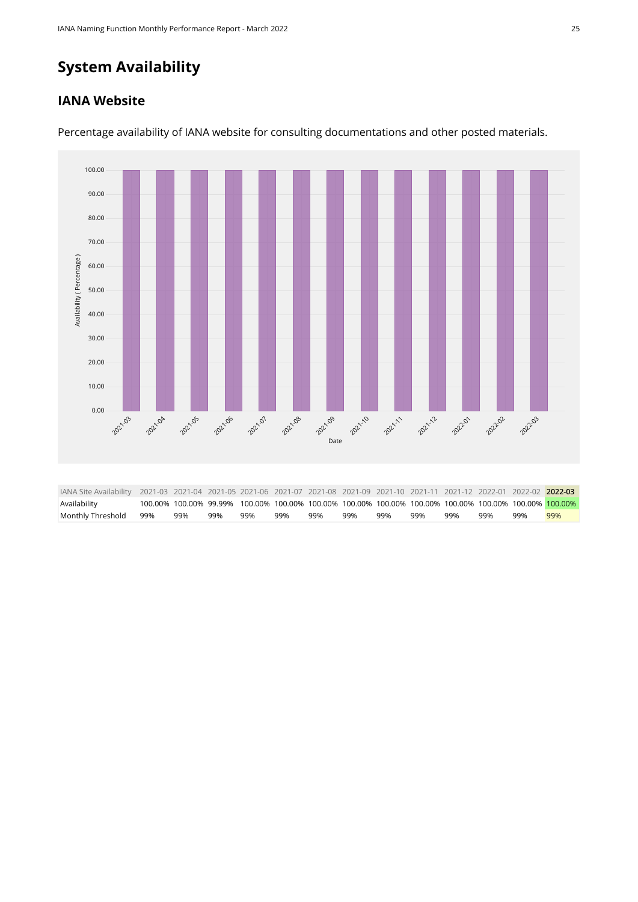# System Availability

## IANA Website

Percentage availability of IANA website for consulting documentations and other posted materials.

| IANA Site Availability | 2021-03 | 2021-04 | 2021-05 | 2021-06 | 2021-07 | 2021-08 | 2021-09 | 2021-10 | 2021-11 | 2021-12 | 2022-01 | 2022-02 | **2022-03** |
|---|---|---|---|---|---|---|---|---|---|---|---|---|---|
| Availability | 100.00% | 100.00% | 99.99% | 100.00% | 100.00% | 100.00% | 100.00% | 100.00% | 100.00% | 100.00% | 100.00% | 100.00% | 100.00% |
| Monthly Threshold | 99% | 99% | 99% | 99% | 99% | 99% | 99% | 99% | 99% | 99% | 99% | 99% | 99% |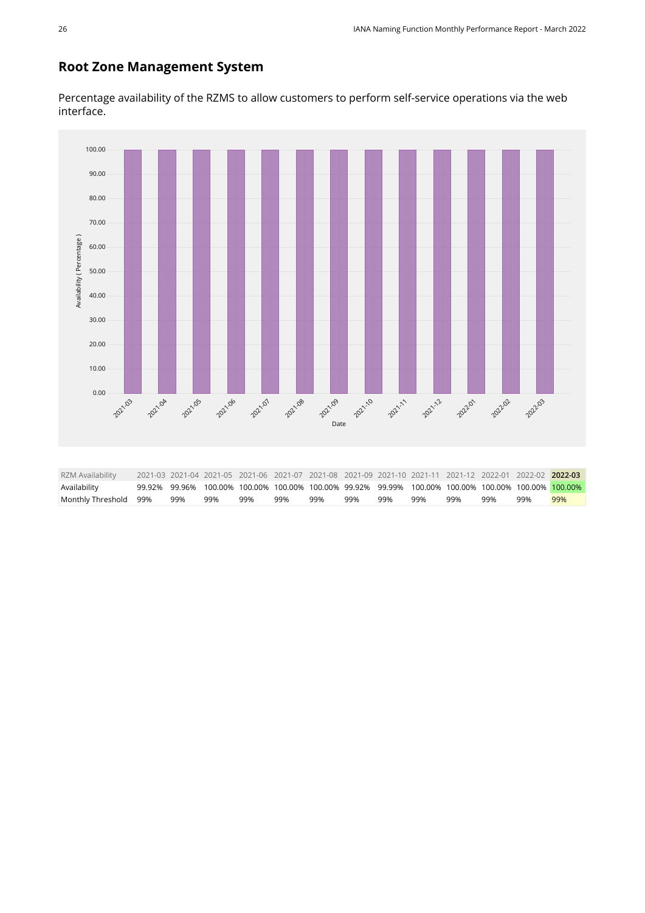## Root Zone Management System

Percentage availability of the RZMS to allow customers to perform self-service operations via the web interface.

| RZM Availability | 2021-03 | 2021-04 | 2021-05 | 2021-06 | 2021-07 | 2021-08 | 2021-09 | 2021-10 | 2021-11 | 2021-12 | 2022-01 | 2022-02 | **2022-03** |
|---|---|---|---|---|---|---|---|---|---|---|---|---|---|
| Availability | 99.92% | 99.96% | 100.00% | 100.00% | 100.00% | 100.00% | 99.92% | 99.99% | 100.00% | 100.00% | 100.00% | 100.00% | 100.00% |
| Monthly Threshold | 99% | 99% | 99% | 99% | 99% | 99% | 99% | 99% | 99% | 99% | 99% | 99% | 99% |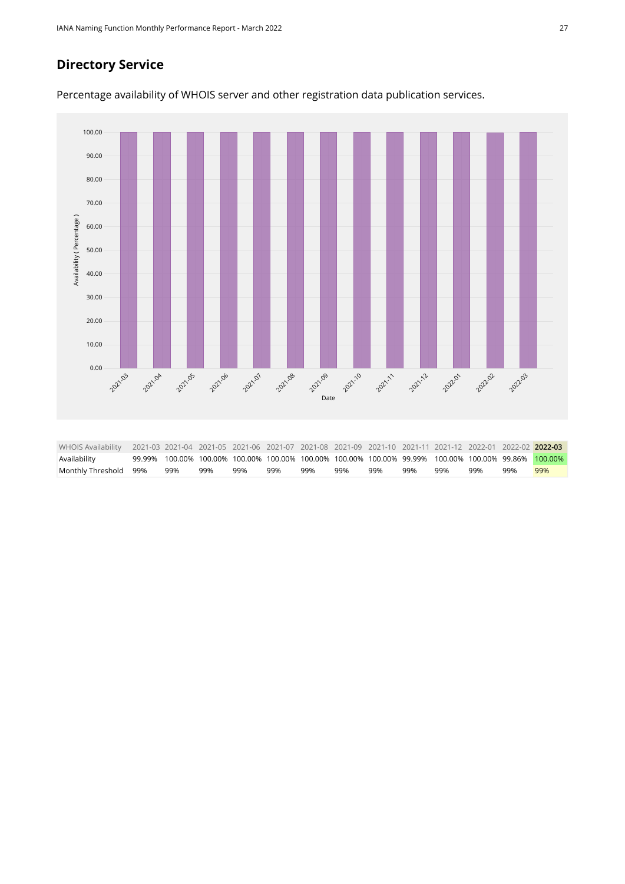## Directory Service

Percentage availability of WHOIS server and other registration data publication services.

| WHOIS Availability | 2021-03 | 2021-04 | 2021-05 | 2021-06 | 2021-07 | 2021-08 | 2021-09 | 2021-10 | 2021-11 | 2021-12 | 2022-01 | 2022-02 | **2022-03** |
|---|---|---|---|---|---|---|---|---|---|---|---|---|---|
| Availability | 99.99% | 100.00% | 100.00% | 100.00% | 100.00% | 100.00% | 100.00% | 100.00% | 99.99% | 100.00% | 100.00% | 99.86% | 100.00% |
| Monthly Threshold | 99% | 99% | 99% | 99% | 99% | 99% | 99% | 99% | 99% | 99% | 99% | 99% | 99% |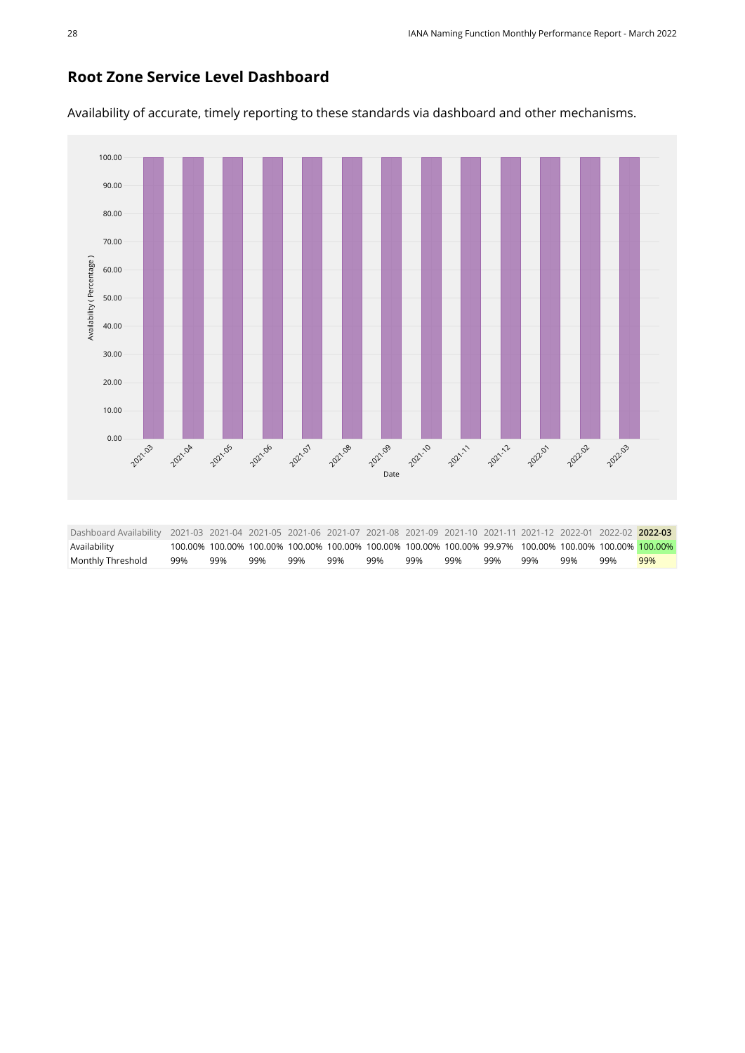## Root Zone Service Level Dashboard

Availability of accurate, timely reporting to these standards via dashboard and other mechanisms.

| Dashboard Availability | 2021-03 | 2021-04 | 2021-05 | 2021-06 | 2021-07 | 2021-08 | 2021-09 | 2021-10 | 2021-11 | 2021-12 | 2022-01 | 2022-02 | **2022-03** |
|---|---|---|---|---|---|---|---|---|---|---|---|---|---|
| Availability | 100.00% | 100.00% | 100.00% | 100.00% | 100.00% | 100.00% | 100.00% | 100.00% | 99.97% | 100.00% | 100.00% | 100.00% | 100.00% |
| Monthly Threshold | 99% | 99% | 99% | 99% | 99% | 99% | 99% | 99% | 99% | 99% | 99% | 99% | 99% |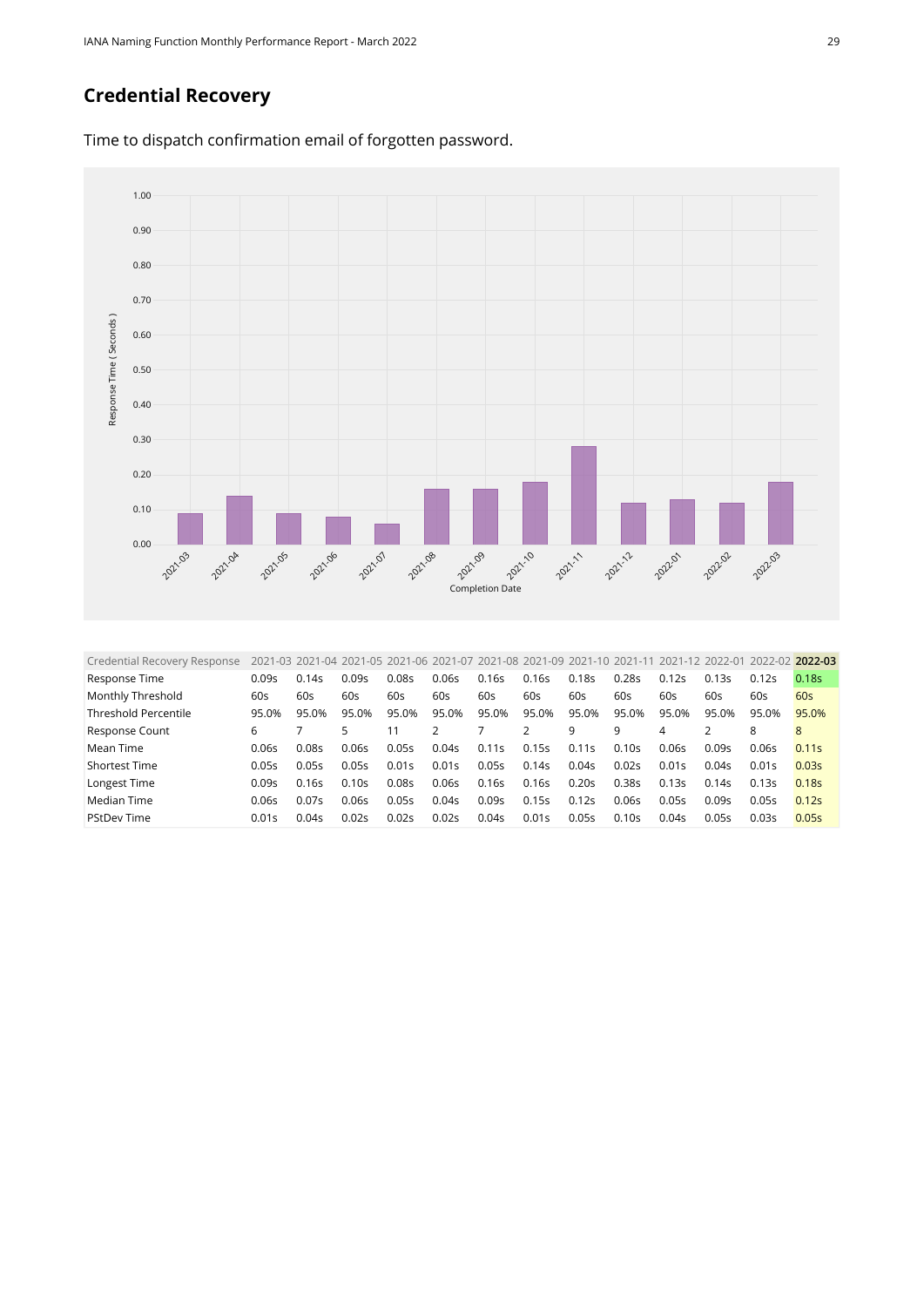## Credential Recovery

Time to dispatch confirmation email of forgotten password.

| Credential Recovery Response | 2021-03 | 2021-04 | 2021-05 | 2021-06 | 2021-07 | 2021-08 | 2021-09 | 2021-10 | 2021-11 | 2021-12 | 2022-01 | 2022-02 | **2022-03** |
|---|---|---|---|---|---|---|---|---|---|---|---|---|---|
| Response Time | 0.09s | 0.14s | 0.09s | 0.08s | 0.06s | 0.16s | 0.16s | 0.18s | 0.28s | 0.12s | 0.13s | 0.12s | 0.18s |
| Monthly Threshold | 60s | 60s | 60s | 60s | 60s | 60s | 60s | 60s | 60s | 60s | 60s | 60s | 60s |
| Threshold Percentile | 95.0% | 95.0% | 95.0% | 95.0% | 95.0% | 95.0% | 95.0% | 95.0% | 95.0% | 95.0% | 95.0% | 95.0% | 95.0% |
| Response Count | 6 | 7 | 5 | 11 | 2 | 7 | 2 | 9 | 9 | 4 | 2 | 8 | 8 |
| Mean Time | 0.06s | 0.08s | 0.06s | 0.05s | 0.04s | 0.11s | 0.15s | 0.11s | 0.10s | 0.06s | 0.09s | 0.06s | 0.11s |
| Shortest Time | 0.05s | 0.05s | 0.05s | 0.01s | 0.01s | 0.05s | 0.14s | 0.04s | 0.02s | 0.01s | 0.04s | 0.01s | 0.03s |
| Longest Time | 0.09s | 0.16s | 0.10s | 0.08s | 0.06s | 0.16s | 0.16s | 0.20s | 0.38s | 0.13s | 0.14s | 0.13s | 0.18s |
| Median Time | 0.06s | 0.07s | 0.06s | 0.05s | 0.04s | 0.09s | 0.15s | 0.12s | 0.06s | 0.05s | 0.09s | 0.05s | 0.12s |
| PStDev Time | 0.01s | 0.04s | 0.02s | 0.02s | 0.02s | 0.04s | 0.01s | 0.05s | 0.10s | 0.04s | 0.05s | 0.03s | 0.05s |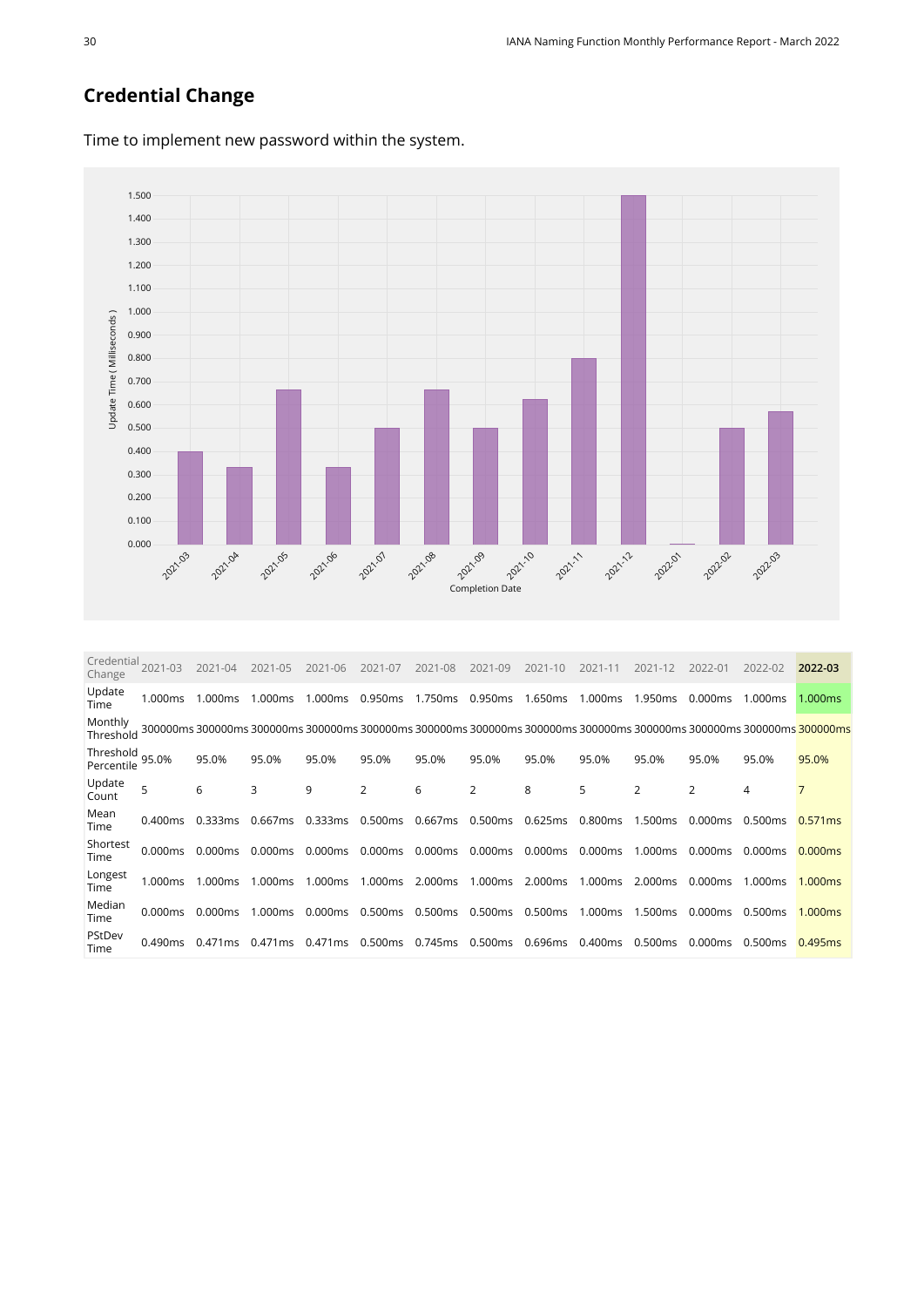## Credential Change

Time to implement new password within the system.

| Credential Change | 2021-03 | 2021-04 | 2021-05 | 2021-06 | 2021-07 | 2021-08 | 2021-09 | 2021-10 | 2021-11 | 2021-12 | 2022-01 | 2022-02 | **2022-03** |
|---|---|---|---|---|---|---|---|---|---|---|---|---|---|
| Update Time | 1.000ms | 1.000ms | 1.000ms | 1.000ms | 0.950ms | 1.750ms | 0.950ms | 1.650ms | 1.000ms | 1.950ms | 0.000ms | 1.000ms | 1.000ms |
| Monthly Threshold | 300000ms | 300000ms | 300000ms | 300000ms | 300000ms | 300000ms | 300000ms | 300000ms | 300000ms | 300000ms | 300000ms | 300000ms | 300000ms |
| Threshold Percentile | 95.0% | 95.0% | 95.0% | 95.0% | 95.0% | 95.0% | 95.0% | 95.0% | 95.0% | 95.0% | 95.0% | 95.0% | 95.0% |
| Update Count | 5 | 6 | 3 | 9 | 2 | 6 | 2 | 8 | 5 | 2 | 2 | 4 | 7 |
| Mean Time | 0.400ms | 0.333ms | 0.667ms | 0.333ms | 0.500ms | 0.667ms | 0.500ms | 0.625ms | 0.800ms | 1.500ms | 0.000ms | 0.500ms | 0.571ms |
| Shortest Time | 0.000ms | 0.000ms | 0.000ms | 0.000ms | 0.000ms | 0.000ms | 0.000ms | 0.000ms | 0.000ms | 1.000ms | 0.000ms | 0.000ms | 0.000ms |
| Longest Time | 1.000ms | 1.000ms | 1.000ms | 1.000ms | 1.000ms | 2.000ms | 1.000ms | 2.000ms | 1.000ms | 2.000ms | 0.000ms | 1.000ms | 1.000ms |
| Median Time | 0.000ms | 0.000ms | 1.000ms | 0.000ms | 0.500ms | 0.500ms | 0.500ms | 0.500ms | 1.000ms | 1.500ms | 0.000ms | 0.500ms | 1.000ms |
| PStDev Time | 0.490ms | 0.471ms | 0.471ms | 0.471ms | 0.500ms | 0.745ms | 0.500ms | 0.696ms | 0.400ms | 0.500ms | 0.000ms | 0.500ms | 0.495ms |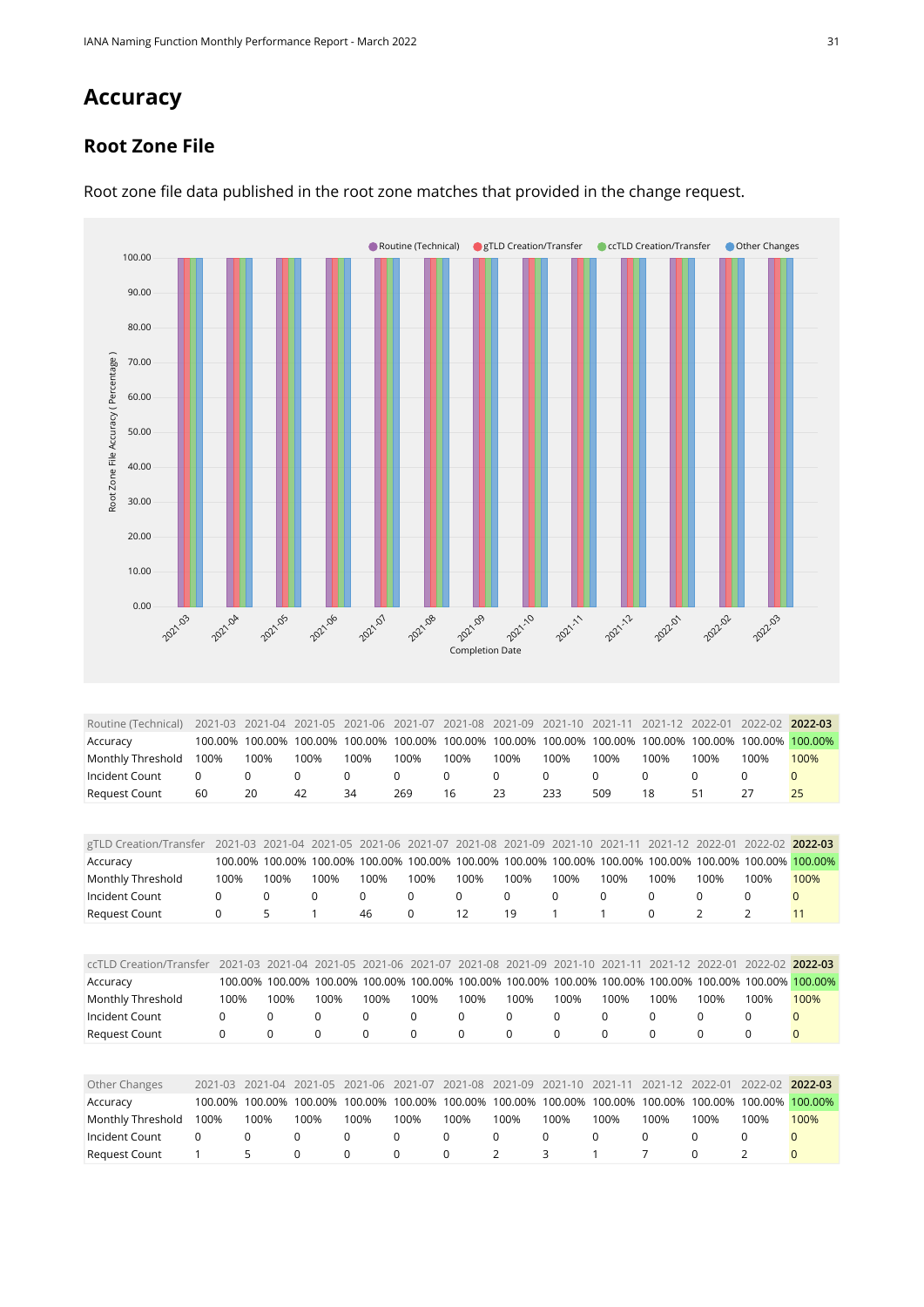# Accuracy

## Root Zone File

Root zone file data published in the root zone matches that provided in the change request.

| Routine (Technical) | 2021-03 | 2021-04 | 2021-05 | 2021-06 | 2021-07 | 2021-08 | 2021-09 | 2021-10 | 2021-11 | 2021-12 | 2022-01 | 2022-02 | **2022-03** |
|---|---|---|---|---|---|---|---|---|---|---|---|---|---|
| Accuracy | 100.00% | 100.00% | 100.00% | 100.00% | 100.00% | 100.00% | 100.00% | 100.00% | 100.00% | 100.00% | 100.00% | 100.00% | 100.00% |
| Monthly Threshold | 100% | 100% | 100% | 100% | 100% | 100% | 100% | 100% | 100% | 100% | 100% | 100% | 100% |
| Incident Count | 0 | 0 | 0 | 0 | 0 | 0 | 0 | 0 | 0 | 0 | 0 | 0 | 0 |
| Request Count | 60 | 20 | 42 | 34 | 269 | 16 | 23 | 233 | 509 | 18 | 51 | 27 | 25 |

| gTLD Creation/Transfer | 2021-03 | 2021-04 | 2021-05 | 2021-06 | 2021-07 | 2021-08 | 2021-09 | 2021-10 | 2021-11 | 2021-12 | 2022-01 | 2022-02 | **2022-03** |
|---|---|---|---|---|---|---|---|---|---|---|---|---|---|
| Accuracy | 100.00% | 100.00% | 100.00% | 100.00% | 100.00% | 100.00% | 100.00% | 100.00% | 100.00% | 100.00% | 100.00% | 100.00% | 100.00% |
| Monthly Threshold | 100% | 100% | 100% | 100% | 100% | 100% | 100% | 100% | 100% | 100% | 100% | 100% | 100% |
| Incident Count | 0 | 0 | 0 | 0 | 0 | 0 | 0 | 0 | 0 | 0 | 0 | 0 | 0 |
| Request Count | 0 | 5 | 1 | 46 | 0 | 12 | 19 | 1 | 1 | 0 | 2 | 2 | 11 |

| ccTLD Creation/Transfer | 2021-03 | 2021-04 | 2021-05 | 2021-06 | 2021-07 | 2021-08 | 2021-09 | 2021-10 | 2021-11 | 2021-12 | 2022-01 | 2022-02 | **2022-03** |
|---|---|---|---|---|---|---|---|---|---|---|---|---|---|
| Accuracy | 100.00% | 100.00% | 100.00% | 100.00% | 100.00% | 100.00% | 100.00% | 100.00% | 100.00% | 100.00% | 100.00% | 100.00% | 100.00% |
| Monthly Threshold | 100% | 100% | 100% | 100% | 100% | 100% | 100% | 100% | 100% | 100% | 100% | 100% | 100% |
| Incident Count | 0 | 0 | 0 | 0 | 0 | 0 | 0 | 0 | 0 | 0 | 0 | 0 | 0 |
| Request Count | 0 | 0 | 0 | 0 | 0 | 0 | 0 | 0 | 0 | 0 | 0 | 0 | 0 |

| Other Changes | 2021-03 | 2021-04 | 2021-05 | 2021-06 | 2021-07 | 2021-08 | 2021-09 | 2021-10 | 2021-11 | 2021-12 | 2022-01 | 2022-02 | **2022-03** |
|---|---|---|---|---|---|---|---|---|---|---|---|---|---|
| Accuracy | 100.00% | 100.00% | 100.00% | 100.00% | 100.00% | 100.00% | 100.00% | 100.00% | 100.00% | 100.00% | 100.00% | 100.00% | 100.00% |
| Monthly Threshold | 100% | 100% | 100% | 100% | 100% | 100% | 100% | 100% | 100% | 100% | 100% | 100% | 100% |
| Incident Count | 0 | 0 | 0 | 0 | 0 | 0 | 0 | 0 | 0 | 0 | 0 | 0 | 0 |
| Request Count | 1 | 5 | 0 | 0 | 0 | 0 | 2 | 3 | 1 | 7 | 0 | 2 | 0 |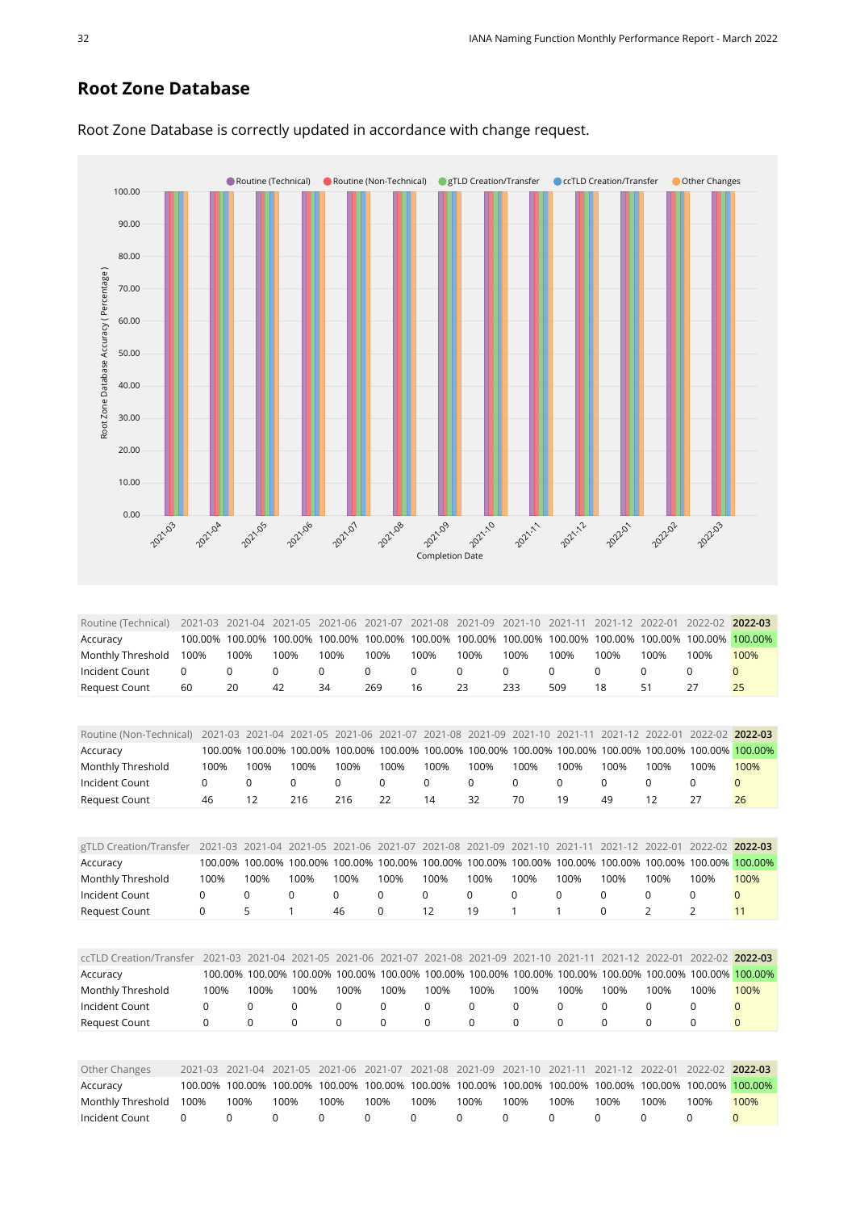## Root Zone Database

Root Zone Database is correctly updated in accordance with change request.

| Routine (Technical) | 2021-03 | 2021-04 | 2021-05 | 2021-06 | 2021-07 | 2021-08 | 2021-09 | 2021-10 | 2021-11 | 2021-12 | 2022-01 | 2022-02 | **2022-03** |
|---|---|---|---|---|---|---|---|---|---|---|---|---|---|
| Accuracy | 100.00% | 100.00% | 100.00% | 100.00% | 100.00% | 100.00% | 100.00% | 100.00% | 100.00% | 100.00% | 100.00% | 100.00% | 100.00% |
| Monthly Threshold | 100% | 100% | 100% | 100% | 100% | 100% | 100% | 100% | 100% | 100% | 100% | 100% | 100% |
| Incident Count | 0 | 0 | 0 | 0 | 0 | 0 | 0 | 0 | 0 | 0 | 0 | 0 | 0 |
| Request Count | 60 | 20 | 42 | 34 | 269 | 16 | 23 | 233 | 509 | 18 | 51 | 27 | 25 |

| Routine (Non-Technical) | 2021-03 | 2021-04 | 2021-05 | 2021-06 | 2021-07 | 2021-08 | 2021-09 | 2021-10 | 2021-11 | 2021-12 | 2022-01 | 2022-02 | **2022-03** |
|---|---|---|---|---|---|---|---|---|---|---|---|---|---|
| Accuracy | 100.00% | 100.00% | 100.00% | 100.00% | 100.00% | 100.00% | 100.00% | 100.00% | 100.00% | 100.00% | 100.00% | 100.00% | 100.00% |
| Monthly Threshold | 100% | 100% | 100% | 100% | 100% | 100% | 100% | 100% | 100% | 100% | 100% | 100% | 100% |
| Incident Count | 0 | 0 | 0 | 0 | 0 | 0 | 0 | 0 | 0 | 0 | 0 | 0 | 0 |
| Request Count | 46 | 12 | 216 | 216 | 22 | 14 | 32 | 70 | 19 | 49 | 12 | 27 | 26 |

| gTLD Creation/Transfer | 2021-03 | 2021-04 | 2021-05 | 2021-06 | 2021-07 | 2021-08 | 2021-09 | 2021-10 | 2021-11 | 2021-12 | 2022-01 | 2022-02 | **2022-03** |
|---|---|---|---|---|---|---|---|---|---|---|---|---|---|
| Accuracy | 100.00% | 100.00% | 100.00% | 100.00% | 100.00% | 100.00% | 100.00% | 100.00% | 100.00% | 100.00% | 100.00% | 100.00% | 100.00% |
| Monthly Threshold | 100% | 100% | 100% | 100% | 100% | 100% | 100% | 100% | 100% | 100% | 100% | 100% | 100% |
| Incident Count | 0 | 0 | 0 | 0 | 0 | 0 | 0 | 0 | 0 | 0 | 0 | 0 | 0 |
| Request Count | 0 | 5 | 1 | 46 | 0 | 12 | 19 | 1 | 1 | 0 | 2 | 2 | 11 |

| ccTLD Creation/Transfer | 2021-03 | 2021-04 | 2021-05 | 2021-06 | 2021-07 | 2021-08 | 2021-09 | 2021-10 | 2021-11 | 2021-12 | 2022-01 | 2022-02 | **2022-03** |
|---|---|---|---|---|---|---|---|---|---|---|---|---|---|
| Accuracy | 100.00% | 100.00% | 100.00% | 100.00% | 100.00% | 100.00% | 100.00% | 100.00% | 100.00% | 100.00% | 100.00% | 100.00% | 100.00% |
| Monthly Threshold | 100% | 100% | 100% | 100% | 100% | 100% | 100% | 100% | 100% | 100% | 100% | 100% | 100% |
| Incident Count | 0 | 0 | 0 | 0 | 0 | 0 | 0 | 0 | 0 | 0 | 0 | 0 | 0 |
| Request Count | 0 | 0 | 0 | 0 | 0 | 0 | 0 | 0 | 0 | 0 | 0 | 0 | 0 |

| Other Changes | 2021-03 | 2021-04 | 2021-05 | 2021-06 | 2021-07 | 2021-08 | 2021-09 | 2021-10 | 2021-11 | 2021-12 | 2022-01 | 2022-02 | **2022-03** |
|---|---|---|---|---|---|---|---|---|---|---|---|---|---|
| Accuracy | 100.00% | 100.00% | 100.00% | 100.00% | 100.00% | 100.00% | 100.00% | 100.00% | 100.00% | 100.00% | 100.00% | 100.00% | 100.00% |
| Monthly Threshold | 100% | 100% | 100% | 100% | 100% | 100% | 100% | 100% | 100% | 100% | 100% | 100% | 100% |
| Incident Count | 0 | 0 | 0 | 0 | 0 | 0 | 0 | 0 | 0 | 0 | 0 | 0 | 0 |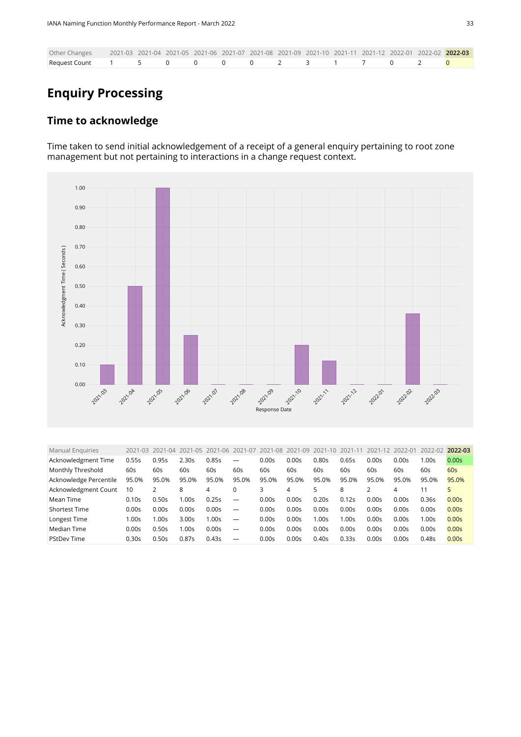| Other Changes | 2021-03 | 2021-04 | 2021-05 | 2021-06 | 2021-07 | 2021-08 | 2021-09 | 2021-10 | 2021-11 | 2021-12 | 2022-01 | 2022-02 | **2022-03** |
|---|---|---|---|---|---|---|---|---|---|---|---|---|---|
| Request Count | 1 | 5 | 0 | 0 | 0 | 0 | 2 | 3 | 1 | 7 | 0 | 2 | 0 |

# Enquiry Processing

## Time to acknowledge

Time taken to send initial acknowledgement of a receipt of a general enquiry pertaining to root zone management but not pertaining to interactions in a change request context.

| Manual Enquiries | 2021-03 | 2021-04 | 2021-05 | 2021-06 | 2021-07 | 2021-08 | 2021-09 | 2021-10 | 2021-11 | 2021-12 | 2022-01 | 2022-02 | **2022-03** |
|---|---|---|---|---|---|---|---|---|---|---|---|---|---|
| Acknowledgment Time | 0.55s | 0.95s | 2.30s | 0.85s | — | 0.00s | 0.00s | 0.80s | 0.65s | 0.00s | 0.00s | 1.00s | 0.00s |
| Monthly Threshold | 60s | 60s | 60s | 60s | 60s | 60s | 60s | 60s | 60s | 60s | 60s | 60s | 60s |
| Acknowledge Percentile | 95.0% | 95.0% | 95.0% | 95.0% | 95.0% | 95.0% | 95.0% | 95.0% | 95.0% | 95.0% | 95.0% | 95.0% | 95.0% |
| Acknowledgment Count | 10 | 2 | 8 | 4 | 0 | 3 | 4 | 5 | 8 | 2 | 4 | 11 | 5 |
| Mean Time | 0.10s | 0.50s | 1.00s | 0.25s | — | 0.00s | 0.00s | 0.20s | 0.12s | 0.00s | 0.00s | 0.36s | 0.00s |
| Shortest Time | 0.00s | 0.00s | 0.00s | 0.00s | — | 0.00s | 0.00s | 0.00s | 0.00s | 0.00s | 0.00s | 0.00s | 0.00s |
| Longest Time | 1.00s | 1.00s | 3.00s | 1.00s | — | 0.00s | 0.00s | 1.00s | 1.00s | 0.00s | 0.00s | 1.00s | 0.00s |
| Median Time | 0.00s | 0.50s | 1.00s | 0.00s | — | 0.00s | 0.00s | 0.00s | 0.00s | 0.00s | 0.00s | 0.00s | 0.00s |
| PStdDev Time | 0.30s | 0.50s | 0.87s | 0.43s | — | 0.00s | 0.00s | 0.40s | 0.33s | 0.00s | 0.00s | 0.48s | 0.00s |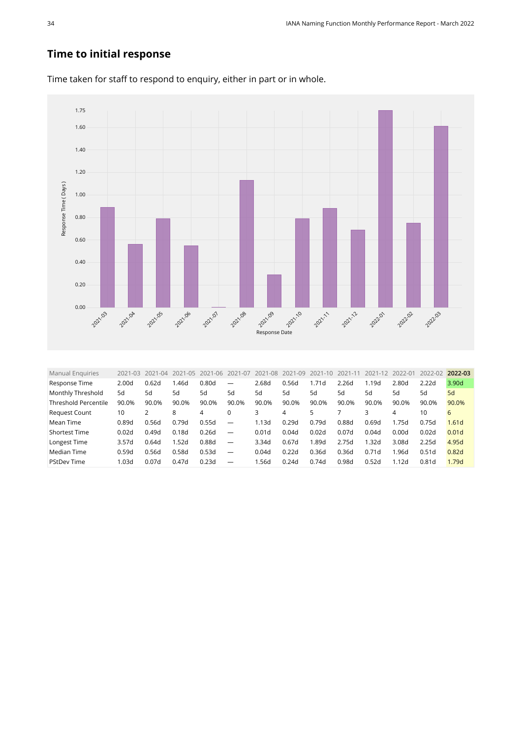## Time to initial response

Time taken for staff to respond to enquiry, either in part or in whole.

| Manual Enquiries | 2021-03 | 2021-04 | 2021-05 | 2021-06 | 2021-07 | 2021-08 | 2021-09 | 2021-10 | 2021-11 | 2021-12 | 2022-01 | 2022-02 | **2022-03** |
|---|---|---|---|---|---|---|---|---|---|---|---|---|---|
| Response Time | 2.00d | 0.62d | 1.46d | 0.80d | — | 2.68d | 0.56d | 1.71d | 2.26d | 1.19d | 2.80d | 2.22d | 3.90d |
| Monthly Threshold | 5d | 5d | 5d | 5d | 5d | 5d | 5d | 5d | 5d | 5d | 5d | 5d | 5d |
| Threshold Percentile | 90.0% | 90.0% | 90.0% | 90.0% | 90.0% | 90.0% | 90.0% | 90.0% | 90.0% | 90.0% | 90.0% | 90.0% | 90.0% |
| Request Count | 10 | 2 | 8 | 4 | 0 | 3 | 4 | 5 | 7 | 3 | 4 | 10 | 6 |
| Mean Time | 0.89d | 0.56d | 0.79d | 0.55d | — | 1.13d | 0.29d | 0.79d | 0.88d | 0.69d | 1.75d | 0.75d | 1.61d |
| Shortest Time | 0.02d | 0.49d | 0.18d | 0.26d | — | 0.01d | 0.04d | 0.02d | 0.07d | 0.04d | 0.00d | 0.02d | 0.01d |
| Longest Time | 3.57d | 0.64d | 1.52d | 0.88d | — | 3.34d | 0.67d | 1.89d | 2.75d | 1.32d | 3.08d | 2.25d | 4.95d |
| Median Time | 0.59d | 0.56d | 0.58d | 0.53d | — | 0.04d | 0.22d | 0.36d | 0.36d | 0.71d | 1.96d | 0.51d | 0.82d |
| PStDev Time | 1.03d | 0.07d | 0.47d | 0.23d | — | 1.56d | 0.24d | 0.74d | 0.98d | 0.52d | 1.12d | 0.81d | 1.79d |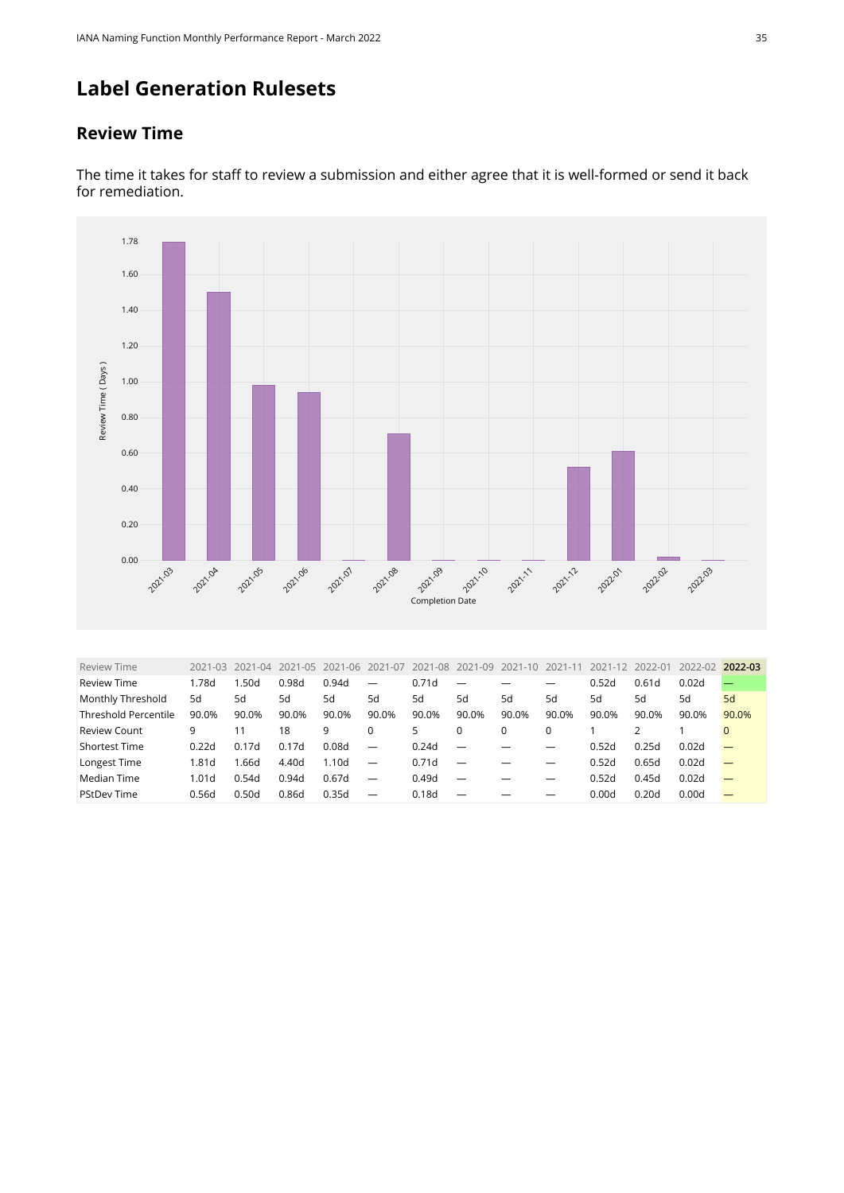## Label Generation Rulesets

### Review Time

The time it takes for staff to review a submission and either agree that it is well-formed or send it back for remediation.

| Review Time | 2021-03 | 2021-04 | 2021-05 | 2021-06 | 2021-07 | 2021-08 | 2021-09 | 2021-10 | 2021-11 | 2021-12 | 2022-01 | 2022-02 | **2022-03** |
|---|---|---|---|---|---|---|---|---|---|---|---|---|---|
| Review Time | 1.78d | 1.50d | 0.98d | 0.94d | — | 0.71d | — | — | — | 0.52d | 0.61d | 0.02d | — |
| Monthly Threshold | 5d | 5d | 5d | 5d | 5d | 5d | 5d | 5d | 5d | 5d | 5d | 5d | 5d |
| Threshold Percentile | 90.0% | 90.0% | 90.0% | 90.0% | 90.0% | 90.0% | 90.0% | 90.0% | 90.0% | 90.0% | 90.0% | 90.0% | 90.0% |
| Review Count | 9 | 11 | 18 | 9 | 0 | 5 | 0 | 0 | 0 | 1 | 2 | 1 | 0 |
| Shortest Time | 0.22d | 0.17d | 0.17d | 0.08d | — | 0.24d | — | — | — | 0.52d | 0.25d | 0.02d | — |
| Longest Time | 1.81d | 1.66d | 4.40d | 1.10d | — | 0.71d | — | — | — | 0.52d | 0.65d | 0.02d | — |
| Median Time | 1.01d | 0.54d | 0.94d | 0.67d | — | 0.49d | — | — | — | 0.52d | 0.45d | 0.02d | — |
| PStdDev Time | 0.56d | 0.50d | 0.86d | 0.35d | — | 0.18d | — | — | — | 0.00d | 0.20d | 0.00d | — |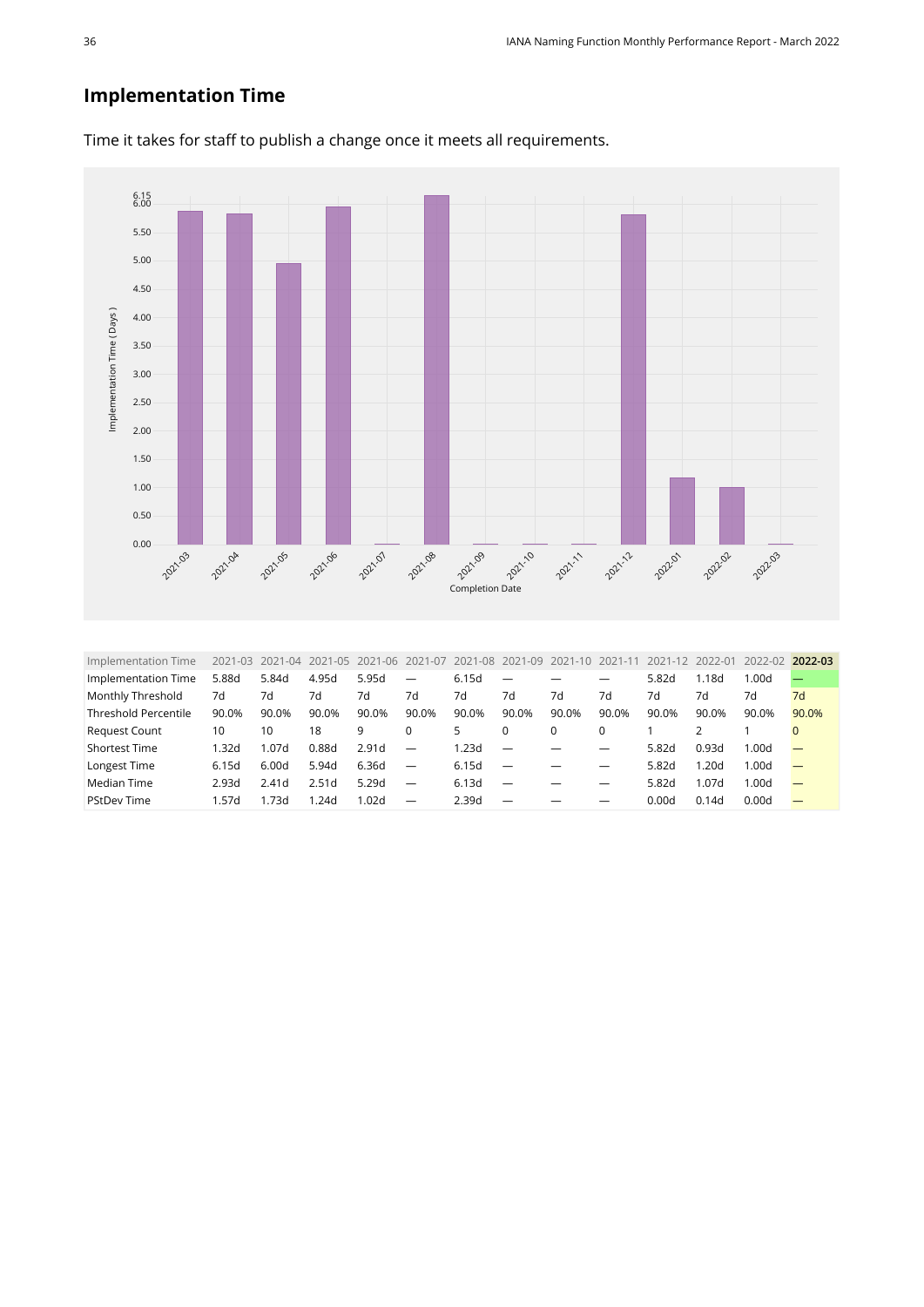## Implementation Time

Time it takes for staff to publish a change once it meets all requirements.

| Implementation Time | 2021-03 | 2021-04 | 2021-05 | 2021-06 | 2021-07 | 2021-08 | 2021-09 | 2021-10 | 2021-11 | 2021-12 | 2022-01 | 2022-02 | **2022-03** |
|---|---|---|---|---|---|---|---|---|---|---|---|---|---|
| Implementation Time | 5.88d | 5.84d | 4.95d | 5.95d | — | 6.15d | — | — | — | 5.82d | 1.18d | 1.00d | — |
| Monthly Threshold | 7d | 7d | 7d | 7d | 7d | 7d | 7d | 7d | 7d | 7d | 7d | 7d | 7d |
| Threshold Percentile | 90.0% | 90.0% | 90.0% | 90.0% | 90.0% | 90.0% | 90.0% | 90.0% | 90.0% | 90.0% | 90.0% | 90.0% | 90.0% |
| Request Count | 10 | 10 | 18 | 9 | 0 | 5 | 0 | 0 | 0 | 1 | 2 | 1 | 0 |
| Shortest Time | 1.32d | 1.07d | 0.88d | 2.91d | — | 1.23d | — | — | — | 5.82d | 0.93d | 1.00d | — |
| Longest Time | 6.15d | 6.00d | 5.94d | 6.36d | — | 6.15d | — | — | — | 5.82d | 1.20d | 1.00d | — |
| Median Time | 2.93d | 2.41d | 2.51d | 5.29d | — | 6.13d | — | — | — | 5.82d | 1.07d | 1.00d | — |
| PStDev Time | 1.57d | 1.73d | 1.24d | 1.02d | — | 2.39d | — | — | — | 0.00d | 0.14d | 0.00d | — |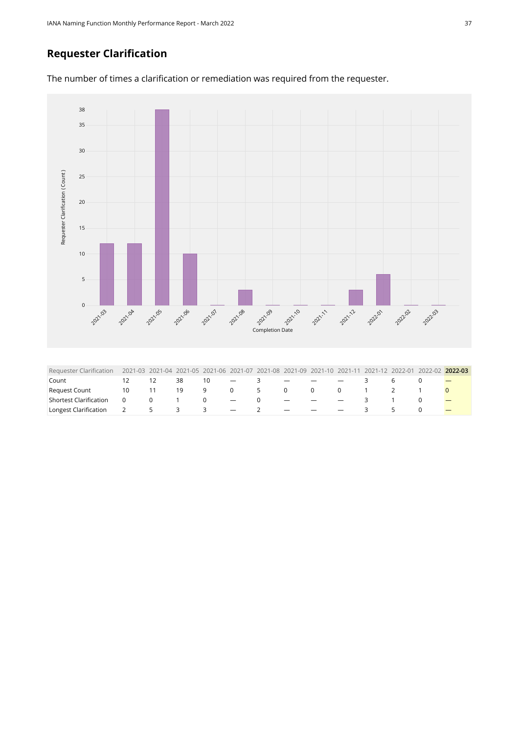## Requester Clarification

The number of times a clarification or remediation was required from the requester.

| Requester Clarification | 2021-03 | 2021-04 | 2021-05 | 2021-06 | 2021-07 | 2021-08 | 2021-09 | 2021-10 | 2021-11 | 2021-12 | 2022-01 | 2022-02 | **2022-03** |
|---|---|---|---|---|---|---|---|---|---|---|---|---|---|
| Count | 12 | 12 | 38 | 10 | — | 3 | — | — | — | 3 | 6 | 0 | — |
| Request Count | 10 | 11 | 19 | 9 | 0 | 5 | 0 | 0 | 0 | 1 | 2 | 1 | 0 |
| Shortest Clarification | 0 | 0 | 1 | 0 | — | 0 | — | — | — | 3 | 1 | 0 | — |
| Longest Clarification | 2 | 5 | 3 | 3 | — | 2 | — | — | — | 3 | 5 | 0 | — |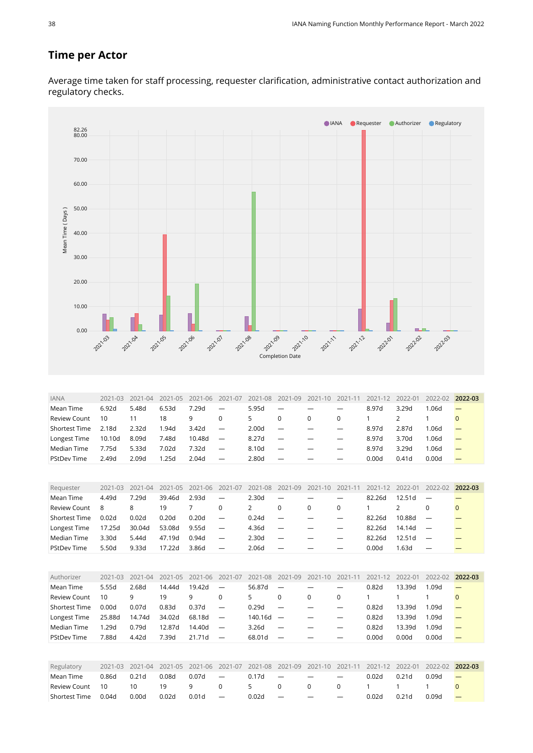## Time per Actor

Average time taken for staff processing, requester clarification, administrative contact authorization and regulatory checks.

| IANA | 2021-03 | 2021-04 | 2021-05 | 2021-06 | 2021-07 | 2021-08 | 2021-09 | 2021-10 | 2021-11 | 2021-12 | 2022-01 | 2022-02 | **2022-03** |
|---|---|---|---|---|---|---|---|---|---|---|---|---|---|
| Mean Time | 6.92d | 5.48d | 6.53d | 7.29d | — | 5.95d | — | — | — | 8.97d | 3.29d | 1.06d | — |
| Review Count | 10 | 11 | 18 | 9 | 0 | 5 | 0 | 0 | 0 | 1 | 2 | 1 | 0 |
| Shortest Time | 2.18d | 2.32d | 1.94d | 3.42d | — | 2.00d | — | — | — | 8.97d | 2.87d | 1.06d | — |
| Longest Time | 10.10d | 8.09d | 7.48d | 10.48d | — | 8.27d | — | — | — | 8.97d | 3.70d | 1.06d | — |
| Median Time | 7.75d | 5.33d | 7.02d | 7.32d | — | 8.10d | — | — | — | 8.97d | 3.29d | 1.06d | — |
| PStDev Time | 2.49d | 2.09d | 1.25d | 2.04d | — | 2.80d | — | — | — | 0.00d | 0.41d | 0.00d | — |

| Requester | 2021-03 | 2021-04 | 2021-05 | 2021-06 | 2021-07 | 2021-08 | 2021-09 | 2021-10 | 2021-11 | 2021-12 | 2022-01 | 2022-02 | **2022-03** |
|---|---|---|---|---|---|---|---|---|---|---|---|---|---|
| Mean Time | 4.49d | 7.29d | 39.46d | 2.93d | — | 2.30d | — | — | — | 82.26d | 12.51d | — | — |
| Review Count | 8 | 8 | 19 | 7 | 0 | 2 | 0 | 0 | 0 | 1 | 2 | 0 | 0 |
| Shortest Time | 0.02d | 0.02d | 0.20d | 0.20d | — | 0.24d | — | — | — | 82.26d | 10.88d | — | — |
| Longest Time | 17.25d | 30.04d | 53.08d | 9.55d | — | 4.36d | — | — | — | 82.26d | 14.14d | — | — |
| Median Time | 3.30d | 5.44d | 47.19d | 0.94d | — | 2.30d | — | — | — | 82.26d | 12.51d | — | — |
| PStDev Time | 5.50d | 9.33d | 17.22d | 3.86d | — | 2.06d | — | — | — | 0.00d | 1.63d | — | — |

| Authorizer | 2021-03 | 2021-04 | 2021-05 | 2021-06 | 2021-07 | 2021-08 | 2021-09 | 2021-10 | 2021-11 | 2021-12 | 2022-01 | 2022-02 | **2022-03** |
|---|---|---|---|---|---|---|---|---|---|---|---|---|---|
| Mean Time | 5.55d | 2.68d | 14.44d | 19.42d | — | 56.87d | — | — | — | 0.82d | 13.39d | 1.09d | — |
| Review Count | 10 | 9 | 19 | 9 | 0 | 5 | 0 | 0 | 0 | 1 | 1 | 1 | 0 |
| Shortest Time | 0.00d | 0.07d | 0.83d | 0.37d | — | 0.29d | — | — | — | 0.82d | 13.39d | 1.09d | — |
| Longest Time | 25.88d | 14.74d | 34.02d | 68.18d | — | 140.16d | — | — | — | 0.82d | 13.39d | 1.09d | — |
| Median Time | 1.29d | 0.79d | 12.87d | 14.40d | — | 3.26d | — | — | — | 0.82d | 13.39d | 1.09d | — |
| PStDev Time | 7.88d | 4.42d | 7.39d | 21.71d | — | 68.01d | — | — | — | 0.00d | 0.00d | 0.00d | — |

| Regulatory | 2021-03 | 2021-04 | 2021-05 | 2021-06 | 2021-07 | 2021-08 | 2021-09 | 2021-10 | 2021-11 | 2021-12 | 2022-01 | 2022-02 | **2022-03** |
|---|---|---|---|---|---|---|---|---|---|---|---|---|---|
| Mean Time | 0.86d | 0.21d | 0.08d | 0.07d | — | 0.17d | — | — | — | 0.02d | 0.21d | 0.09d | — |
| Review Count | 10 | 10 | 19 | 9 | 0 | 5 | 0 | 0 | 0 | 1 | 1 | 1 | 0 |
| Shortest Time | 0.04d | 0.00d | 0.02d | 0.01d | — | 0.02d | — | — | — | 0.02d | 0.21d | 0.09d | — |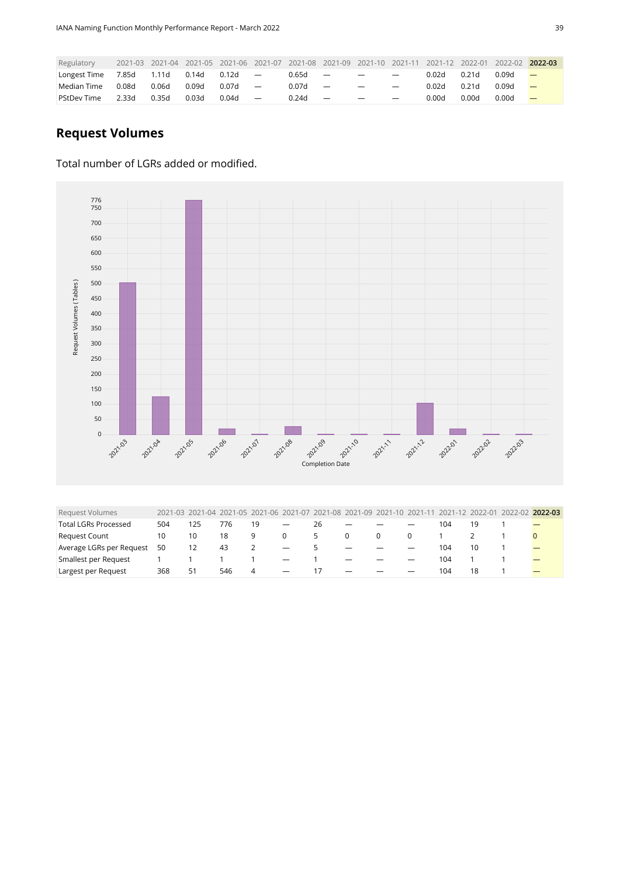| Regulatory | 2021-03 | 2021-04 | 2021-05 | 2021-06 | 2021-07 | 2021-08 | 2021-09 | 2021-10 | 2021-11 | 2021-12 | 2022-01 | 2022-02 | **2022-03** |
|---|---|---|---|---|---|---|---|---|---|---|---|---|---|
| Longest Time | 7.85d | 1.11d | 0.14d | 0.12d | — | 0.65d | — | — | — | 0.02d | 0.21d | 0.09d | — |
| Median Time | 0.08d | 0.06d | 0.09d | 0.07d | — | 0.07d | — | — | — | 0.02d | 0.21d | 0.09d | — |
| PStDev Time | 2.33d | 0.35d | 0.03d | 0.04d | — | 0.24d | — | — | — | 0.00d | 0.00d | 0.00d | — |

## Request Volumes

Total number of LGRs added or modified.

| Request Volumes | 2021-03 | 2021-04 | 2021-05 | 2021-06 | 2021-07 | 2021-08 | 2021-09 | 2021-10 | 2021-11 | 2021-12 | 2022-01 | 2022-02 | **2022-03** |
|---|---|---|---|---|---|---|---|---|---|---|---|---|---|
| Total LGRs Processed | 504 | 125 | 776 | 19 | — | 26 | — | — | — | 104 | 19 | 1 | — |
| Request Count | 10 | 10 | 18 | 9 | 0 | 5 | 0 | 0 | 0 | 1 | 2 | 1 | 0 |
| Average LGRs per Request | 50 | 12 | 43 | 2 | — | 5 | — | — | — | 104 | 10 | 1 | — |
| Smallest per Request | 1 | 1 | 1 | 1 | — | 1 | — | — | — | 104 | 1 | 1 | — |
| Largest per Request | 368 | 51 | 546 | 4 | — | 17 | — | — | — | 104 | 18 | 1 | — |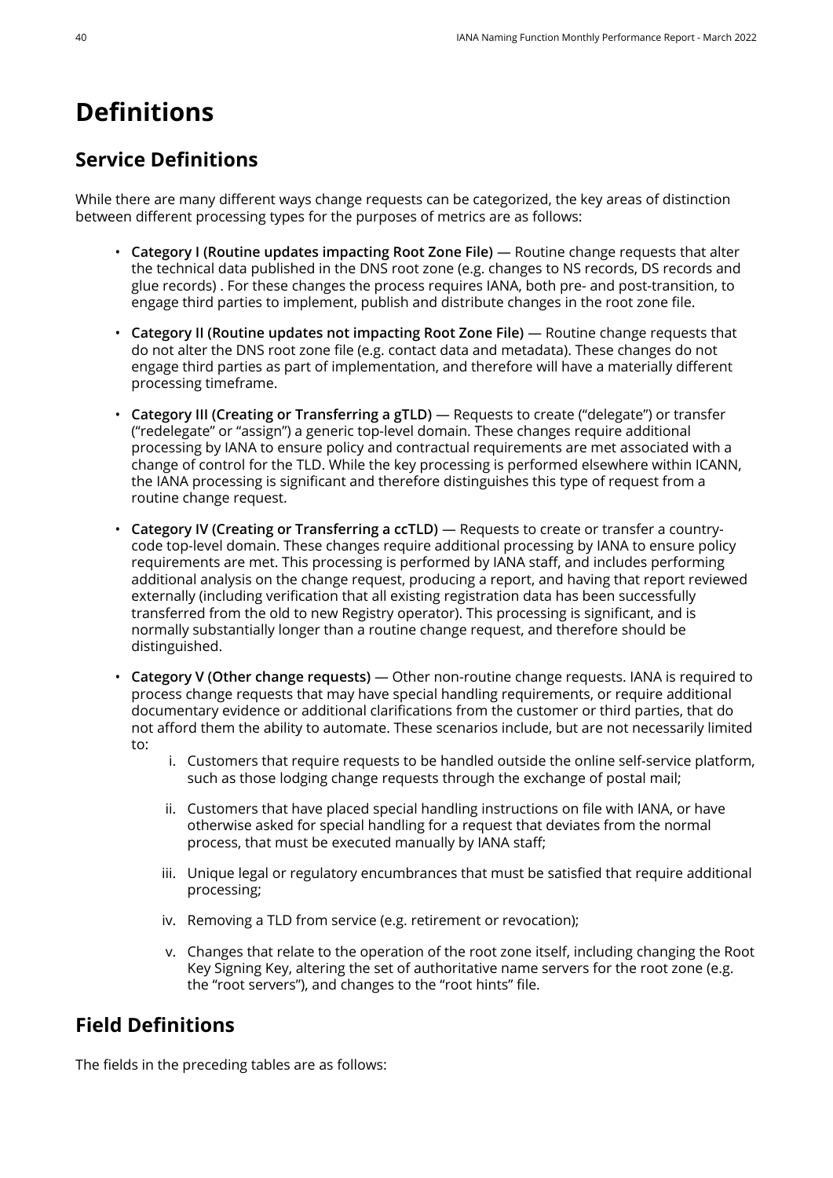# Definitions

## Service Definitions

While there are many different ways change requests can be categorized, the key areas of distinction between different processing types for the purposes of metrics are as follows:

- **Category I (Routine updates impacting Root Zone File)** — Routine change requests that alter the technical data published in the DNS root zone (e.g. changes to NS records, DS records and glue records) . For these changes the process requires IANA, both pre- and post-transition, to engage third parties to implement, publish and distribute changes in the root zone file.
- **Category II (Routine updates not impacting Root Zone File)** — Routine change requests that do not alter the DNS root zone file (e.g. contact data and metadata). These changes do not engage third parties as part of implementation, and therefore will have a materially different processing timeframe.
- **Category III (Creating or Transferring a gTLD)** — Requests to create ("delegate") or transfer ("redelegate" or "assign") a generic top-level domain. These changes require additional processing by IANA to ensure policy and contractual requirements are met associated with a change of control for the TLD. While the key processing is performed elsewhere within ICANN, the IANA processing is significant and therefore distinguishes this type of request from a routine change request.
- **Category IV (Creating or Transferring a ccTLD)** — Requests to create or transfer a country-code top-level domain. These changes require additional processing by IANA to ensure policy requirements are met. This processing is performed by IANA staff, and includes performing additional analysis on the change request, producing a report, and having that report reviewed externally (including verification that all existing registration data has been successfully transferred from the old to new Registry operator). This processing is significant, and is normally substantially longer than a routine change request, and therefore should be distinguished.
- **Category V (Other change requests)** — Other non-routine change requests. IANA is required to process change requests that may have special handling requirements, or require additional documentary evidence or additional clarifications from the customer or third parties, that do not afford them the ability to automate. These scenarios include, but are not necessarily limited to:
    1. Customers that require requests to be handled outside the online self-service platform, such as those lodging change requests through the exchange of postal mail;
    2. Customers that have placed special handling instructions on file with IANA, or have otherwise asked for special handling for a request that deviates from the normal process, that must be executed manually by IANA staff;
    3. Unique legal or regulatory encumbrances that must be satisfied that require additional processing;
    4. Removing a TLD from service (e.g. retirement or revocation);
    5. Changes that relate to the operation of the root zone itself, including changing the Root Key Signing Key, altering the set of authoritative name servers for the root zone (e.g. the "root servers"), and changes to the "root hints" file.

## Field Definitions

The fields in the preceding tables are as follows: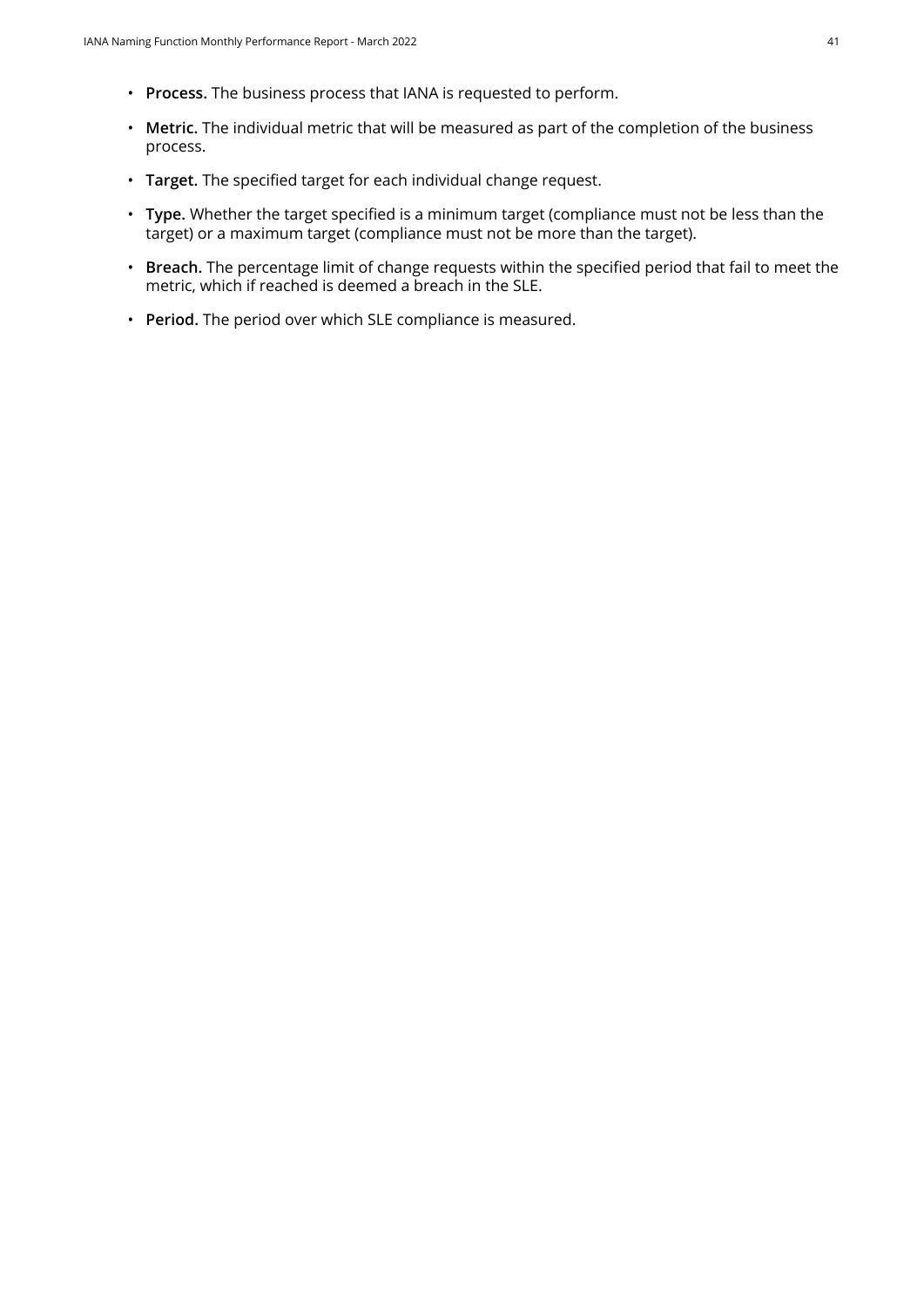- **Process.** The business process that IANA is requested to perform.
- **Metric.** The individual metric that will be measured as part of the completion of the business process.
- **Target.** The specified target for each individual change request.
- **Type.** Whether the target specified is a minimum target (compliance must not be less than the target) or a maximum target (compliance must not be more than the target).
- **Breach.** The percentage limit of change requests within the specified period that fail to meet the metric, which if reached is deemed a breach in the SLE.
- **Period.** The period over which SLE compliance is measured.